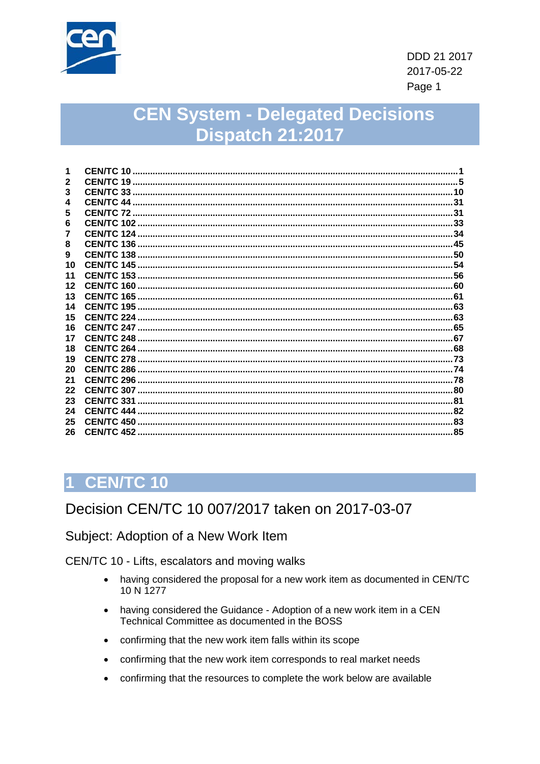DDD 21 2017
2017-05-22

# CEN System - Delegated Decisions Dispatch 21:2017

| | | |
|---|---|---|
| 1 | CEN/TC 10 | 1 |
| 2 | CEN/TC 19 | 5 |
| 3 | CEN/TC 33 | 10 |
| 4 | CEN/TC 44 | 31 |
| 5 | CEN/TC 72 | 31 |
| 6 | CEN/TC 102 | 33 |
| 7 | CEN/TC 124 | 34 |
| 8 | CEN/TC 136 | 45 |
| 9 | CEN/TC 138 | 50 |
| 10 | CEN/TC 145 | 54 |
| 11 | CEN/TC 153 | 56 |
| 12 | CEN/TC 160 | 60 |
| 13 | CEN/TC 165 | 61 |
| 14 | CEN/TC 195 | 63 |
| 15 | CEN/TC 224 | 63 |
| 16 | CEN/TC 247 | 65 |
| 17 | CEN/TC 248 | 67 |
| 18 | CEN/TC 264 | 68 |
| 19 | CEN/TC 278 | 73 |
| 20 | CEN/TC 286 | 74 |
| 21 | CEN/TC 296 | 78 |
| 22 | CEN/TC 307 | 80 |
| 23 | CEN/TC 331 | 81 |
| 24 | CEN/TC 444 | 82 |
| 25 | CEN/TC 450 | 83 |
| 26 | CEN/TC 452 | 85 |

## 1 CEN/TC 10

### Decision CEN/TC 10 007/2017 taken on 2017-03-07

#### Subject: Adoption of a New Work Item

CEN/TC 10 - Lifts, escalators and moving walks

- having considered the proposal for a new work item as documented in CEN/TC 10 N 1277
- having considered the Guidance - Adoption of a new work item in a CEN Technical Committee as documented in the BOSS
- confirming that the new work item falls within its scope
- confirming that the new work item corresponds to real market needs
- confirming that the resources to complete the work below are available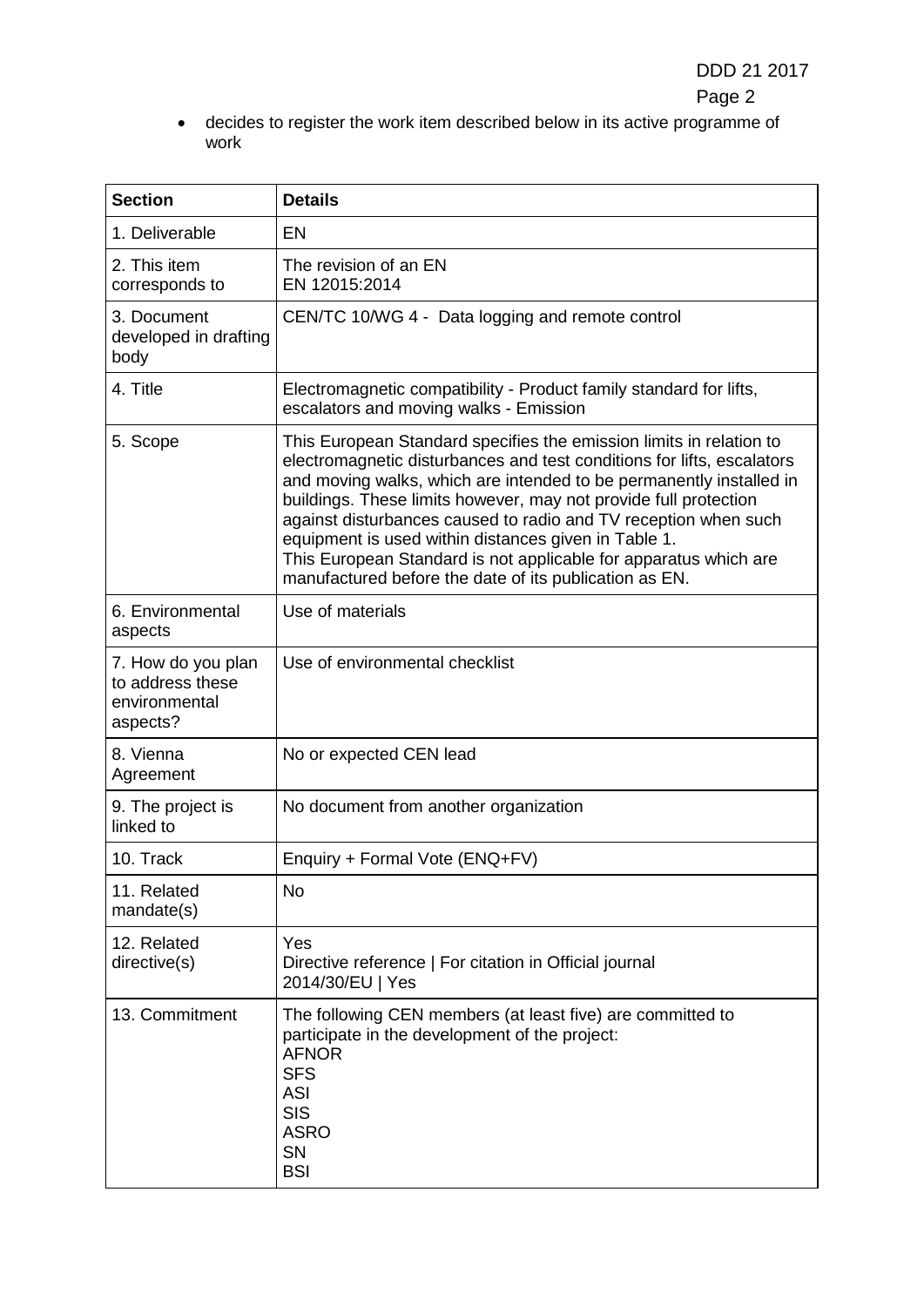- decides to register the work item described below in its active programme of work

| Section | Details |
| --- | --- |
| 1. Deliverable | EN |
| 2. This item corresponds to | The revision of an EN<br>EN 12015:2014 |
| 3. Document developed in drafting body | CEN/TC 10/WG 4 - Data logging and remote control |
| 4. Title | Electromagnetic compatibility - Product family standard for lifts, escalators and moving walks - Emission |
| 5. Scope | This European Standard specifies the emission limits in relation to electromagnetic disturbances and test conditions for lifts, escalators and moving walks, which are intended to be permanently installed in buildings. These limits however, may not provide full protection against disturbances caused to radio and TV reception when such equipment is used within distances given in Table 1.<br>This European Standard is not applicable for apparatus which are manufactured before the date of its publication as EN. |
| 6. Environmental aspects | Use of materials |
| 7. How do you plan to address these environmental aspects? | Use of environmental checklist |
| 8. Vienna Agreement | No or expected CEN lead |
| 9. The project is linked to | No document from another organization |
| 10. Track | Enquiry + Formal Vote (ENQ+FV) |
| 11. Related mandate(s) | No |
| 12. Related directive(s) | Yes<br>Directive reference \| For citation in Official journal<br>2014/30/EU \| Yes |
| 13. Commitment | The following CEN members (at least five) are committed to participate in the development of the project:<br>AFNOR<br>SFS<br>ASI<br>SIS<br>ASRO<br>SN<br>BSI |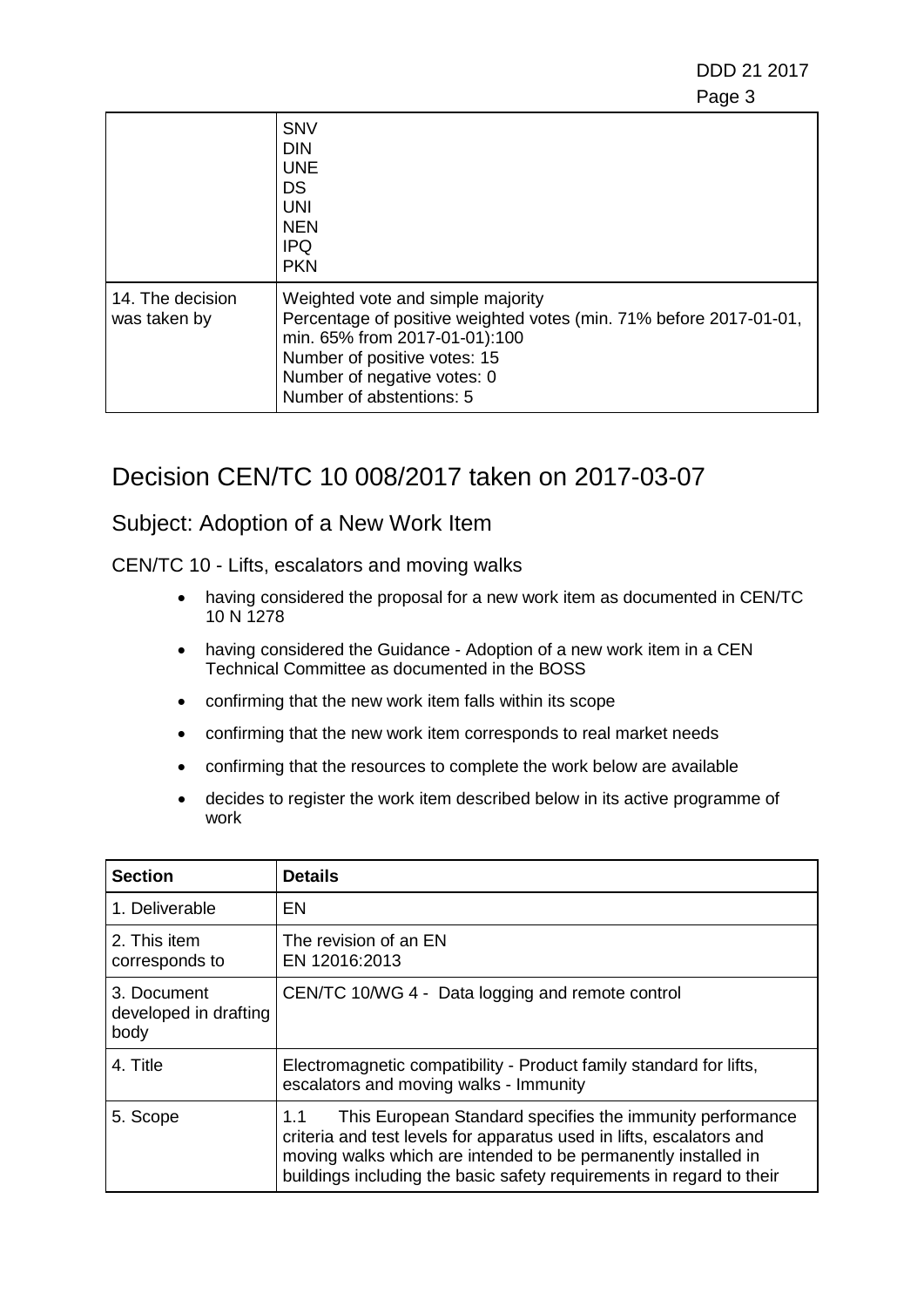| | |
|---|---|
| | SNV<br>DIN<br>UNE<br>DS<br>UNI<br>NEN<br>IPQ<br>PKN |
| 14. The decision was taken by | Weighted vote and simple majority<br>Percentage of positive weighted votes (min. 71% before 2017-01-01, min. 65% from 2017-01-01):100<br>Number of positive votes: 15<br>Number of negative votes: 0<br>Number of abstentions: 5 |

# Decision CEN/TC 10 008/2017 taken on 2017-03-07

## Subject: Adoption of a New Work Item

CEN/TC 10 - Lifts, escalators and moving walks

- having considered the proposal for a new work item as documented in CEN/TC 10 N 1278
- having considered the Guidance - Adoption of a new work item in a CEN Technical Committee as documented in the BOSS
- confirming that the new work item falls within its scope
- confirming that the new work item corresponds to real market needs
- confirming that the resources to complete the work below are available
- decides to register the work item described below in its active programme of work

| Section | Details |
|---|---|
| 1. Deliverable | EN |
| 2. This item corresponds to | The revision of an EN<br>EN 12016:2013 |
| 3. Document developed in drafting body | CEN/TC 10/WG 4 - Data logging and remote control |
| 4. Title | Electromagnetic compatibility - Product family standard for lifts, escalators and moving walks - Immunity |
| 5. Scope | 1.1 This European Standard specifies the immunity performance criteria and test levels for apparatus used in lifts, escalators and moving walks which are intended to be permanently installed in buildings including the basic safety requirements in regard to their |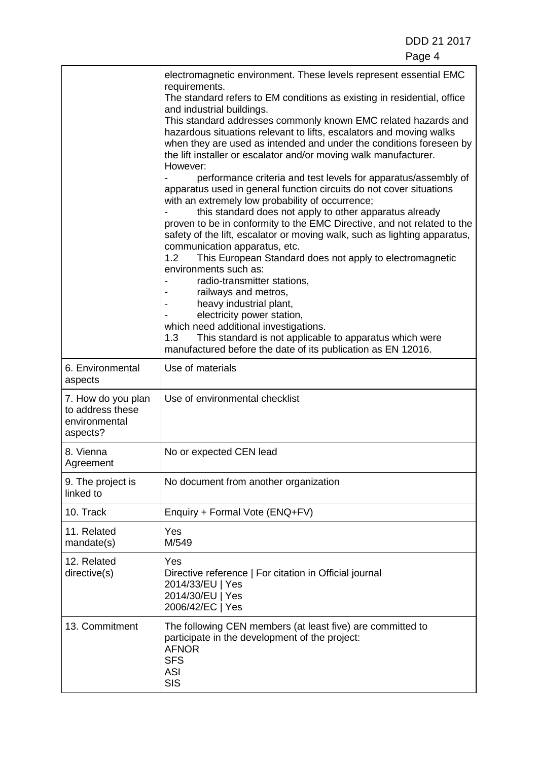|  |  |
|---|---|
|  | electromagnetic environment. These levels represent essential EMC requirements.<br>The standard refers to EM conditions as existing in residential, office and industrial buildings.<br>This standard addresses commonly known EMC related hazards and hazardous situations relevant to lifts, escalators and moving walks when they are used as intended and under the conditions foreseen by the lift installer or escalator and/or moving walk manufacturer.<br>However:<br>- performance criteria and test levels for apparatus/assembly of apparatus used in general function circuits do not cover situations with an extremely low probability of occurrence;<br>- this standard does not apply to other apparatus already proven to be in conformity to the EMC Directive, and not related to the safety of the lift, escalator or moving walk, such as lighting apparatus, communication apparatus, etc.<br>1.2 This European Standard does not apply to electromagnetic environments such as:<br>- radio-transmitter stations,<br>- railways and metros,<br>- heavy industrial plant,<br>- electricity power station,<br>which need additional investigations.<br>1.3 This standard is not applicable to apparatus which were manufactured before the date of its publication as EN 12016. |
| 6. Environmental aspects | Use of materials |
| 7. How do you plan to address these environmental aspects? | Use of environmental checklist |
| 8. Vienna Agreement | No or expected CEN lead |
| 9. The project is linked to | No document from another organization |
| 10. Track | Enquiry + Formal Vote (ENQ+FV) |
| 11. Related mandate(s) | Yes<br>M/549 |
| 12. Related directive(s) | Yes<br>Directive reference \| For citation in Official journal<br>2014/33/EU \| Yes<br>2014/30/EU \| Yes<br>2006/42/EC \| Yes |
| 13. Commitment | The following CEN members (at least five) are committed to participate in the development of the project:<br>AFNOR<br>SFS<br>ASI<br>SIS |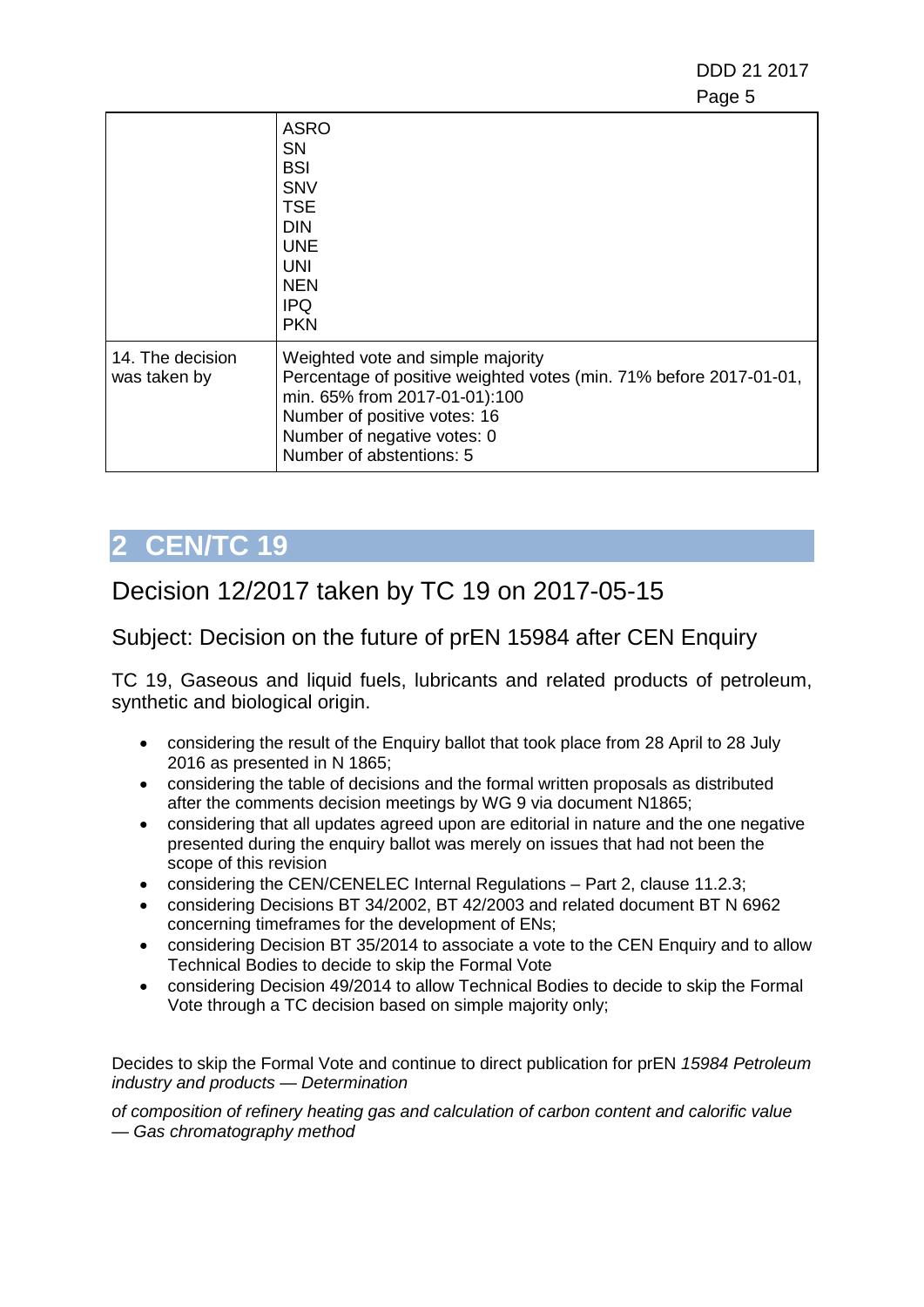| | |
|---|---|
| | ASRO<br>SN<br>BSI<br>SNV<br>TSE<br>DIN<br>UNE<br>UNI<br>NEN<br>IPQ<br>PKN |
| 14. The decision was taken by | Weighted vote and simple majority<br>Percentage of positive weighted votes (min. 71% before 2017-01-01, min. 65% from 2017-01-01):100<br>Number of positive votes: 16<br>Number of negative votes: 0<br>Number of abstentions: 5 |

# 2 CEN/TC 19

## Decision 12/2017 taken by TC 19 on 2017-05-15

### Subject: Decision on the future of prEN 15984 after CEN Enquiry

TC 19, Gaseous and liquid fuels, lubricants and related products of petroleum, synthetic and biological origin.

- considering the result of the Enquiry ballot that took place from 28 April to 28 July 2016 as presented in N 1865;
- considering the table of decisions and the formal written proposals as distributed after the comments decision meetings by WG 9 via document N1865;
- considering that all updates agreed upon are editorial in nature and the one negative presented during the enquiry ballot was merely on issues that had not been the scope of this revision
- considering the CEN/CENELEC Internal Regulations – Part 2, clause 11.2.3;
- considering Decisions BT 34/2002, BT 42/2003 and related document BT N 6962 concerning timeframes for the development of ENs;
- considering Decision BT 35/2014 to associate a vote to the CEN Enquiry and to allow Technical Bodies to decide to skip the Formal Vote
- considering Decision 49/2014 to allow Technical Bodies to decide to skip the Formal Vote through a TC decision based on simple majority only;

Decides to skip the Formal Vote and continue to direct publication for prEN *15984 Petroleum industry and products — Determination*

*of composition of refinery heating gas and calculation of carbon content and calorific value — Gas chromatography method*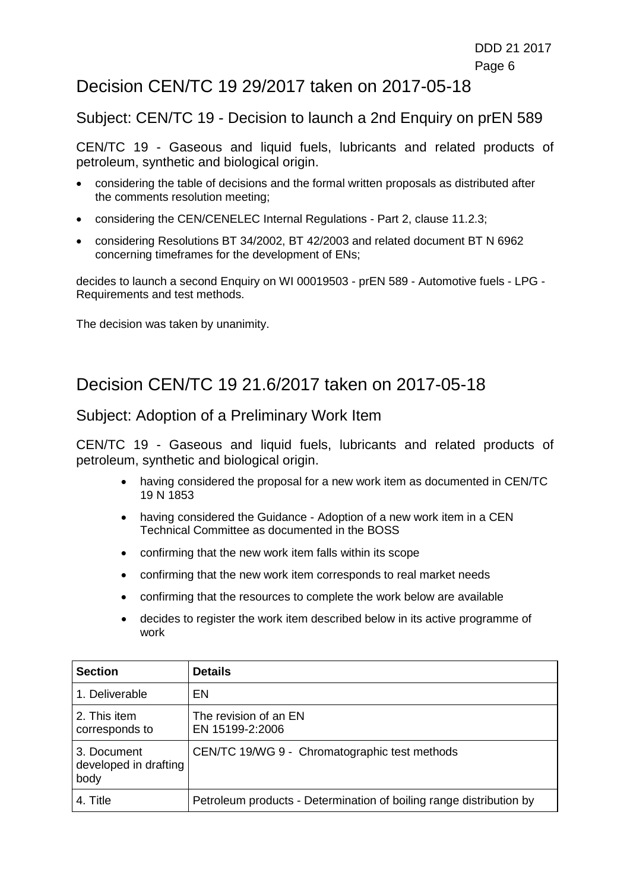# Decision CEN/TC 19 29/2017 taken on 2017-05-18

## Subject: CEN/TC 19 - Decision to launch a 2nd Enquiry on prEN 589

CEN/TC 19 - Gaseous and liquid fuels, lubricants and related products of petroleum, synthetic and biological origin.

- considering the table of decisions and the formal written proposals as distributed after the comments resolution meeting;
- considering the CEN/CENELEC Internal Regulations - Part 2, clause 11.2.3;
- considering Resolutions BT 34/2002, BT 42/2003 and related document BT N 6962 concerning timeframes for the development of ENs;

decides to launch a second Enquiry on WI 00019503 - prEN 589 - Automotive fuels - LPG - Requirements and test methods.

The decision was taken by unanimity.

# Decision CEN/TC 19 21.6/2017 taken on 2017-05-18

## Subject: Adoption of a Preliminary Work Item

CEN/TC 19 - Gaseous and liquid fuels, lubricants and related products of petroleum, synthetic and biological origin.

- having considered the proposal for a new work item as documented in CEN/TC 19 N 1853
- having considered the Guidance - Adoption of a new work item in a CEN Technical Committee as documented in the BOSS
- confirming that the new work item falls within its scope
- confirming that the new work item corresponds to real market needs
- confirming that the resources to complete the work below are available
- decides to register the work item described below in its active programme of work

| Section | Details |
| --- | --- |
| 1. Deliverable | EN |
| 2. This item corresponds to | The revision of an EN<br>EN 15199-2:2006 |
| 3. Document developed in drafting body | CEN/TC 19/WG 9 - Chromatographic test methods |
| 4. Title | Petroleum products - Determination of boiling range distribution by |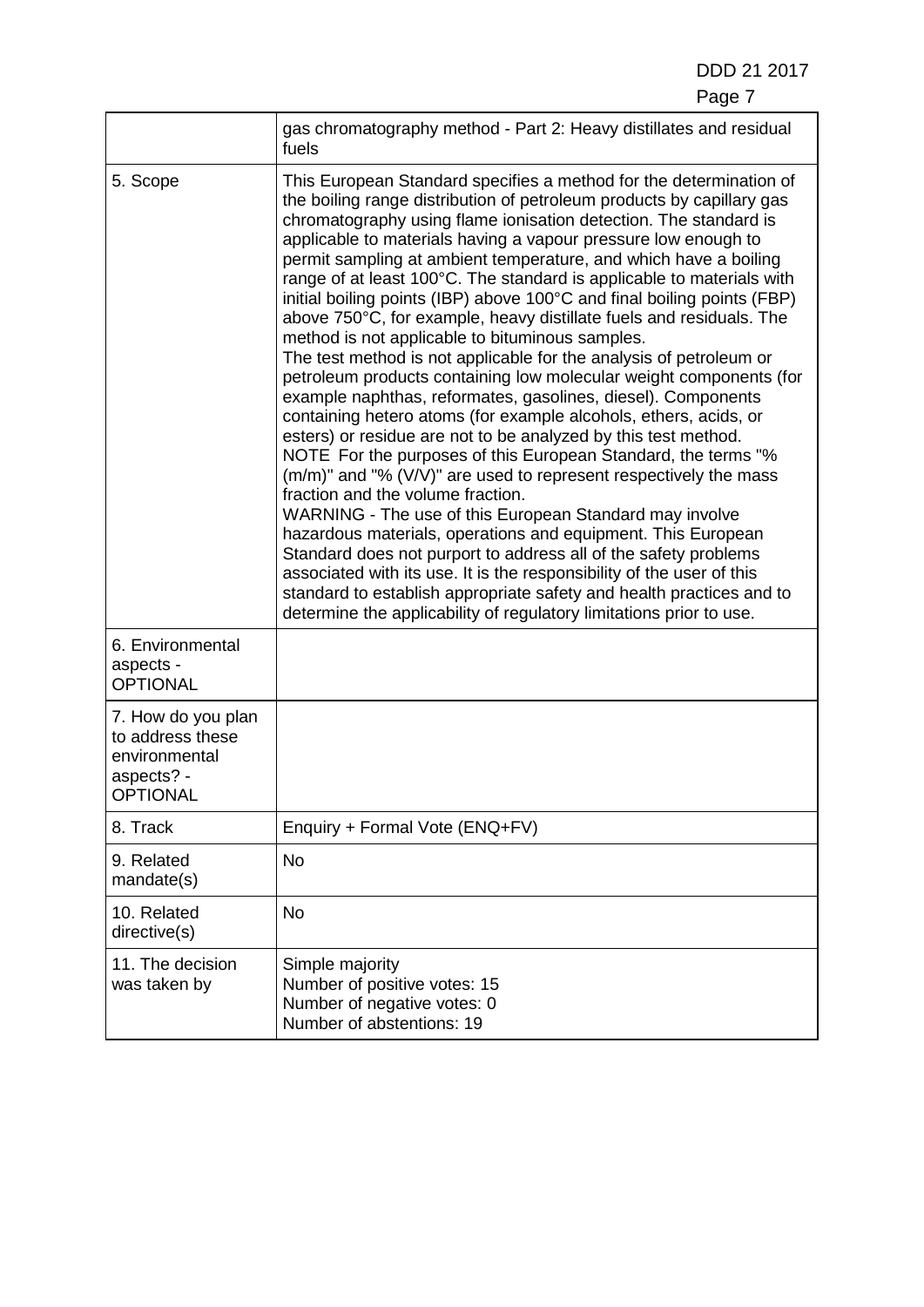| | |
|---|---|
| | gas chromatography method - Part 2: Heavy distillates and residual fuels |
| 5. Scope | This European Standard specifies a method for the determination of the boiling range distribution of petroleum products by capillary gas chromatography using flame ionisation detection. The standard is applicable to materials having a vapour pressure low enough to permit sampling at ambient temperature, and which have a boiling range of at least 100°C. The standard is applicable to materials with initial boiling points (IBP) above 100°C and final boiling points (FBP) above 750°C, for example, heavy distillate fuels and residuals. The method is not applicable to bituminous samples.<br>The test method is not applicable for the analysis of petroleum or petroleum products containing low molecular weight components (for example naphthas, reformates, gasolines, diesel). Components containing hetero atoms (for example alcohols, ethers, acids, or esters) or residue are not to be analyzed by this test method.<br>NOTE For the purposes of this European Standard, the terms "% (m/m)" and "% (V/V)" are used to represent respectively the mass fraction and the volume fraction.<br>WARNING - The use of this European Standard may involve hazardous materials, operations and equipment. This European Standard does not purport to address all of the safety problems associated with its use. It is the responsibility of the user of this standard to establish appropriate safety and health practices and to determine the applicability of regulatory limitations prior to use. |
| 6. Environmental aspects - OPTIONAL | |
| 7. How do you plan to address these environmental aspects? - OPTIONAL | |
| 8. Track | Enquiry + Formal Vote (ENQ+FV) |
| 9. Related mandate(s) | No |
| 10. Related directive(s) | No |
| 11. The decision was taken by | Simple majority<br>Number of positive votes: 15<br>Number of negative votes: 0<br>Number of abstentions: 19 |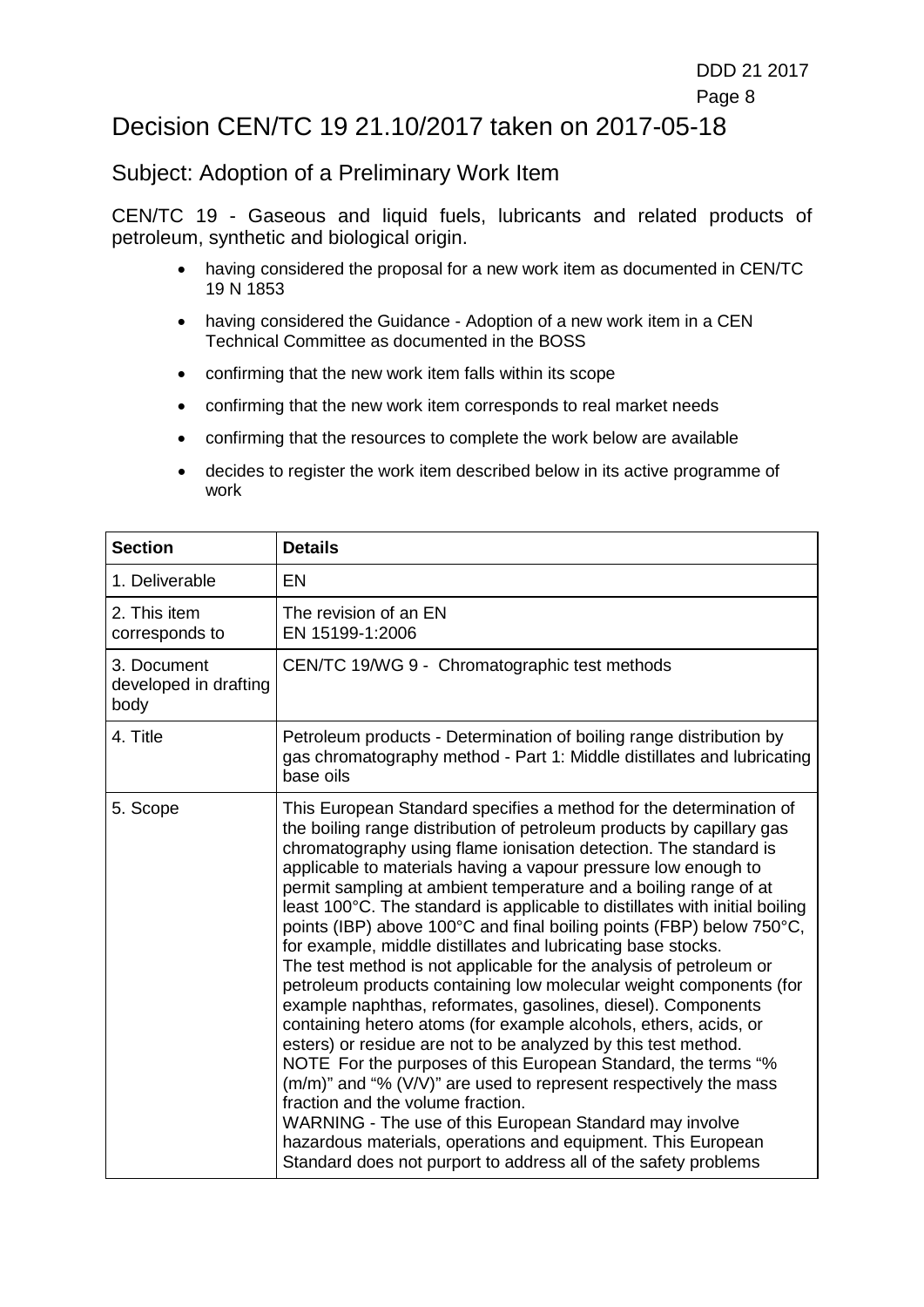# Decision CEN/TC 19 21.10/2017 taken on 2017-05-18

## Subject: Adoption of a Preliminary Work Item

CEN/TC 19 - Gaseous and liquid fuels, lubricants and related products of petroleum, synthetic and biological origin.

- having considered the proposal for a new work item as documented in CEN/TC 19 N 1853
- having considered the Guidance - Adoption of a new work item in a CEN Technical Committee as documented in the BOSS
- confirming that the new work item falls within its scope
- confirming that the new work item corresponds to real market needs
- confirming that the resources to complete the work below are available
- decides to register the work item described below in its active programme of work

| **Section** | **Details** |
| --- | --- |
| 1. Deliverable | EN |
| 2. This item corresponds to | The revision of an EN<br>EN 15199-1:2006 |
| 3. Document developed in drafting body | CEN/TC 19/WG 9 - Chromatographic test methods |
| 4. Title | Petroleum products - Determination of boiling range distribution by gas chromatography method - Part 1: Middle distillates and lubricating base oils |
| 5. Scope | This European Standard specifies a method for the determination of the boiling range distribution of petroleum products by capillary gas chromatography using flame ionisation detection. The standard is applicable to materials having a vapour pressure low enough to permit sampling at ambient temperature and a boiling range of at least 100°C. The standard is applicable to distillates with initial boiling points (IBP) above 100°C and final boiling points (FBP) below 750°C, for example, middle distillates and lubricating base stocks.<br>The test method is not applicable for the analysis of petroleum or petroleum products containing low molecular weight components (for example naphthas, reformates, gasolines, diesel). Components containing hetero atoms (for example alcohols, ethers, acids, or esters) or residue are not to be analyzed by this test method.<br>NOTE For the purposes of this European Standard, the terms "% (m/m)" and "% (V/V)" are used to represent respectively the mass fraction and the volume fraction.<br>WARNING - The use of this European Standard may involve hazardous materials, operations and equipment. This European Standard does not purport to address all of the safety problems |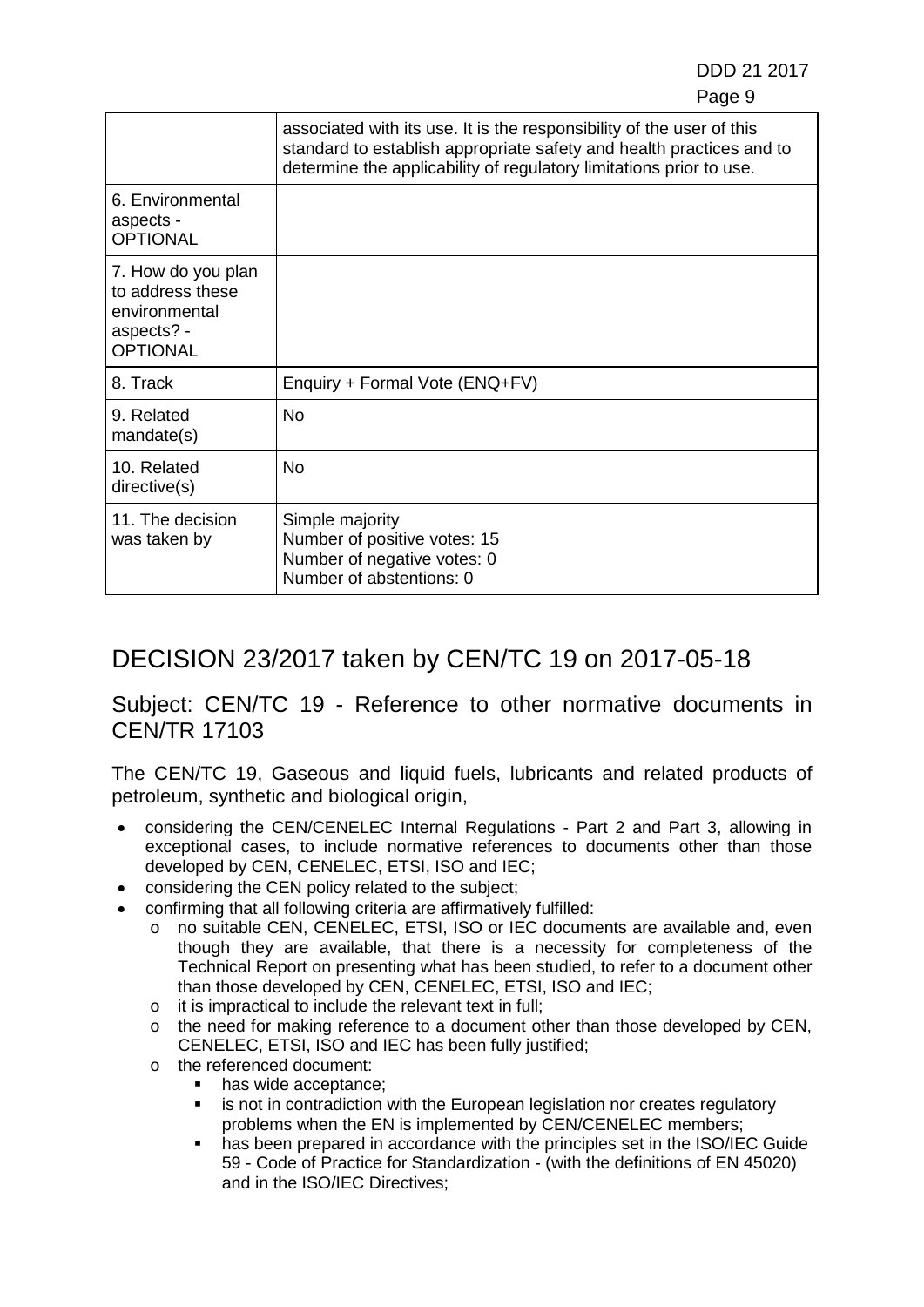| | |
|---|---|
| | associated with its use. It is the responsibility of the user of this standard to establish appropriate safety and health practices and to determine the applicability of regulatory limitations prior to use. |
| 6. Environmental aspects - OPTIONAL | |
| 7. How do you plan to address these environmental aspects? - OPTIONAL | |
| 8. Track | Enquiry + Formal Vote (ENQ+FV) |
| 9. Related mandate(s) | No |
| 10. Related directive(s) | No |
| 11. The decision was taken by | Simple majority<br>Number of positive votes: 15<br>Number of negative votes: 0<br>Number of abstentions: 0 |

# DECISION 23/2017 taken by CEN/TC 19 on 2017-05-18

## Subject: CEN/TC 19 - Reference to other normative documents in CEN/TR 17103

The CEN/TC 19, Gaseous and liquid fuels, lubricants and related products of petroleum, synthetic and biological origin,

- considering the CEN/CENELEC Internal Regulations - Part 2 and Part 3, allowing in exceptional cases, to include normative references to documents other than those developed by CEN, CENELEC, ETSI, ISO and IEC;
- considering the CEN policy related to the subject;
- confirming that all following criteria are affirmatively fulfilled:
  - no suitable CEN, CENELEC, ETSI, ISO or IEC documents are available and, even though they are available, that there is a necessity for completeness of the Technical Report on presenting what has been studied, to refer to a document other than those developed by CEN, CENELEC, ETSI, ISO and IEC;
  - it is impractical to include the relevant text in full;
  - the need for making reference to a document other than those developed by CEN, CENELEC, ETSI, ISO and IEC has been fully justified;
  - the referenced document:
    - has wide acceptance;
    - is not in contradiction with the European legislation nor creates regulatory problems when the EN is implemented by CEN/CENELEC members;
    - has been prepared in accordance with the principles set in the ISO/IEC Guide 59 - Code of Practice for Standardization - (with the definitions of EN 45020) and in the ISO/IEC Directives;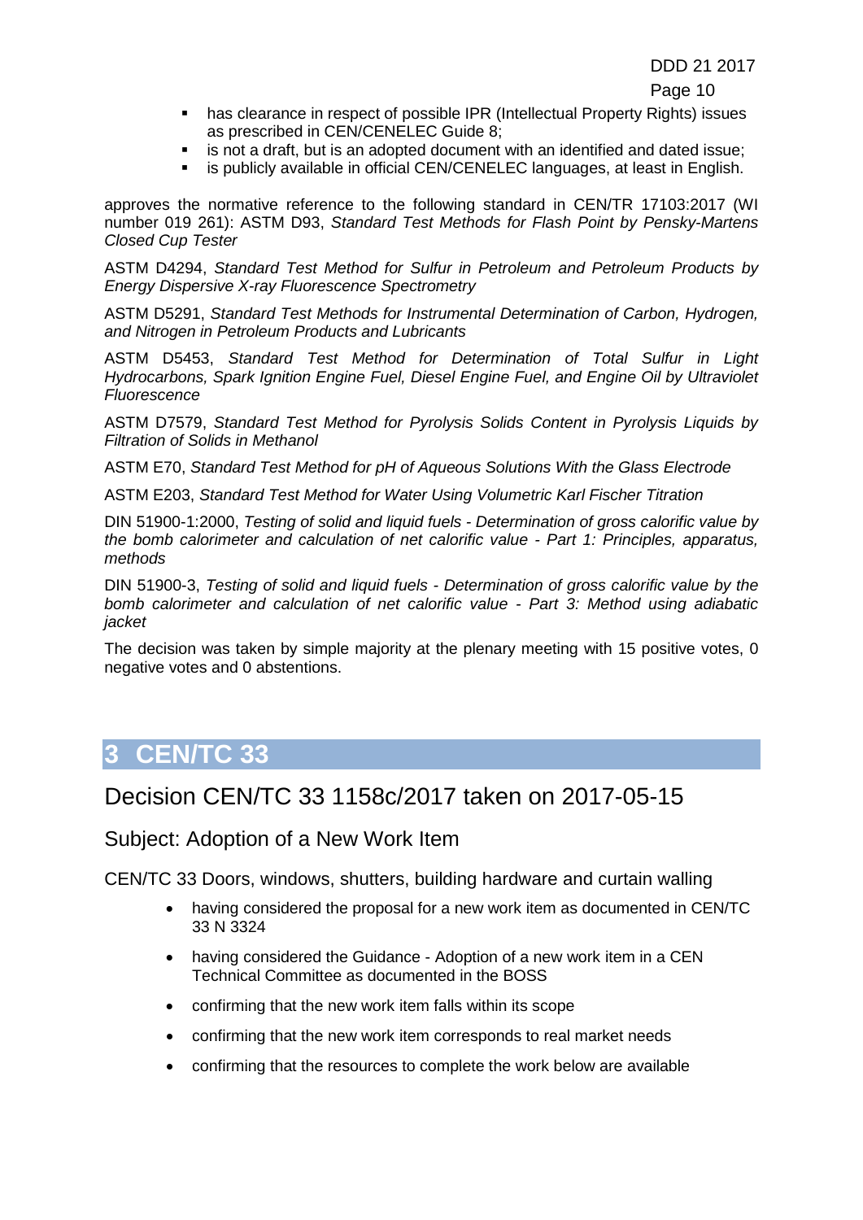- has clearance in respect of possible IPR (Intellectual Property Rights) issues as prescribed in CEN/CENELEC Guide 8;
- is not a draft, but is an adopted document with an identified and dated issue;
- is publicly available in official CEN/CENELEC languages, at least in English.

approves the normative reference to the following standard in CEN/TR 17103:2017 (WI number 019 261): ASTM D93, *Standard Test Methods for Flash Point by Pensky-Martens Closed Cup Tester*

ASTM D4294, *Standard Test Method for Sulfur in Petroleum and Petroleum Products by Energy Dispersive X-ray Fluorescence Spectrometry*

ASTM D5291, *Standard Test Methods for Instrumental Determination of Carbon, Hydrogen, and Nitrogen in Petroleum Products and Lubricants*

ASTM D5453, *Standard Test Method for Determination of Total Sulfur in Light Hydrocarbons, Spark Ignition Engine Fuel, Diesel Engine Fuel, and Engine Oil by Ultraviolet Fluorescence*

ASTM D7579, *Standard Test Method for Pyrolysis Solids Content in Pyrolysis Liquids by Filtration of Solids in Methanol*

ASTM E70, *Standard Test Method for pH of Aqueous Solutions With the Glass Electrode*

ASTM E203, *Standard Test Method for Water Using Volumetric Karl Fischer Titration*

DIN 51900-1:2000, *Testing of solid and liquid fuels - Determination of gross calorific value by the bomb calorimeter and calculation of net calorific value - Part 1: Principles, apparatus, methods*

DIN 51900-3, *Testing of solid and liquid fuels - Determination of gross calorific value by the bomb calorimeter and calculation of net calorific value - Part 3: Method using adiabatic jacket*

The decision was taken by simple majority at the plenary meeting with 15 positive votes, 0 negative votes and 0 abstentions.

# 3 CEN/TC 33

## Decision CEN/TC 33 1158c/2017 taken on 2017-05-15

### Subject: Adoption of a New Work Item

CEN/TC 33 Doors, windows, shutters, building hardware and curtain walling

- having considered the proposal for a new work item as documented in CEN/TC 33 N 3324
- having considered the Guidance - Adoption of a new work item in a CEN Technical Committee as documented in the BOSS
- confirming that the new work item falls within its scope
- confirming that the new work item corresponds to real market needs
- confirming that the resources to complete the work below are available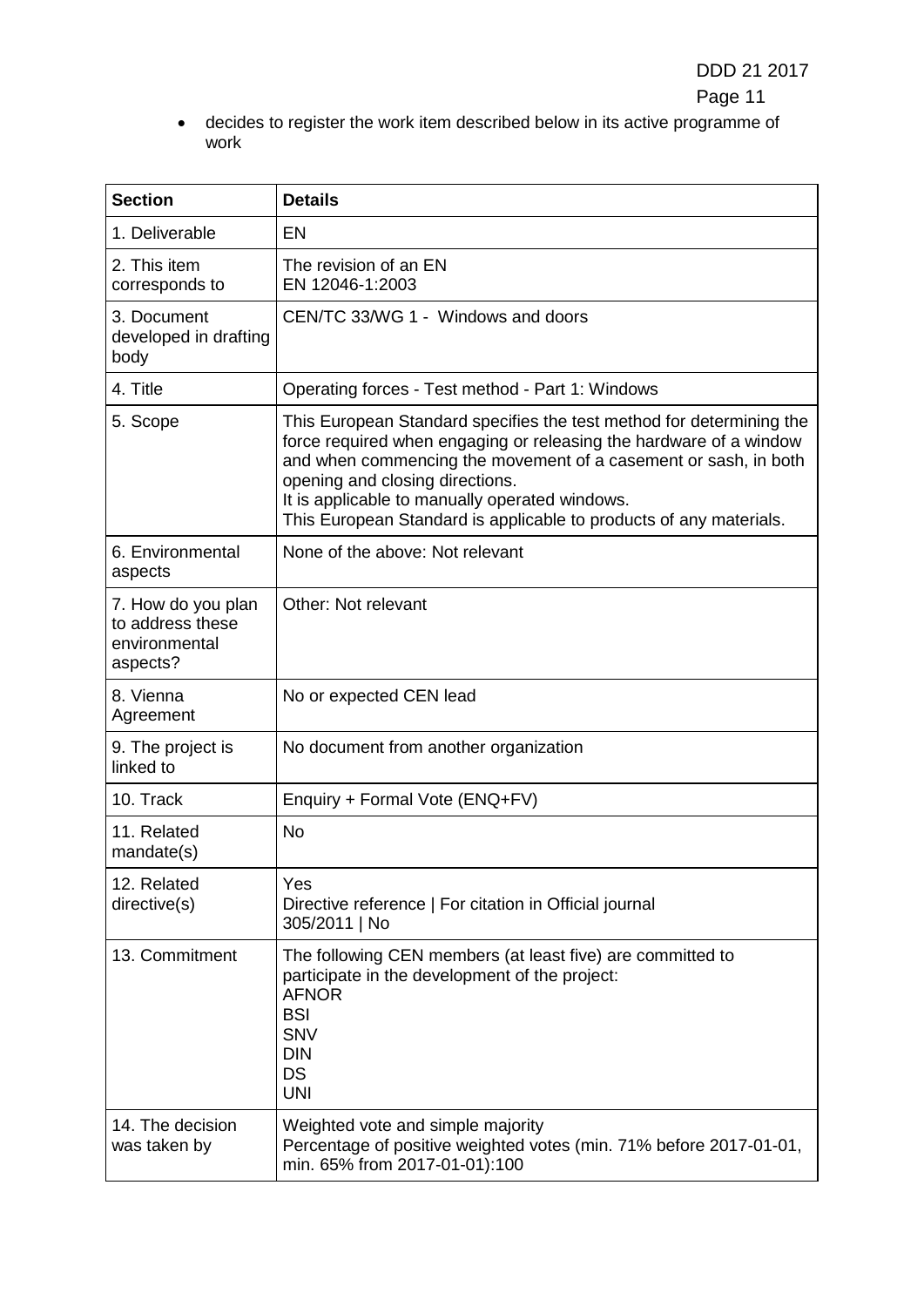- decides to register the work item described below in its active programme of work

| Section | Details |
| --- | --- |
| 1. Deliverable | EN |
| 2. This item corresponds to | The revision of an EN<br>EN 12046-1:2003 |
| 3. Document developed in drafting body | CEN/TC 33/WG 1 - Windows and doors |
| 4. Title | Operating forces - Test method - Part 1: Windows |
| 5. Scope | This European Standard specifies the test method for determining the force required when engaging or releasing the hardware of a window and when commencing the movement of a casement or sash, in both opening and closing directions.<br>It is applicable to manually operated windows.<br>This European Standard is applicable to products of any materials. |
| 6. Environmental aspects | None of the above: Not relevant |
| 7. How do you plan to address these environmental aspects? | Other: Not relevant |
| 8. Vienna Agreement | No or expected CEN lead |
| 9. The project is linked to | No document from another organization |
| 10. Track | Enquiry + Formal Vote (ENQ+FV) |
| 11. Related mandate(s) | No |
| 12. Related directive(s) | Yes<br>Directive reference &#124; For citation in Official journal<br>305/2011 &#124; No |
| 13. Commitment | The following CEN members (at least five) are committed to participate in the development of the project:<br>AFNOR<br>BSI<br>SNV<br>DIN<br>DS<br>UNI |
| 14. The decision was taken by | Weighted vote and simple majority<br>Percentage of positive weighted votes (min. 71% before 2017-01-01, min. 65% from 2017-01-01):100 |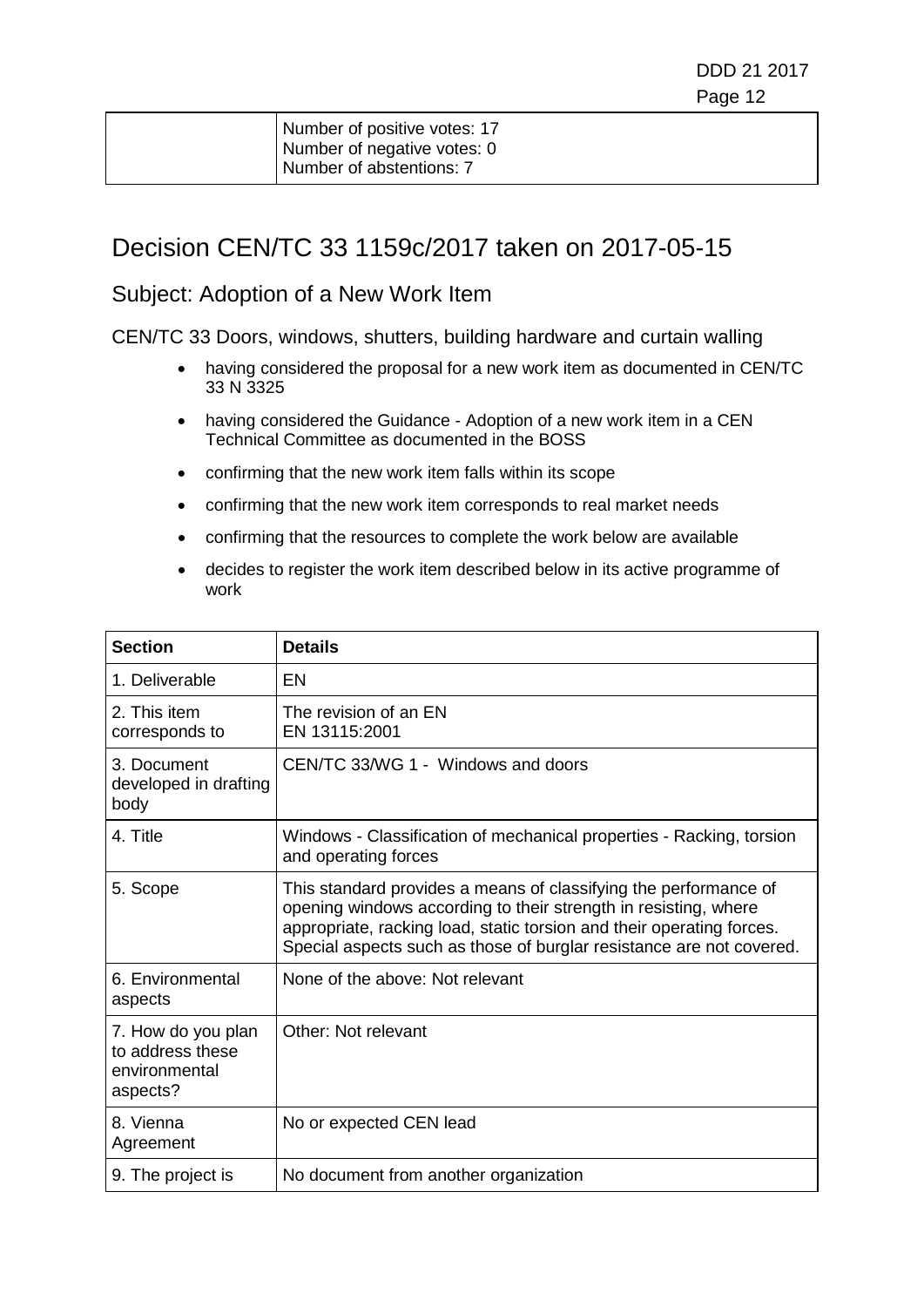| | |
|---|---|
| | Number of positive votes: 17<br>Number of negative votes: 0<br>Number of abstentions: 7 |

# Decision CEN/TC 33 1159c/2017 taken on 2017-05-15

## Subject: Adoption of a New Work Item

CEN/TC 33 Doors, windows, shutters, building hardware and curtain walling

- having considered the proposal for a new work item as documented in CEN/TC 33 N 3325
- having considered the Guidance - Adoption of a new work item in a CEN Technical Committee as documented in the BOSS
- confirming that the new work item falls within its scope
- confirming that the new work item corresponds to real market needs
- confirming that the resources to complete the work below are available
- decides to register the work item described below in its active programme of work

| Section | Details |
|---|---|
| 1. Deliverable | EN |
| 2. This item corresponds to | The revision of an EN<br>EN 13115:2001 |
| 3. Document developed in drafting body | CEN/TC 33/WG 1 - Windows and doors |
| 4. Title | Windows - Classification of mechanical properties - Racking, torsion and operating forces |
| 5. Scope | This standard provides a means of classifying the performance of opening windows according to their strength in resisting, where appropriate, racking load, static torsion and their operating forces. Special aspects such as those of burglar resistance are not covered. |
| 6. Environmental aspects | None of the above: Not relevant |
| 7. How do you plan to address these environmental aspects? | Other: Not relevant |
| 8. Vienna Agreement | No or expected CEN lead |
| 9. The project is | No document from another organization |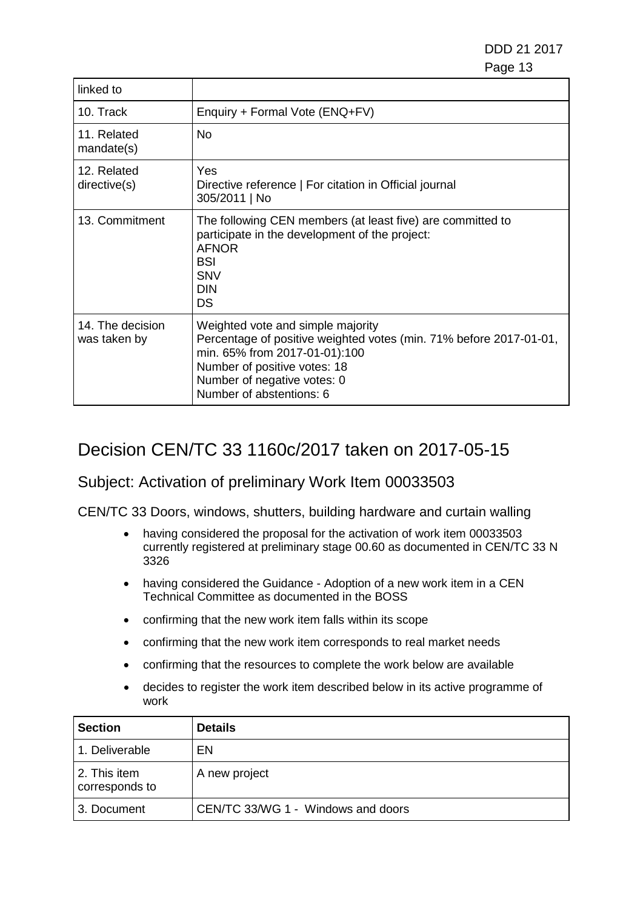| | |
|---|---|
| linked to | |
| 10. Track | Enquiry + Formal Vote (ENQ+FV) |
| 11. Related mandate(s) | No |
| 12. Related directive(s) | Yes<br>Directive reference \| For citation in Official journal<br>305/2011 \| No |
| 13. Commitment | The following CEN members (at least five) are committed to participate in the development of the project:<br>AFNOR<br>BSI<br>SNV<br>DIN<br>DS |
| 14. The decision was taken by | Weighted vote and simple majority<br>Percentage of positive weighted votes (min. 71% before 2017-01-01, min. 65% from 2017-01-01):100<br>Number of positive votes: 18<br>Number of negative votes: 0<br>Number of abstentions: 6 |

# Decision CEN/TC 33 1160c/2017 taken on 2017-05-15

## Subject: Activation of preliminary Work Item 00033503

CEN/TC 33 Doors, windows, shutters, building hardware and curtain walling

- having considered the proposal for the activation of work item 00033503 currently registered at preliminary stage 00.60 as documented in CEN/TC 33 N 3326
- having considered the Guidance - Adoption of a new work item in a CEN Technical Committee as documented in the BOSS
- confirming that the new work item falls within its scope
- confirming that the new work item corresponds to real market needs
- confirming that the resources to complete the work below are available
- decides to register the work item described below in its active programme of work

| Section | Details |
|---|---|
| 1. Deliverable | EN |
| 2. This item corresponds to | A new project |
| 3. Document | CEN/TC 33/WG 1 - Windows and doors |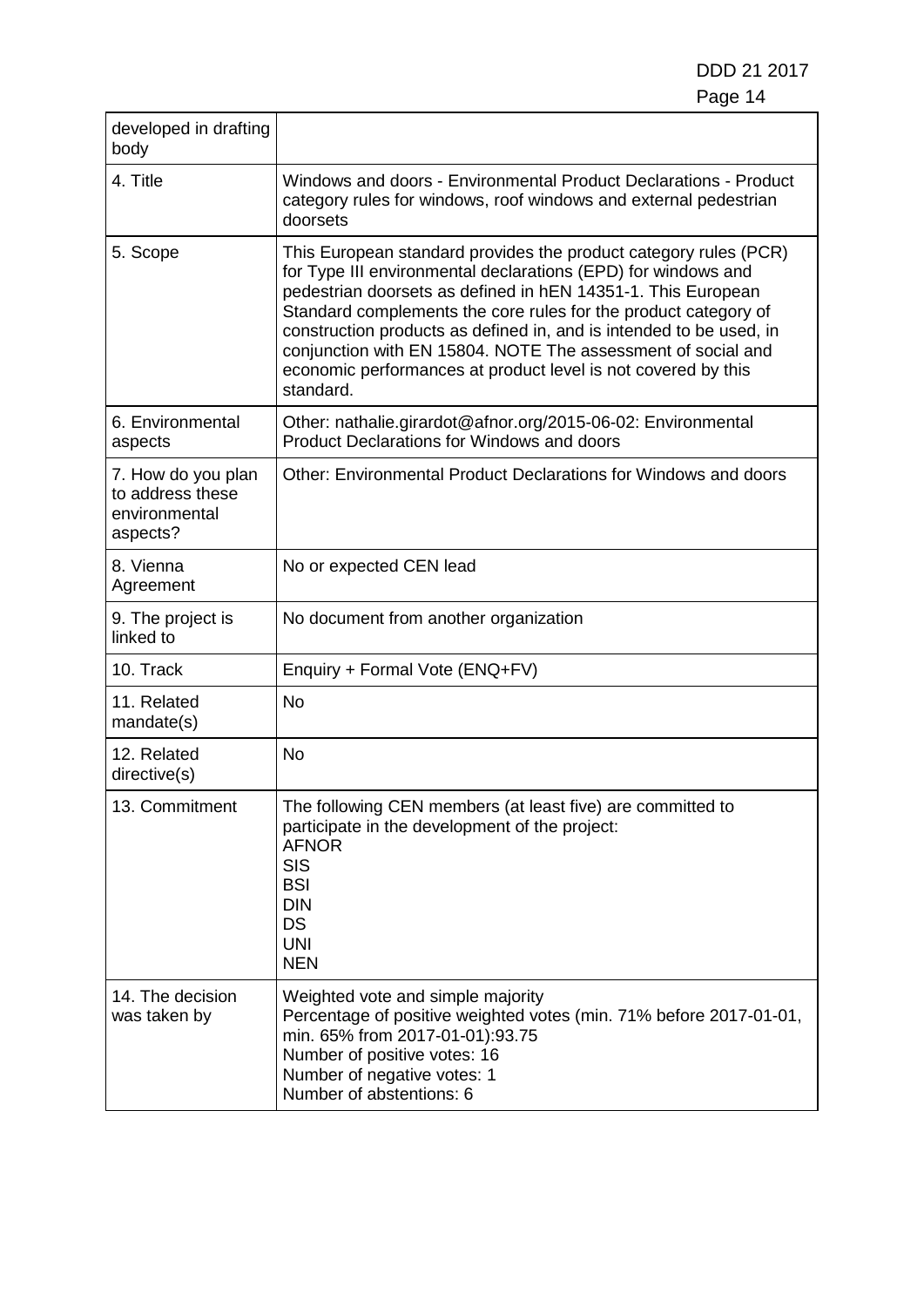| developed in drafting body | |
|---|---|
| 4. Title | Windows and doors - Environmental Product Declarations - Product category rules for windows, roof windows and external pedestrian doorsets |
| 5. Scope | This European standard provides the product category rules (PCR) for Type III environmental declarations (EPD) for windows and pedestrian doorsets as defined in hEN 14351-1. This European Standard complements the core rules for the product category of construction products as defined in, and is intended to be used, in conjunction with EN 15804. NOTE The assessment of social and economic performances at product level is not covered by this standard. |
| 6. Environmental aspects | Other: nathalie.girardot@afnor.org/2015-06-02: Environmental Product Declarations for Windows and doors |
| 7. How do you plan to address these environmental aspects? | Other: Environmental Product Declarations for Windows and doors |
| 8. Vienna Agreement | No or expected CEN lead |
| 9. The project is linked to | No document from another organization |
| 10. Track | Enquiry + Formal Vote (ENQ+FV) |
| 11. Related mandate(s) | No |
| 12. Related directive(s) | No |
| 13. Commitment | The following CEN members (at least five) are committed to participate in the development of the project:<br>AFNOR<br>SIS<br>BSI<br>DIN<br>DS<br>UNI<br>NEN |
| 14. The decision was taken by | Weighted vote and simple majority<br>Percentage of positive weighted votes (min. 71% before 2017-01-01, min. 65% from 2017-01-01):93.75<br>Number of positive votes: 16<br>Number of negative votes: 1<br>Number of abstentions: 6 |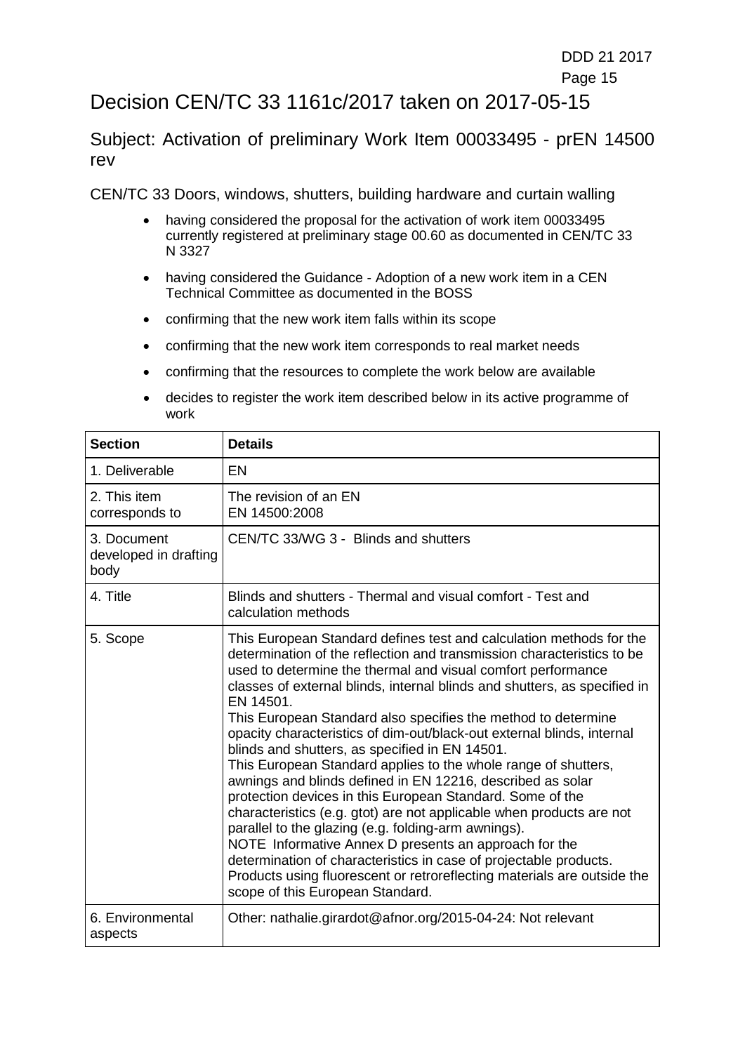# Decision CEN/TC 33 1161c/2017 taken on 2017-05-15

## Subject: Activation of preliminary Work Item 00033495 - prEN 14500 rev

CEN/TC 33 Doors, windows, shutters, building hardware and curtain walling

- having considered the proposal for the activation of work item 00033495 currently registered at preliminary stage 00.60 as documented in CEN/TC 33 N 3327
- having considered the Guidance - Adoption of a new work item in a CEN Technical Committee as documented in the BOSS
- confirming that the new work item falls within its scope
- confirming that the new work item corresponds to real market needs
- confirming that the resources to complete the work below are available
- decides to register the work item described below in its active programme of work

| Section | Details |
|---|---|
| 1. Deliverable | EN |
| 2. This item corresponds to | The revision of an EN<br>EN 14500:2008 |
| 3. Document developed in drafting body | CEN/TC 33/WG 3 - Blinds and shutters |
| 4. Title | Blinds and shutters - Thermal and visual comfort - Test and calculation methods |
| 5. Scope | This European Standard defines test and calculation methods for the determination of the reflection and transmission characteristics to be used to determine the thermal and visual comfort performance classes of external blinds, internal blinds and shutters, as specified in EN 14501.<br>This European Standard also specifies the method to determine opacity characteristics of dim-out/black-out external blinds, internal blinds and shutters, as specified in EN 14501.<br>This European Standard applies to the whole range of shutters, awnings and blinds defined in EN 12216, described as solar protection devices in this European Standard. Some of the characteristics (e.g. gtot) are not applicable when products are not parallel to the glazing (e.g. folding-arm awnings).<br>NOTE Informative Annex D presents an approach for the determination of characteristics in case of projectable products. Products using fluorescent or retroreflecting materials are outside the scope of this European Standard. |
| 6. Environmental aspects | Other: nathalie.girardot@afnor.org/2015-04-24: Not relevant |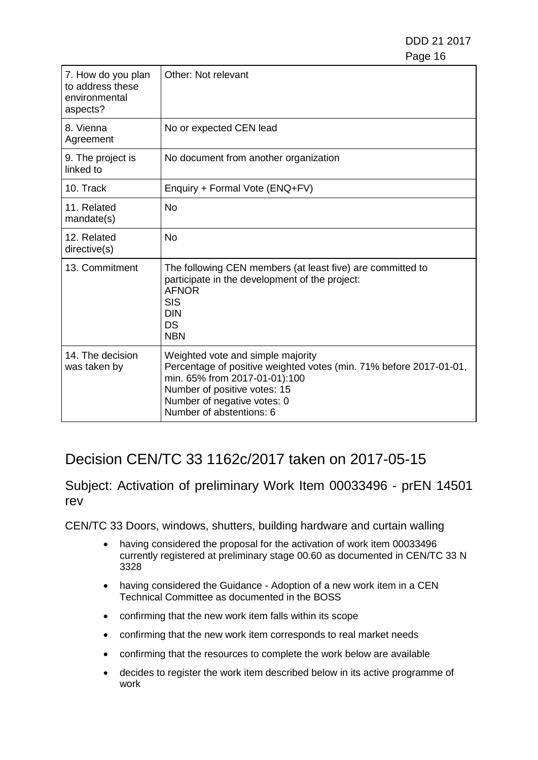| 7. How do you plan to address these environmental aspects? | Other: Not relevant |
| --- | --- |
| 8. Vienna Agreement | No or expected CEN lead |
| 9. The project is linked to | No document from another organization |
| 10. Track | Enquiry + Formal Vote (ENQ+FV) |
| 11. Related mandate(s) | No |
| 12. Related directive(s) | No |
| 13. Commitment | The following CEN members (at least five) are committed to participate in the development of the project:<br>AFNOR<br>SIS<br>DIN<br>DS<br>NBN |
| 14. The decision was taken by | Weighted vote and simple majority<br>Percentage of positive weighted votes (min. 71% before 2017-01-01, min. 65% from 2017-01-01):100<br>Number of positive votes: 15<br>Number of negative votes: 0<br>Number of abstentions: 6 |

# Decision CEN/TC 33 1162c/2017 taken on 2017-05-15

## Subject: Activation of preliminary Work Item 00033496 - prEN 14501 rev

CEN/TC 33 Doors, windows, shutters, building hardware and curtain walling

- having considered the proposal for the activation of work item 00033496 currently registered at preliminary stage 00.60 as documented in CEN/TC 33 N 3328
- having considered the Guidance - Adoption of a new work item in a CEN Technical Committee as documented in the BOSS
- confirming that the new work item falls within its scope
- confirming that the new work item corresponds to real market needs
- confirming that the resources to complete the work below are available
- decides to register the work item described below in its active programme of work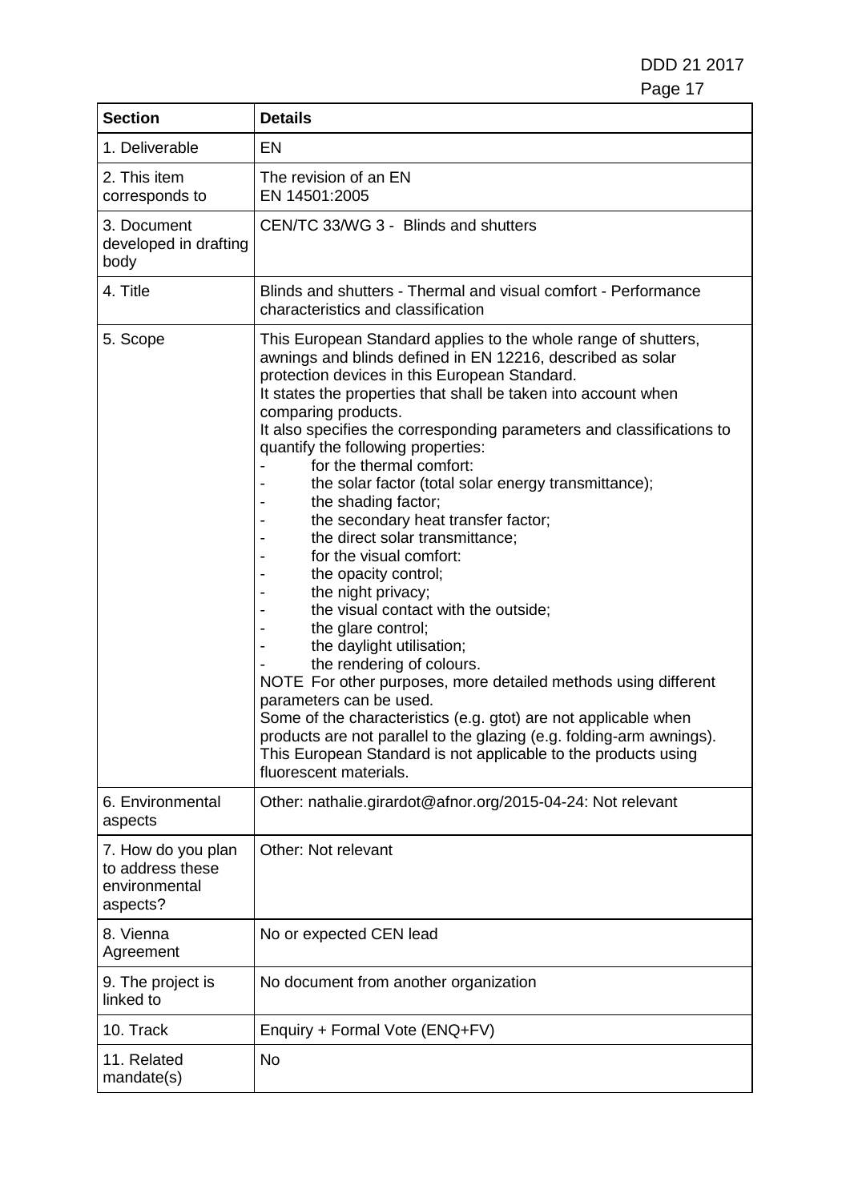| Section | Details |
|---|---|
| 1. Deliverable | EN |
| 2. This item corresponds to | The revision of an EN<br>EN 14501:2005 |
| 3. Document developed in drafting body | CEN/TC 33/WG 3 - Blinds and shutters |
| 4. Title | Blinds and shutters - Thermal and visual comfort - Performance characteristics and classification |
| 5. Scope | This European Standard applies to the whole range of shutters, awnings and blinds defined in EN 12216, described as solar protection devices in this European Standard.<br>It states the properties that shall be taken into account when comparing products.<br>It also specifies the corresponding parameters and classifications to quantify the following properties:<br>- for the thermal comfort:<br>- the solar factor (total solar energy transmittance);<br>- the shading factor;<br>- the secondary heat transfer factor;<br>- the direct solar transmittance;<br>- for the visual comfort:<br>- the opacity control;<br>- the night privacy;<br>- the visual contact with the outside;<br>- the glare control;<br>- the daylight utilisation;<br>- the rendering of colours.<br>NOTE For other purposes, more detailed methods using different parameters can be used.<br>Some of the characteristics (e.g. gtot) are not applicable when products are not parallel to the glazing (e.g. folding-arm awnings).<br>This European Standard is not applicable to the products using fluorescent materials. |
| 6. Environmental aspects | Other: nathalie.girardot@afnor.org/2015-04-24: Not relevant |
| 7. How do you plan to address these environmental aspects? | Other: Not relevant |
| 8. Vienna Agreement | No or expected CEN lead |
| 9. The project is linked to | No document from another organization |
| 10. Track | Enquiry + Formal Vote (ENQ+FV) |
| 11. Related mandate(s) | No |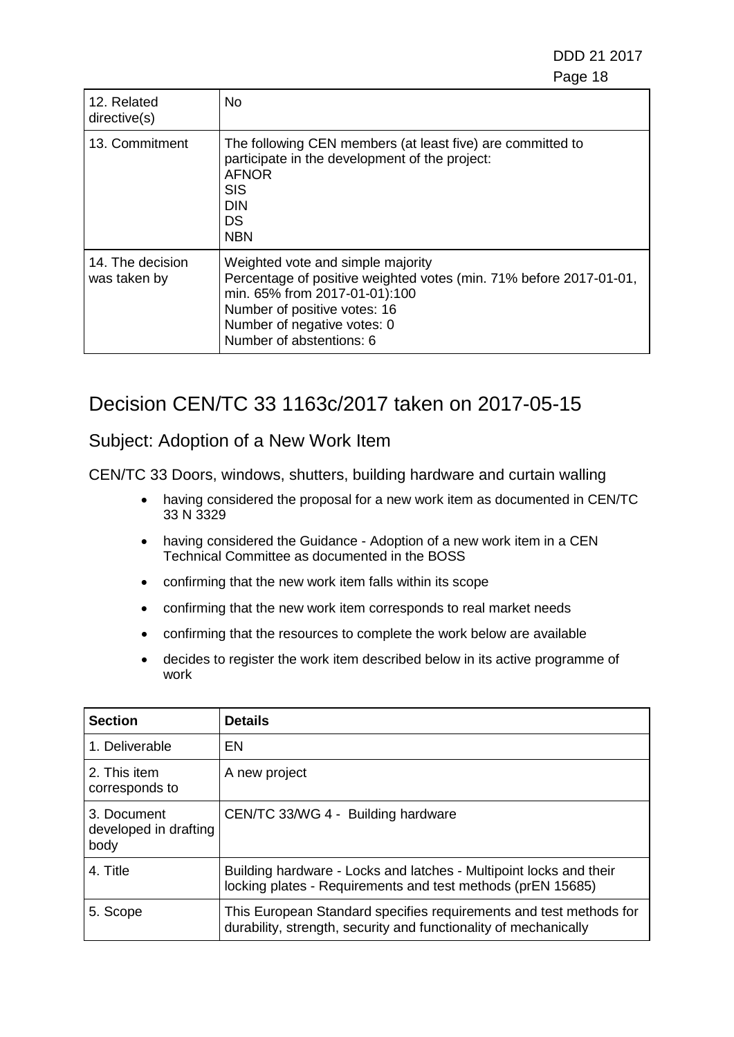| | |
|---|---|
| 12. Related directive(s) | No |
| 13. Commitment | The following CEN members (at least five) are committed to participate in the development of the project:<br>AFNOR<br>SIS<br>DIN<br>DS<br>NBN |
| 14. The decision was taken by | Weighted vote and simple majority<br>Percentage of positive weighted votes (min. 71% before 2017-01-01, min. 65% from 2017-01-01):100<br>Number of positive votes: 16<br>Number of negative votes: 0<br>Number of abstentions: 6 |

# Decision CEN/TC 33 1163c/2017 taken on 2017-05-15

## Subject: Adoption of a New Work Item

CEN/TC 33 Doors, windows, shutters, building hardware and curtain walling

- having considered the proposal for a new work item as documented in CEN/TC 33 N 3329
- having considered the Guidance - Adoption of a new work item in a CEN Technical Committee as documented in the BOSS
- confirming that the new work item falls within its scope
- confirming that the new work item corresponds to real market needs
- confirming that the resources to complete the work below are available
- decides to register the work item described below in its active programme of work

| Section | Details |
|---|---|
| 1. Deliverable | EN |
| 2. This item corresponds to | A new project |
| 3. Document developed in drafting body | CEN/TC 33/WG 4 - Building hardware |
| 4. Title | Building hardware - Locks and latches - Multipoint locks and their locking plates - Requirements and test methods (prEN 15685) |
| 5. Scope | This European Standard specifies requirements and test methods for durability, strength, security and functionality of mechanically |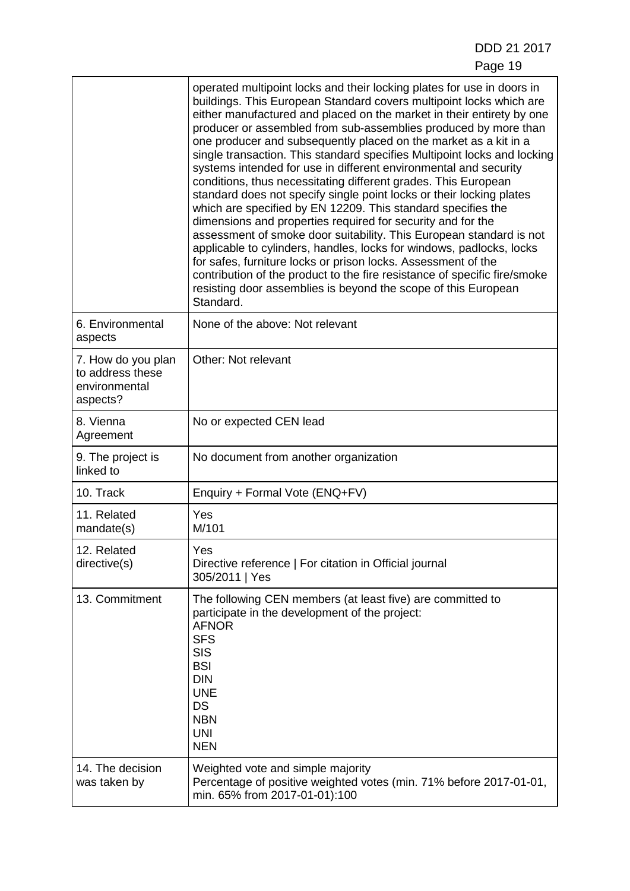| | |
|---|---|
| | operated multipoint locks and their locking plates for use in doors in buildings. This European Standard covers multipoint locks which are either manufactured and placed on the market in their entirety by one producer or assembled from sub-assemblies produced by more than one producer and subsequently placed on the market as a kit in a single transaction. This standard specifies Multipoint locks and locking systems intended for use in different environmental and security conditions, thus necessitating different grades. This European standard does not specify single point locks or their locking plates which are specified by EN 12209. This standard specifies the dimensions and properties required for security and for the assessment of smoke door suitability. This European standard is not applicable to cylinders, handles, locks for windows, padlocks, locks for safes, furniture locks or prison locks. Assessment of the contribution of the product to the fire resistance of specific fire/smoke resisting door assemblies is beyond the scope of this European Standard. |
| 6. Environmental aspects | None of the above: Not relevant |
| 7. How do you plan to address these environmental aspects? | Other: Not relevant |
| 8. Vienna Agreement | No or expected CEN lead |
| 9. The project is linked to | No document from another organization |
| 10. Track | Enquiry + Formal Vote (ENQ+FV) |
| 11. Related mandate(s) | Yes<br>M/101 |
| 12. Related directive(s) | Yes<br>Directive reference \| For citation in Official journal<br>305/2011 \| Yes |
| 13. Commitment | The following CEN members (at least five) are committed to participate in the development of the project:<br>AFNOR<br>SFS<br>SIS<br>BSI<br>DIN<br>UNE<br>DS<br>NBN<br>UNI<br>NEN |
| 14. The decision was taken by | Weighted vote and simple majority<br>Percentage of positive weighted votes (min. 71% before 2017-01-01, min. 65% from 2017-01-01):100 |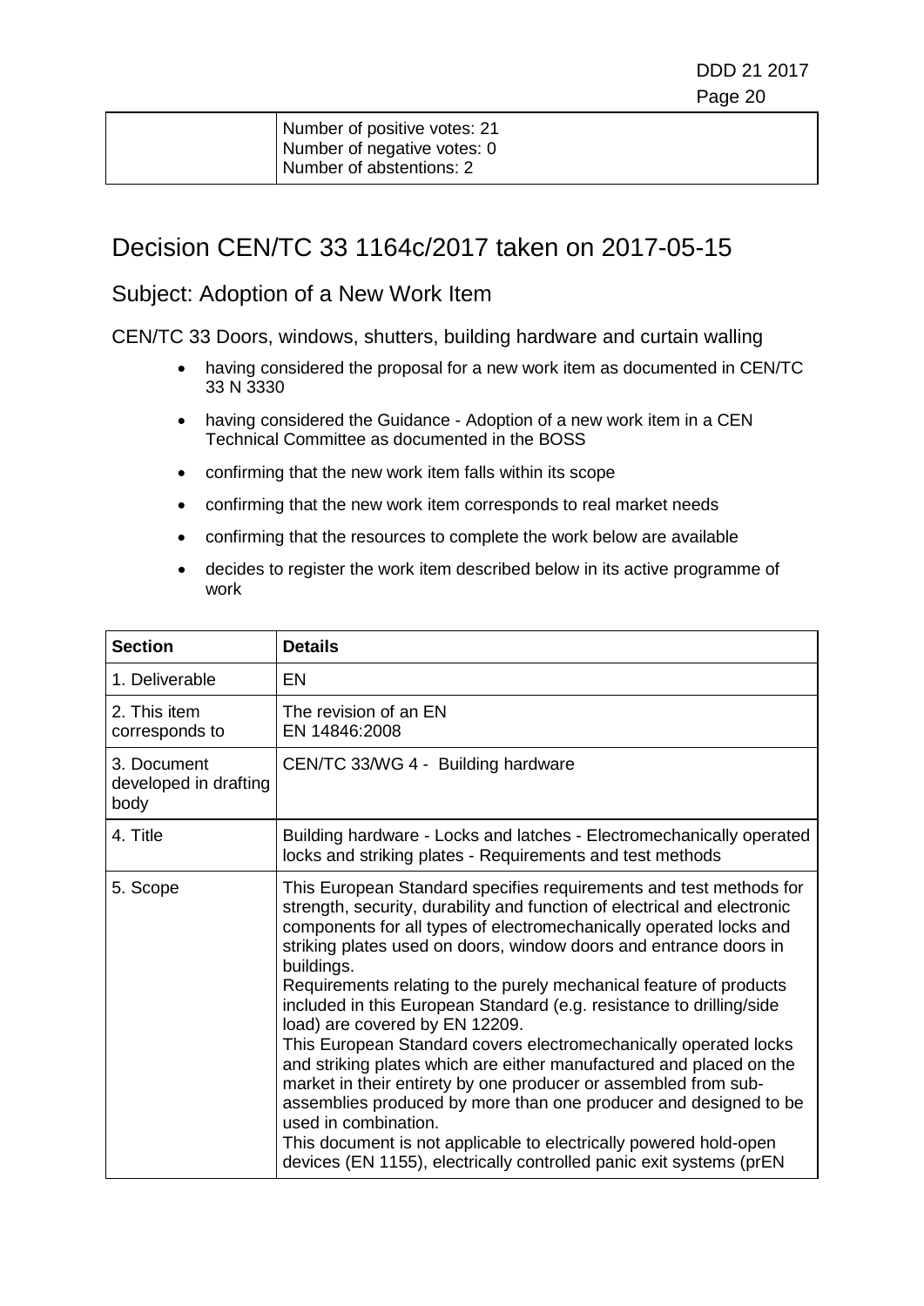| | Number of positive votes: 21<br>Number of negative votes: 0<br>Number of abstentions: 2 |
|---|---|

# Decision CEN/TC 33 1164c/2017 taken on 2017-05-15

## Subject: Adoption of a New Work Item

CEN/TC 33 Doors, windows, shutters, building hardware and curtain walling

- having considered the proposal for a new work item as documented in CEN/TC 33 N 3330
- having considered the Guidance - Adoption of a new work item in a CEN Technical Committee as documented in the BOSS
- confirming that the new work item falls within its scope
- confirming that the new work item corresponds to real market needs
- confirming that the resources to complete the work below are available
- decides to register the work item described below in its active programme of work

| Section | Details |
|---|---|
| 1. Deliverable | EN |
| 2. This item corresponds to | The revision of an EN<br>EN 14846:2008 |
| 3. Document developed in drafting body | CEN/TC 33/WG 4 - Building hardware |
| 4. Title | Building hardware - Locks and latches - Electromechanically operated locks and striking plates - Requirements and test methods |
| 5. Scope | This European Standard specifies requirements and test methods for strength, security, durability and function of electrical and electronic components for all types of electromechanically operated locks and striking plates used on doors, window doors and entrance doors in buildings.<br>Requirements relating to the purely mechanical feature of products included in this European Standard (e.g. resistance to drilling/side load) are covered by EN 12209.<br>This European Standard covers electromechanically operated locks and striking plates which are either manufactured and placed on the market in their entirety by one producer or assembled from sub-assemblies produced by more than one producer and designed to be used in combination.<br>This document is not applicable to electrically powered hold-open devices (EN 1155), electrically controlled panic exit systems (prEN |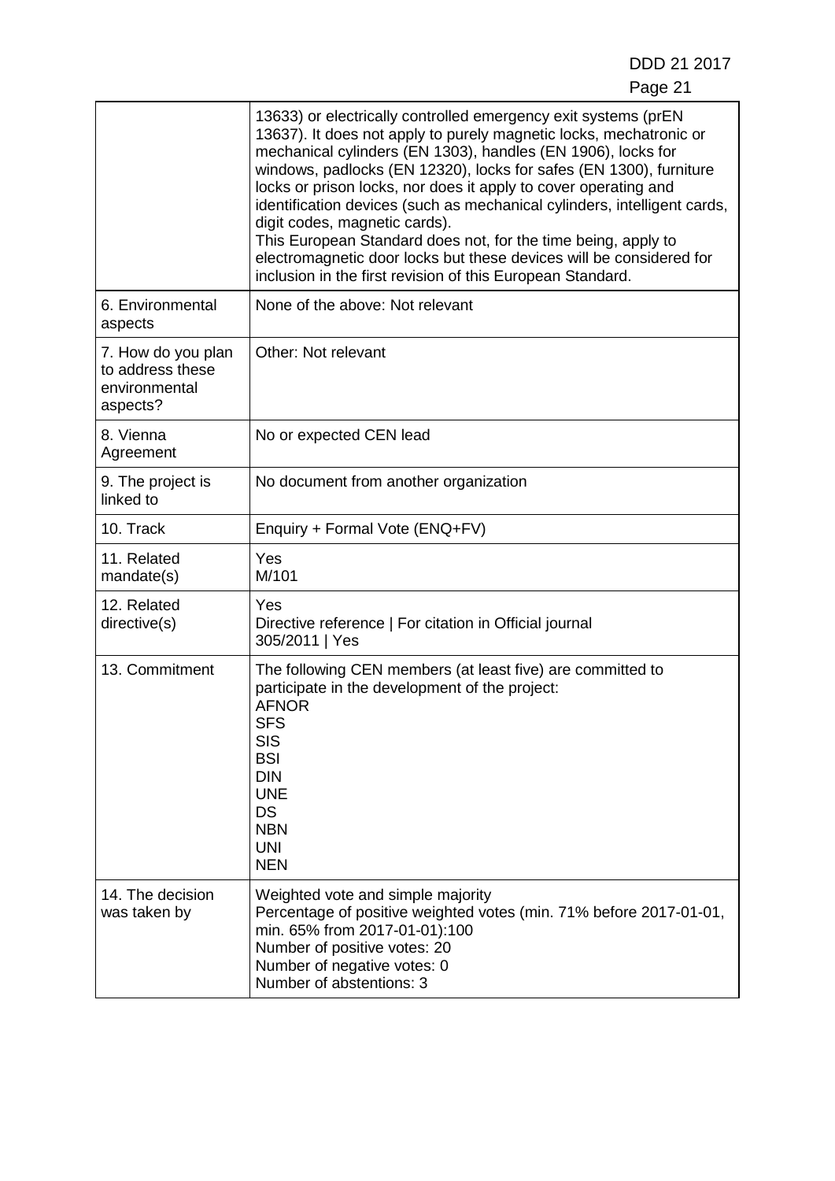| | |
|---|---|
| | 13633) or electrically controlled emergency exit systems (prEN 13637). It does not apply to purely magnetic locks, mechatronic or mechanical cylinders (EN 1303), handles (EN 1906), locks for windows, padlocks (EN 12320), locks for safes (EN 1300), furniture locks or prison locks, nor does it apply to cover operating and identification devices (such as mechanical cylinders, intelligent cards, digit codes, magnetic cards).<br>This European Standard does not, for the time being, apply to electromagnetic door locks but these devices will be considered for inclusion in the first revision of this European Standard. |
| 6. Environmental aspects | None of the above: Not relevant |
| 7. How do you plan to address these environmental aspects? | Other: Not relevant |
| 8. Vienna Agreement | No or expected CEN lead |
| 9. The project is linked to | No document from another organization |
| 10. Track | Enquiry + Formal Vote (ENQ+FV) |
| 11. Related mandate(s) | Yes<br>M/101 |
| 12. Related directive(s) | Yes<br>Directive reference \| For citation in Official journal<br>305/2011 \| Yes |
| 13. Commitment | The following CEN members (at least five) are committed to participate in the development of the project:<br>AFNOR<br>SFS<br>SIS<br>BSI<br>DIN<br>UNE<br>DS<br>NBN<br>UNI<br>NEN |
| 14. The decision was taken by | Weighted vote and simple majority<br>Percentage of positive weighted votes (min. 71% before 2017-01-01, min. 65% from 2017-01-01):100<br>Number of positive votes: 20<br>Number of negative votes: 0<br>Number of abstentions: 3 |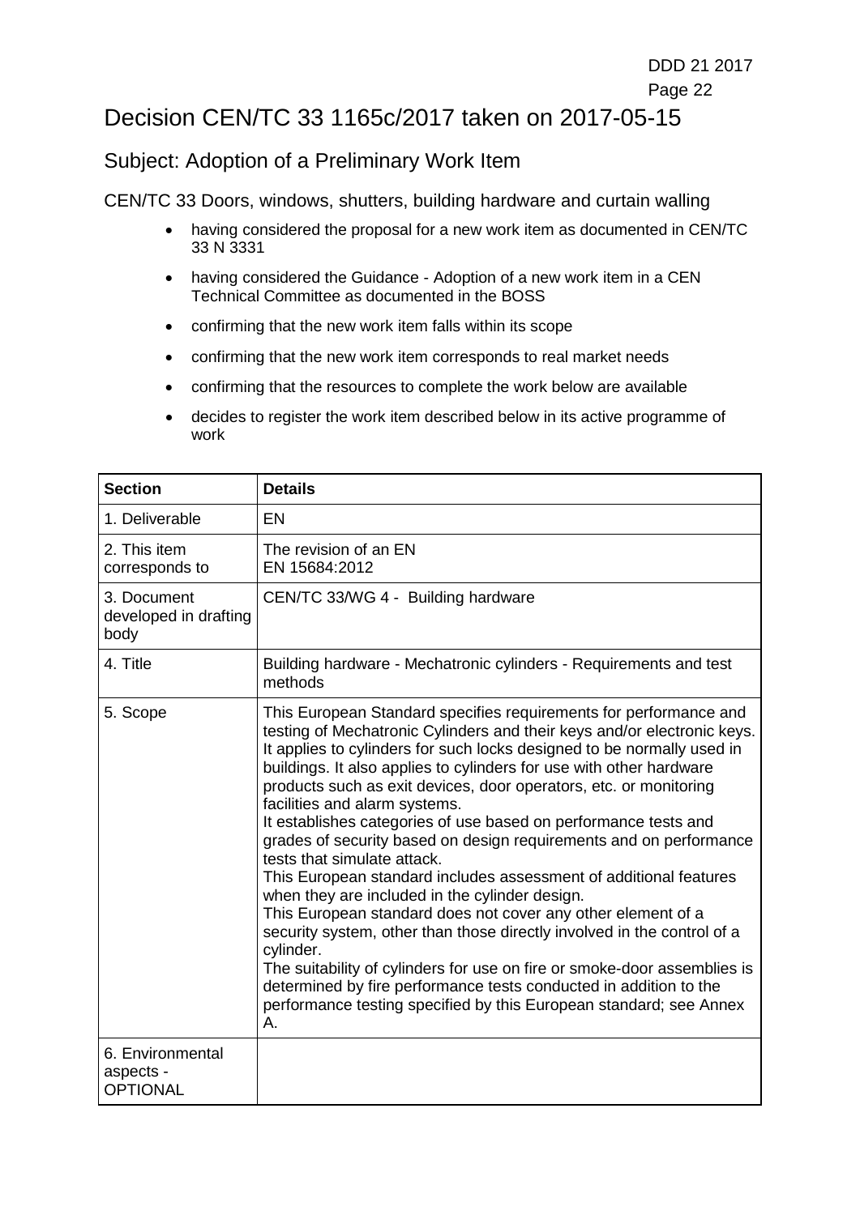# Decision CEN/TC 33 1165c/2017 taken on 2017-05-15

## Subject: Adoption of a Preliminary Work Item

CEN/TC 33 Doors, windows, shutters, building hardware and curtain walling

- having considered the proposal for a new work item as documented in CEN/TC 33 N 3331
- having considered the Guidance - Adoption of a new work item in a CEN Technical Committee as documented in the BOSS
- confirming that the new work item falls within its scope
- confirming that the new work item corresponds to real market needs
- confirming that the resources to complete the work below are available
- decides to register the work item described below in its active programme of work

| Section | Details |
|---|---|
| 1. Deliverable | EN |
| 2. This item corresponds to | The revision of an EN<br>EN 15684:2012 |
| 3. Document developed in drafting body | CEN/TC 33/WG 4 - Building hardware |
| 4. Title | Building hardware - Mechatronic cylinders - Requirements and test methods |
| 5. Scope | This European Standard specifies requirements for performance and testing of Mechatronic Cylinders and their keys and/or electronic keys. It applies to cylinders for such locks designed to be normally used in buildings. It also applies to cylinders for use with other hardware products such as exit devices, door operators, etc. or monitoring facilities and alarm systems.<br>It establishes categories of use based on performance tests and grades of security based on design requirements and on performance tests that simulate attack.<br>This European standard includes assessment of additional features when they are included in the cylinder design.<br>This European standard does not cover any other element of a security system, other than those directly involved in the control of a cylinder.<br>The suitability of cylinders for use on fire or smoke-door assemblies is determined by fire performance tests conducted in addition to the performance testing specified by this European standard; see Annex A. |
| 6. Environmental aspects - OPTIONAL | |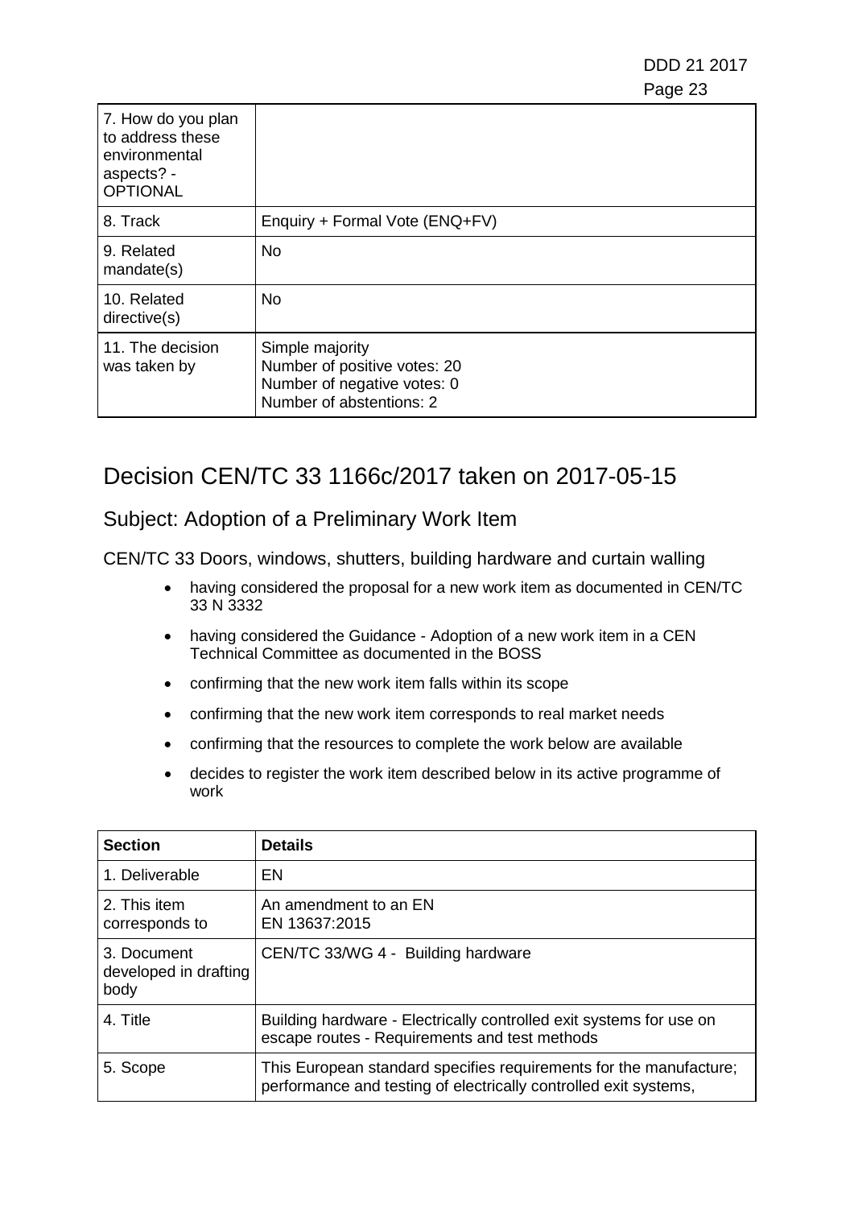| 7. How do you plan to address these environmental aspects? - OPTIONAL | |
|---|---|
| 8. Track | Enquiry + Formal Vote (ENQ+FV) |
| 9. Related mandate(s) | No |
| 10. Related directive(s) | No |
| 11. The decision was taken by | Simple majority<br>Number of positive votes: 20<br>Number of negative votes: 0<br>Number of abstentions: 2 |

# Decision CEN/TC 33 1166c/2017 taken on 2017-05-15

## Subject: Adoption of a Preliminary Work Item

CEN/TC 33 Doors, windows, shutters, building hardware and curtain walling

- having considered the proposal for a new work item as documented in CEN/TC 33 N 3332
- having considered the Guidance - Adoption of a new work item in a CEN Technical Committee as documented in the BOSS
- confirming that the new work item falls within its scope
- confirming that the new work item corresponds to real market needs
- confirming that the resources to complete the work below are available
- decides to register the work item described below in its active programme of work

| Section | Details |
|---|---|
| 1. Deliverable | EN |
| 2. This item corresponds to | An amendment to an EN<br>EN 13637:2015 |
| 3. Document developed in drafting body | CEN/TC 33/WG 4 - Building hardware |
| 4. Title | Building hardware - Electrically controlled exit systems for use on escape routes - Requirements and test methods |
| 5. Scope | This European standard specifies requirements for the manufacture; performance and testing of electrically controlled exit systems, |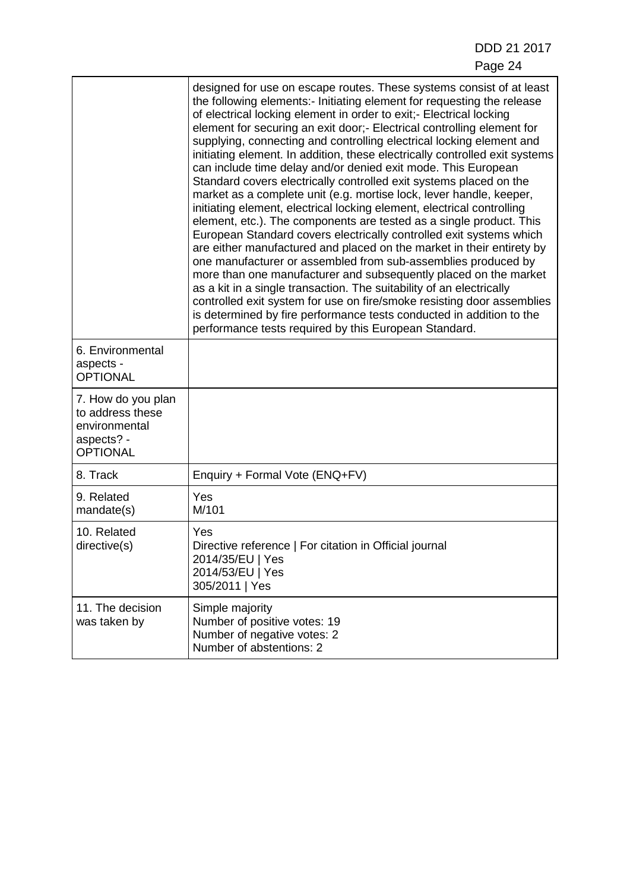| | |
|---|---|
| | designed for use on escape routes. These systems consist of at least the following elements:- Initiating element for requesting the release of electrical locking element in order to exit;- Electrical locking element for securing an exit door;- Electrical controlling element for supplying, connecting and controlling electrical locking element and initiating element. In addition, these electrically controlled exit systems can include time delay and/or denied exit mode. This European Standard covers electrically controlled exit systems placed on the market as a complete unit (e.g. mortise lock, lever handle, keeper, initiating element, electrical locking element, electrical controlling element, etc.). The components are tested as a single product. This European Standard covers electrically controlled exit systems which are either manufactured and placed on the market in their entirety by one manufacturer or assembled from sub-assemblies produced by more than one manufacturer and subsequently placed on the market as a kit in a single transaction. The suitability of an electrically controlled exit system for use on fire/smoke resisting door assemblies is determined by fire performance tests conducted in addition to the performance tests required by this European Standard. |
| 6. Environmental aspects - OPTIONAL | |
| 7. How do you plan to address these environmental aspects? - OPTIONAL | |
| 8. Track | Enquiry + Formal Vote (ENQ+FV) |
| 9. Related mandate(s) | Yes<br>M/101 |
| 10. Related directive(s) | Yes<br>Directive reference \| For citation in Official journal<br>2014/35/EU \| Yes<br>2014/53/EU \| Yes<br>305/2011 \| Yes |
| 11. The decision was taken by | Simple majority<br>Number of positive votes: 19<br>Number of negative votes: 2<br>Number of abstentions: 2 |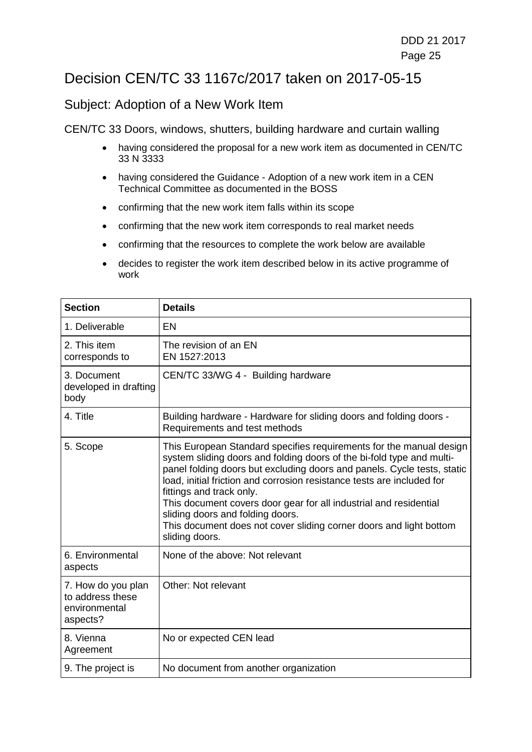# Decision CEN/TC 33 1167c/2017 taken on 2017-05-15

## Subject: Adoption of a New Work Item

CEN/TC 33 Doors, windows, shutters, building hardware and curtain walling

- having considered the proposal for a new work item as documented in CEN/TC 33 N 3333
- having considered the Guidance - Adoption of a new work item in a CEN Technical Committee as documented in the BOSS
- confirming that the new work item falls within its scope
- confirming that the new work item corresponds to real market needs
- confirming that the resources to complete the work below are available
- decides to register the work item described below in its active programme of work

| Section | Details |
|---|---|
| 1. Deliverable | EN |
| 2. This item corresponds to | The revision of an EN<br>EN 1527:2013 |
| 3. Document developed in drafting body | CEN/TC 33/WG 4 - Building hardware |
| 4. Title | Building hardware - Hardware for sliding doors and folding doors - Requirements and test methods |
| 5. Scope | This European Standard specifies requirements for the manual design system sliding doors and folding doors of the bi-fold type and multi-panel folding doors but excluding doors and panels. Cycle tests, static load, initial friction and corrosion resistance tests are included for fittings and track only.<br>This document covers door gear for all industrial and residential sliding doors and folding doors.<br>This document does not cover sliding corner doors and light bottom sliding doors. |
| 6. Environmental aspects | None of the above: Not relevant |
| 7. How do you plan to address these environmental aspects? | Other: Not relevant |
| 8. Vienna Agreement | No or expected CEN lead |
| 9. The project is | No document from another organization |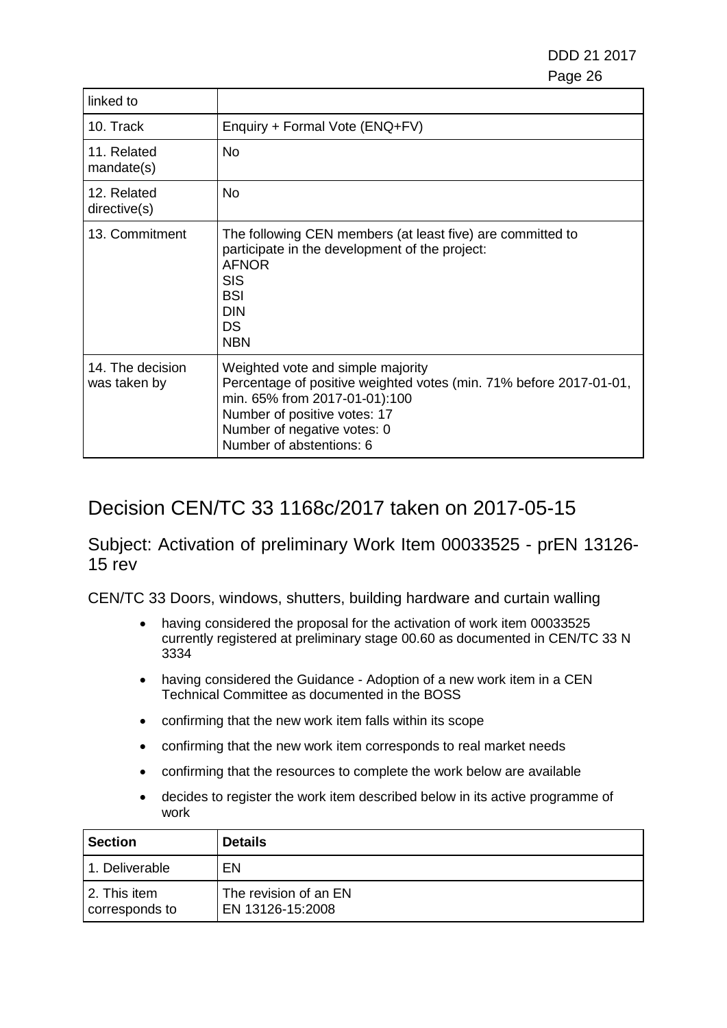| | |
|---|---|
| linked to | |
| 10. Track | Enquiry + Formal Vote (ENQ+FV) |
| 11. Related mandate(s) | No |
| 12. Related directive(s) | No |
| 13. Commitment | The following CEN members (at least five) are committed to participate in the development of the project:<br>AFNOR<br>SIS<br>BSI<br>DIN<br>DS<br>NBN |
| 14. The decision was taken by | Weighted vote and simple majority<br>Percentage of positive weighted votes (min. 71% before 2017-01-01, min. 65% from 2017-01-01):100<br>Number of positive votes: 17<br>Number of negative votes: 0<br>Number of abstentions: 6 |

# Decision CEN/TC 33 1168c/2017 taken on 2017-05-15

## Subject: Activation of preliminary Work Item 00033525 - prEN 13126-15 rev

CEN/TC 33 Doors, windows, shutters, building hardware and curtain walling

- having considered the proposal for the activation of work item 00033525 currently registered at preliminary stage 00.60 as documented in CEN/TC 33 N 3334
- having considered the Guidance - Adoption of a new work item in a CEN Technical Committee as documented in the BOSS
- confirming that the new work item falls within its scope
- confirming that the new work item corresponds to real market needs
- confirming that the resources to complete the work below are available
- decides to register the work item described below in its active programme of work

| Section | Details |
|---|---|
| 1. Deliverable | EN |
| 2. This item corresponds to | The revision of an EN<br>EN 13126-15:2008 |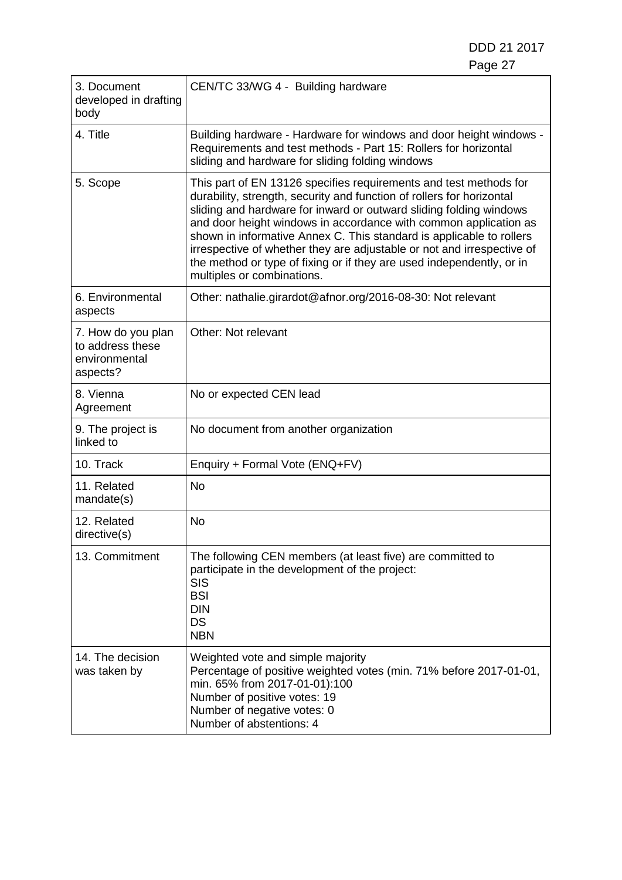| 3. Document developed in drafting body | CEN/TC 33/WG 4 - Building hardware |
|---|---|
| 4. Title | Building hardware - Hardware for windows and door height windows - Requirements and test methods - Part 15: Rollers for horizontal sliding and hardware for sliding folding windows |
| 5. Scope | This part of EN 13126 specifies requirements and test methods for durability, strength, security and function of rollers for horizontal sliding and hardware for inward or outward sliding folding windows and door height windows in accordance with common application as shown in informative Annex C. This standard is applicable to rollers irrespective of whether they are adjustable or not and irrespective of the method or type of fixing or if they are used independently, or in multiples or combinations. |
| 6. Environmental aspects | Other: nathalie.girardot@afnor.org/2016-08-30: Not relevant |
| 7. How do you plan to address these environmental aspects? | Other: Not relevant |
| 8. Vienna Agreement | No or expected CEN lead |
| 9. The project is linked to | No document from another organization |
| 10. Track | Enquiry + Formal Vote (ENQ+FV) |
| 11. Related mandate(s) | No |
| 12. Related directive(s) | No |
| 13. Commitment | The following CEN members (at least five) are committed to participate in the development of the project:<br>SIS<br>BSI<br>DIN<br>DS<br>NBN |
| 14. The decision was taken by | Weighted vote and simple majority<br>Percentage of positive weighted votes (min. 71% before 2017-01-01, min. 65% from 2017-01-01):100<br>Number of positive votes: 19<br>Number of negative votes: 0<br>Number of abstentions: 4 |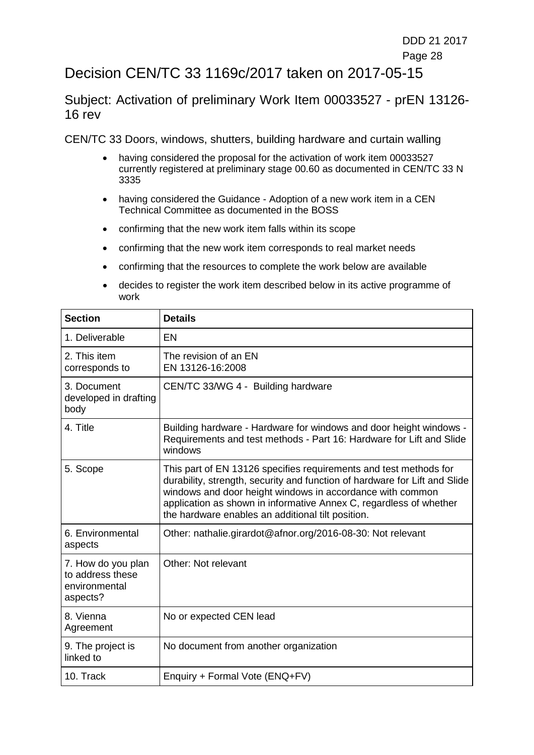# Decision CEN/TC 33 1169c/2017 taken on 2017-05-15

## Subject: Activation of preliminary Work Item 00033527 - prEN 13126-16 rev

CEN/TC 33 Doors, windows, shutters, building hardware and curtain walling

- having considered the proposal for the activation of work item 00033527 currently registered at preliminary stage 00.60 as documented in CEN/TC 33 N 3335
- having considered the Guidance - Adoption of a new work item in a CEN Technical Committee as documented in the BOSS
- confirming that the new work item falls within its scope
- confirming that the new work item corresponds to real market needs
- confirming that the resources to complete the work below are available
- decides to register the work item described below in its active programme of work

| Section | Details |
| --- | --- |
| 1. Deliverable | EN |
| 2. This item corresponds to | The revision of an EN<br>EN 13126-16:2008 |
| 3. Document developed in drafting body | CEN/TC 33/WG 4 - Building hardware |
| 4. Title | Building hardware - Hardware for windows and door height windows - Requirements and test methods - Part 16: Hardware for Lift and Slide windows |
| 5. Scope | This part of EN 13126 specifies requirements and test methods for durability, strength, security and function of hardware for Lift and Slide windows and door height windows in accordance with common application as shown in informative Annex C, regardless of whether the hardware enables an additional tilt position. |
| 6. Environmental aspects | Other: nathalie.girardot@afnor.org/2016-08-30: Not relevant |
| 7. How do you plan to address these environmental aspects? | Other: Not relevant |
| 8. Vienna Agreement | No or expected CEN lead |
| 9. The project is linked to | No document from another organization |
| 10. Track | Enquiry + Formal Vote (ENQ+FV) |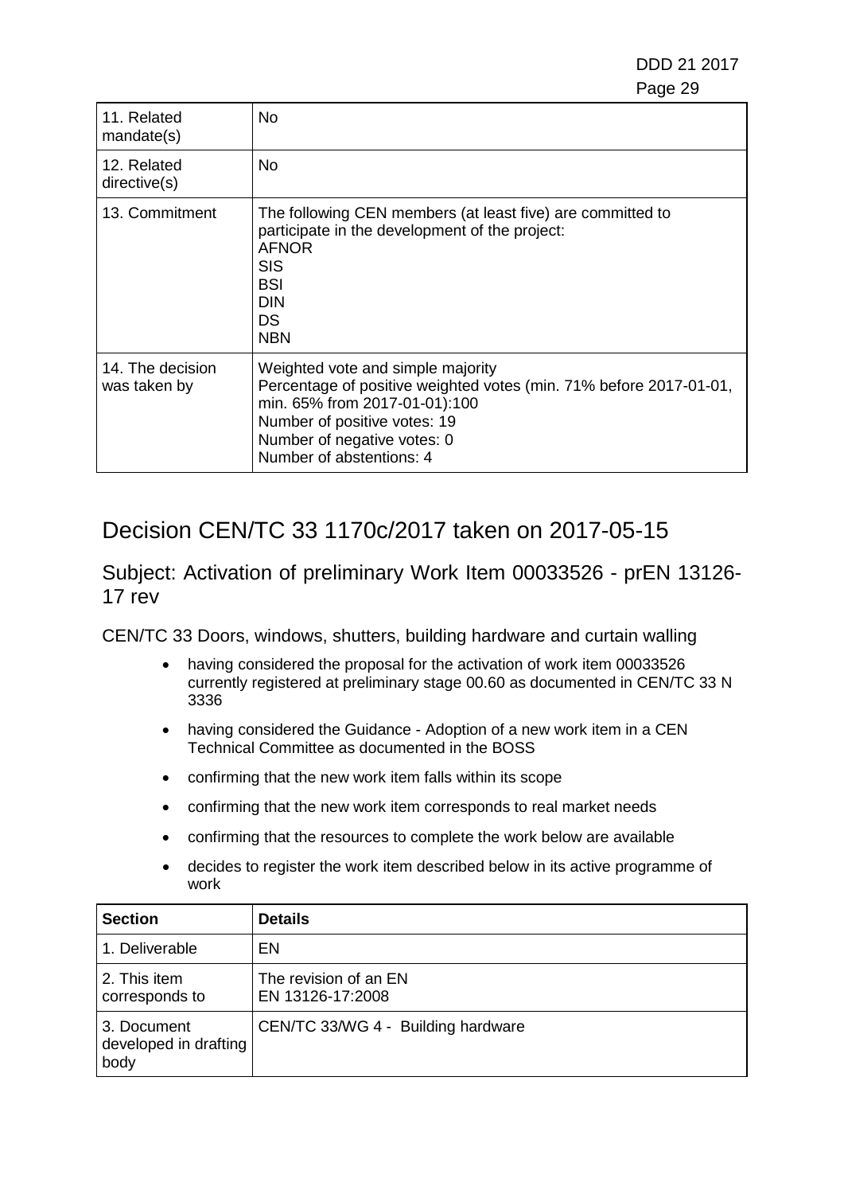| | |
|---|---|
| 11. Related mandate(s) | No |
| 12. Related directive(s) | No |
| 13. Commitment | The following CEN members (at least five) are committed to participate in the development of the project:<br>AFNOR<br>SIS<br>BSI<br>DIN<br>DS<br>NBN |
| 14. The decision was taken by | Weighted vote and simple majority<br>Percentage of positive weighted votes (min. 71% before 2017-01-01, min. 65% from 2017-01-01):100<br>Number of positive votes: 19<br>Number of negative votes: 0<br>Number of abstentions: 4 |

# Decision CEN/TC 33 1170c/2017 taken on 2017-05-15

## Subject: Activation of preliminary Work Item 00033526 - prEN 13126-17 rev

CEN/TC 33 Doors, windows, shutters, building hardware and curtain walling

- having considered the proposal for the activation of work item 00033526 currently registered at preliminary stage 00.60 as documented in CEN/TC 33 N 3336
- having considered the Guidance - Adoption of a new work item in a CEN Technical Committee as documented in the BOSS
- confirming that the new work item falls within its scope
- confirming that the new work item corresponds to real market needs
- confirming that the resources to complete the work below are available
- decides to register the work item described below in its active programme of work

| Section | Details |
|---|---|
| 1. Deliverable | EN |
| 2. This item corresponds to | The revision of an EN<br>EN 13126-17:2008 |
| 3. Document developed in drafting body | CEN/TC 33/WG 4 - Building hardware |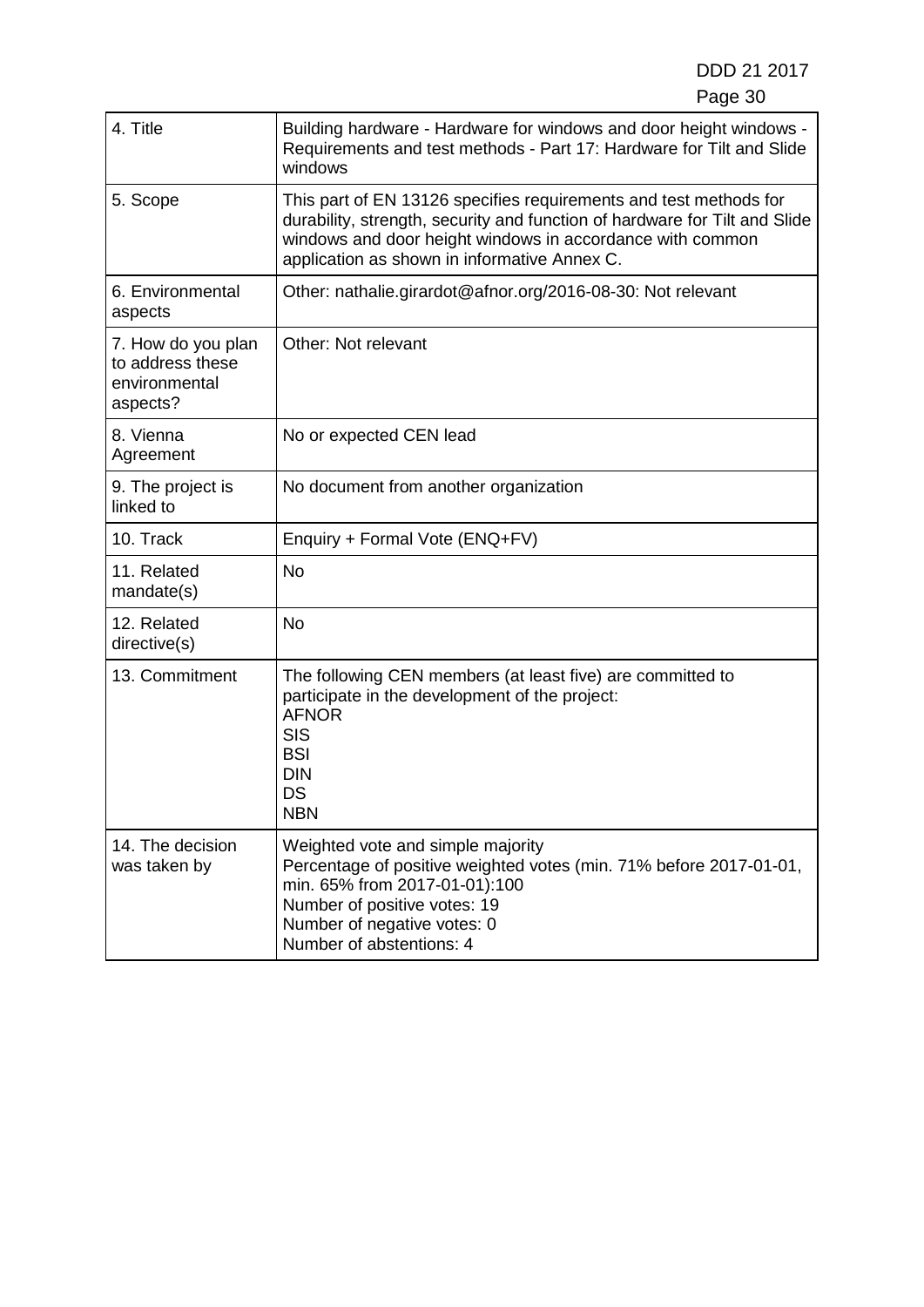| 4. Title | Building hardware - Hardware for windows and door height windows - Requirements and test methods - Part 17: Hardware for Tilt and Slide windows |
|---|---|
| 5. Scope | This part of EN 13126 specifies requirements and test methods for durability, strength, security and function of hardware for Tilt and Slide windows and door height windows in accordance with common application as shown in informative Annex C. |
| 6. Environmental aspects | Other: nathalie.girardot@afnor.org/2016-08-30: Not relevant |
| 7. How do you plan to address these environmental aspects? | Other: Not relevant |
| 8. Vienna Agreement | No or expected CEN lead |
| 9. The project is linked to | No document from another organization |
| 10. Track | Enquiry + Formal Vote (ENQ+FV) |
| 11. Related mandate(s) | No |
| 12. Related directive(s) | No |
| 13. Commitment | The following CEN members (at least five) are committed to participate in the development of the project:<br>AFNOR<br>SIS<br>BSI<br>DIN<br>DS<br>NBN |
| 14. The decision was taken by | Weighted vote and simple majority<br>Percentage of positive weighted votes (min. 71% before 2017-01-01, min. 65% from 2017-01-01):100<br>Number of positive votes: 19<br>Number of negative votes: 0<br>Number of abstentions: 4 |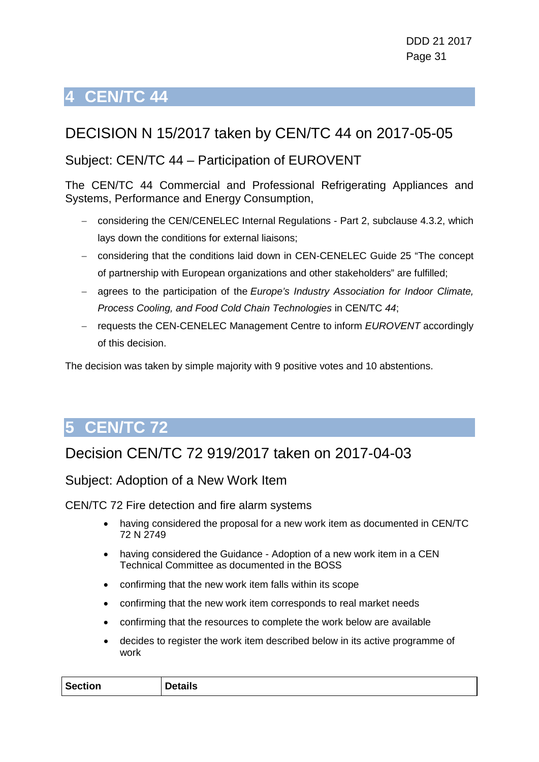# 4 CEN/TC 44

## DECISION N 15/2017 taken by CEN/TC 44 on 2017-05-05

### Subject: CEN/TC 44 – Participation of EUROVENT

The CEN/TC 44 Commercial and Professional Refrigerating Appliances and Systems, Performance and Energy Consumption,

- considering the CEN/CENELEC Internal Regulations - Part 2, subclause 4.3.2, which lays down the conditions for external liaisons;
- considering that the conditions laid down in CEN-CENELEC Guide 25 “The concept of partnership with European organizations and other stakeholders” are fulfilled;
- agrees to the participation of the *Europe’s Industry Association for Indoor Climate, Process Cooling, and Food Cold Chain Technologies* in CEN/TC *44*;
- requests the CEN-CENELEC Management Centre to inform *EUROVENT* accordingly of this decision.

The decision was taken by simple majority with 9 positive votes and 10 abstentions.

# 5 CEN/TC 72

## Decision CEN/TC 72 919/2017 taken on 2017-04-03

### Subject: Adoption of a New Work Item

CEN/TC 72 Fire detection and fire alarm systems

- having considered the proposal for a new work item as documented in CEN/TC 72 N 2749
- having considered the Guidance - Adoption of a new work item in a CEN Technical Committee as documented in the BOSS
- confirming that the new work item falls within its scope
- confirming that the new work item corresponds to real market needs
- confirming that the resources to complete the work below are available
- decides to register the work item described below in its active programme of work

| **Section** | **Details** |
| --- | --- |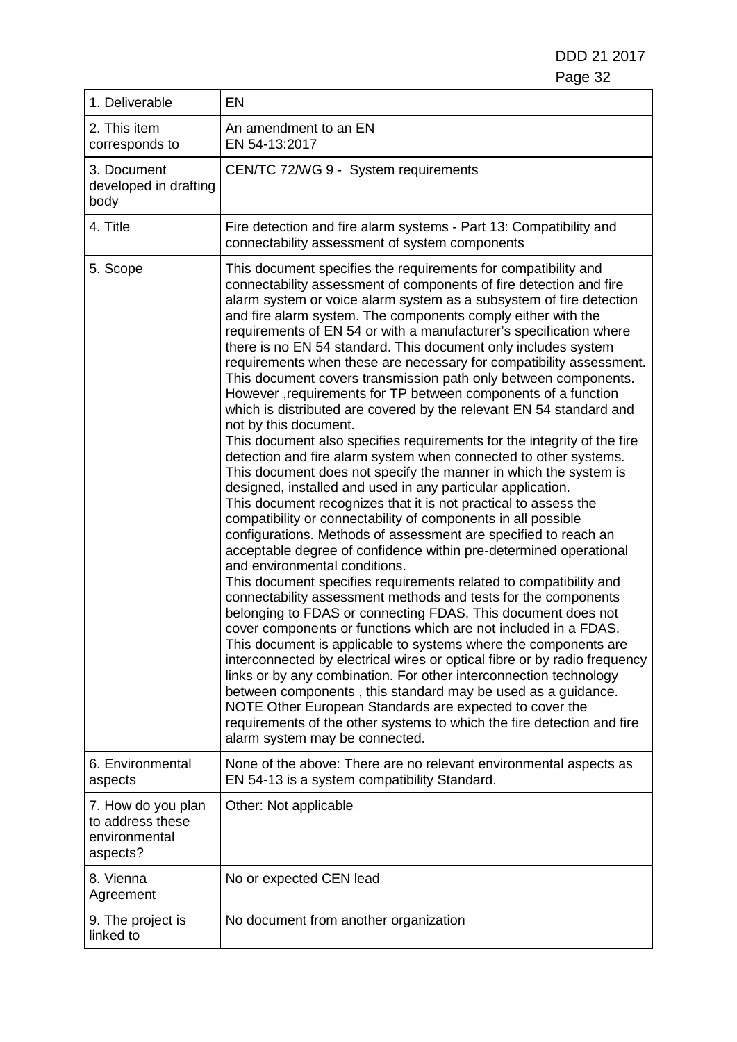| 1. Deliverable | EN |
| --- | --- |
| 2. This item corresponds to | An amendment to an EN<br>EN 54-13:2017 |
| 3. Document developed in drafting body | CEN/TC 72/WG 9 - System requirements |
| 4. Title | Fire detection and fire alarm systems - Part 13: Compatibility and connectability assessment of system components |
| 5. Scope | This document specifies the requirements for compatibility and connectability assessment of components of fire detection and fire alarm system or voice alarm system as a subsystem of fire detection and fire alarm system. The components comply either with the requirements of EN 54 or with a manufacturer's specification where there is no EN 54 standard. This document only includes system requirements when these are necessary for compatibility assessment. This document covers transmission path only between components. However ,requirements for TP between components of a function which is distributed are covered by the relevant EN 54 standard and not by this document.<br>This document also specifies requirements for the integrity of the fire detection and fire alarm system when connected to other systems. This document does not specify the manner in which the system is designed, installed and used in any particular application.<br>This document recognizes that it is not practical to assess the compatibility or connectability of components in all possible configurations. Methods of assessment are specified to reach an acceptable degree of confidence within pre-determined operational and environmental conditions.<br>This document specifies requirements related to compatibility and connectability assessment methods and tests for the components belonging to FDAS or connecting FDAS. This document does not cover components or functions which are not included in a FDAS. This document is applicable to systems where the components are interconnected by electrical wires or optical fibre or by radio frequency links or by any combination. For other interconnection technology between components , this standard may be used as a guidance.<br>NOTE Other European Standards are expected to cover the requirements of the other systems to which the fire detection and fire alarm system may be connected. |
| 6. Environmental aspects | None of the above: There are no relevant environmental aspects as EN 54-13 is a system compatibility Standard. |
| 7. How do you plan to address these environmental aspects? | Other: Not applicable |
| 8. Vienna Agreement | No or expected CEN lead |
| 9. The project is linked to | No document from another organization |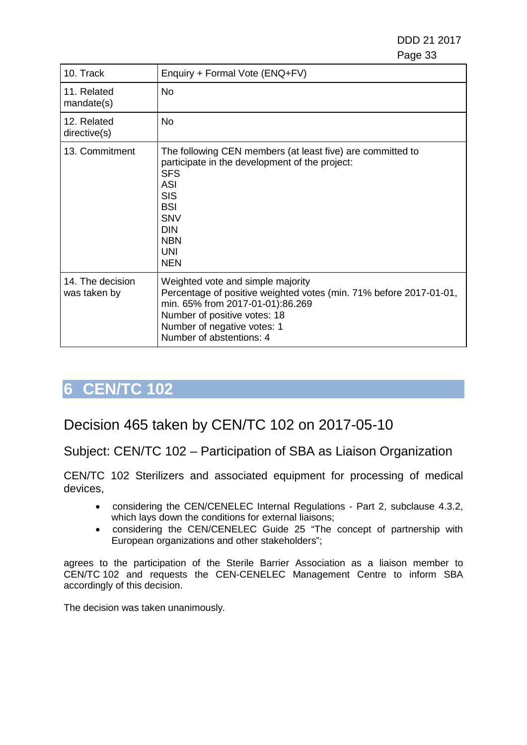| 10. Track | Enquiry + Formal Vote (ENQ+FV) |
|---|---|
| 11. Related mandate(s) | No |
| 12. Related directive(s) | No |
| 13. Commitment | The following CEN members (at least five) are committed to participate in the development of the project:<br>SFS<br>ASI<br>SIS<br>BSI<br>SNV<br>DIN<br>NBN<br>UNI<br>NEN |
| 14. The decision was taken by | Weighted vote and simple majority<br>Percentage of positive weighted votes (min. 71% before 2017-01-01, min. 65% from 2017-01-01):86.269<br>Number of positive votes: 18<br>Number of negative votes: 1<br>Number of abstentions: 4 |

# 6 CEN/TC 102

## Decision 465 taken by CEN/TC 102 on 2017-05-10

### Subject: CEN/TC 102 – Participation of SBA as Liaison Organization

CEN/TC 102 Sterilizers and associated equipment for processing of medical devices,

- considering the CEN/CENELEC Internal Regulations - Part 2, subclause 4.3.2, which lays down the conditions for external liaisons;
- considering the CEN/CENELEC Guide 25 "The concept of partnership with European organizations and other stakeholders";

agrees to the participation of the Sterile Barrier Association as a liaison member to CEN/TC 102 and requests the CEN-CENELEC Management Centre to inform SBA accordingly of this decision.

The decision was taken unanimously.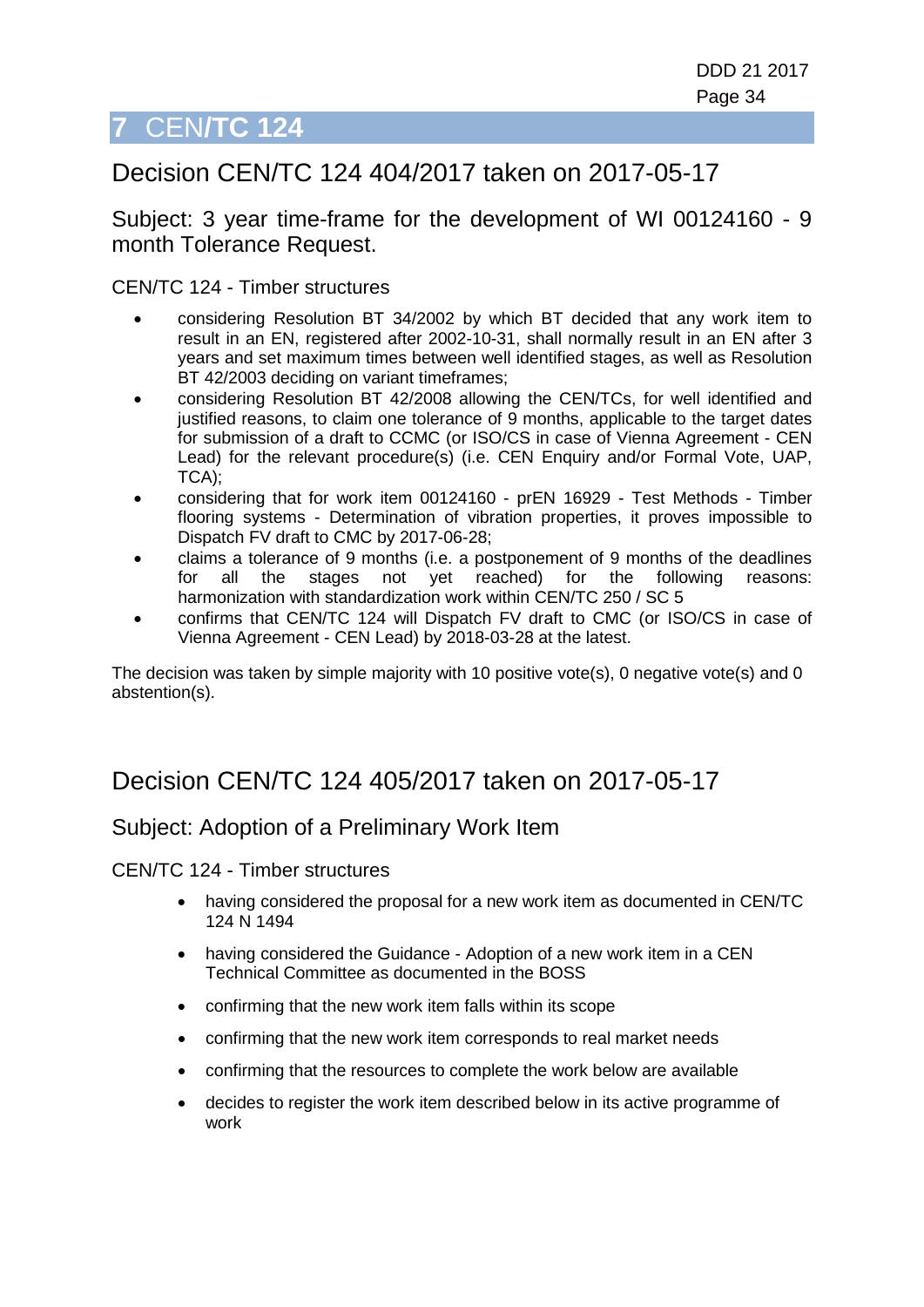# 7 CEN/TC 124

## Decision CEN/TC 124 404/2017 taken on 2017-05-17

### Subject: 3 year time-frame for the development of WI 00124160 - 9 month Tolerance Request.

CEN/TC 124 - Timber structures

- considering Resolution BT 34/2002 by which BT decided that any work item to result in an EN, registered after 2002-10-31, shall normally result in an EN after 3 years and set maximum times between well identified stages, as well as Resolution BT 42/2003 deciding on variant timeframes;
- considering Resolution BT 42/2008 allowing the CEN/TCs, for well identified and justified reasons, to claim one tolerance of 9 months, applicable to the target dates for submission of a draft to CCMC (or ISO/CS in case of Vienna Agreement - CEN Lead) for the relevant procedure(s) (i.e. CEN Enquiry and/or Formal Vote, UAP, TCA);
- considering that for work item 00124160 - prEN 16929 - Test Methods - Timber flooring systems - Determination of vibration properties, it proves impossible to Dispatch FV draft to CMC by 2017-06-28;
- claims a tolerance of 9 months (i.e. a postponement of 9 months of the deadlines for all the stages not yet reached) for the following reasons: harmonization with standardization work within CEN/TC 250 / SC 5
- confirms that CEN/TC 124 will Dispatch FV draft to CMC (or ISO/CS in case of Vienna Agreement - CEN Lead) by 2018-03-28 at the latest.

The decision was taken by simple majority with 10 positive vote(s), 0 negative vote(s) and 0 abstention(s).

## Decision CEN/TC 124 405/2017 taken on 2017-05-17

### Subject: Adoption of a Preliminary Work Item

CEN/TC 124 - Timber structures

- having considered the proposal for a new work item as documented in CEN/TC 124 N 1494
- having considered the Guidance - Adoption of a new work item in a CEN Technical Committee as documented in the BOSS
- confirming that the new work item falls within its scope
- confirming that the new work item corresponds to real market needs
- confirming that the resources to complete the work below are available
- decides to register the work item described below in its active programme of work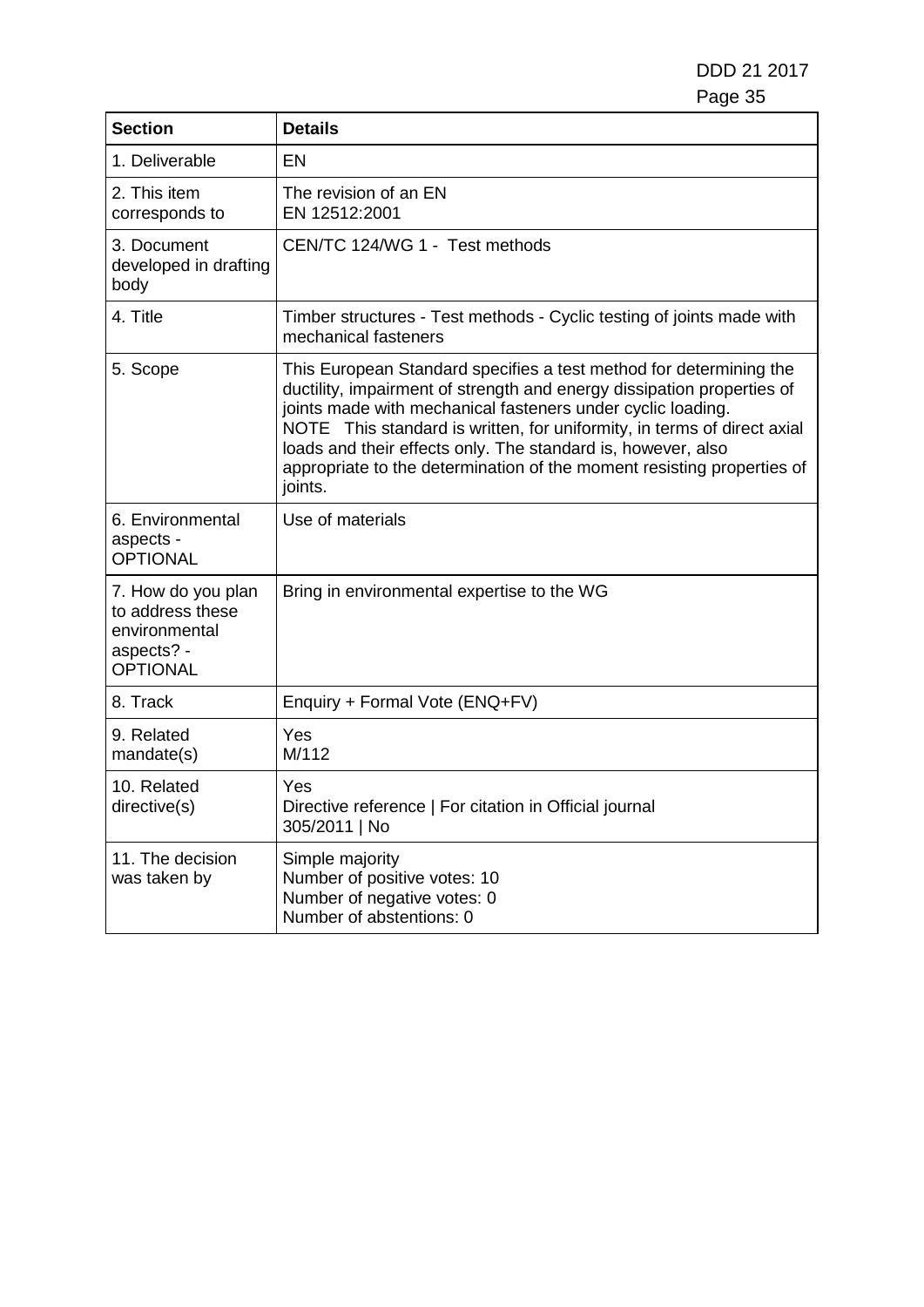| Section | Details |
|---|---|
| 1. Deliverable | EN |
| 2. This item corresponds to | The revision of an EN<br>EN 12512:2001 |
| 3. Document developed in drafting body | CEN/TC 124/WG 1 - Test methods |
| 4. Title | Timber structures - Test methods - Cyclic testing of joints made with mechanical fasteners |
| 5. Scope | This European Standard specifies a test method for determining the ductility, impairment of strength and energy dissipation properties of joints made with mechanical fasteners under cyclic loading.<br>NOTE This standard is written, for uniformity, in terms of direct axial loads and their effects only. The standard is, however, also appropriate to the determination of the moment resisting properties of joints. |
| 6. Environmental aspects - OPTIONAL | Use of materials |
| 7. How do you plan to address these environmental aspects? - OPTIONAL | Bring in environmental expertise to the WG |
| 8. Track | Enquiry + Formal Vote (ENQ+FV) |
| 9. Related mandate(s) | Yes<br>M/112 |
| 10. Related directive(s) | Yes<br>Directive reference \| For citation in Official journal<br>305/2011 \| No |
| 11. The decision was taken by | Simple majority<br>Number of positive votes: 10<br>Number of negative votes: 0<br>Number of abstentions: 0 |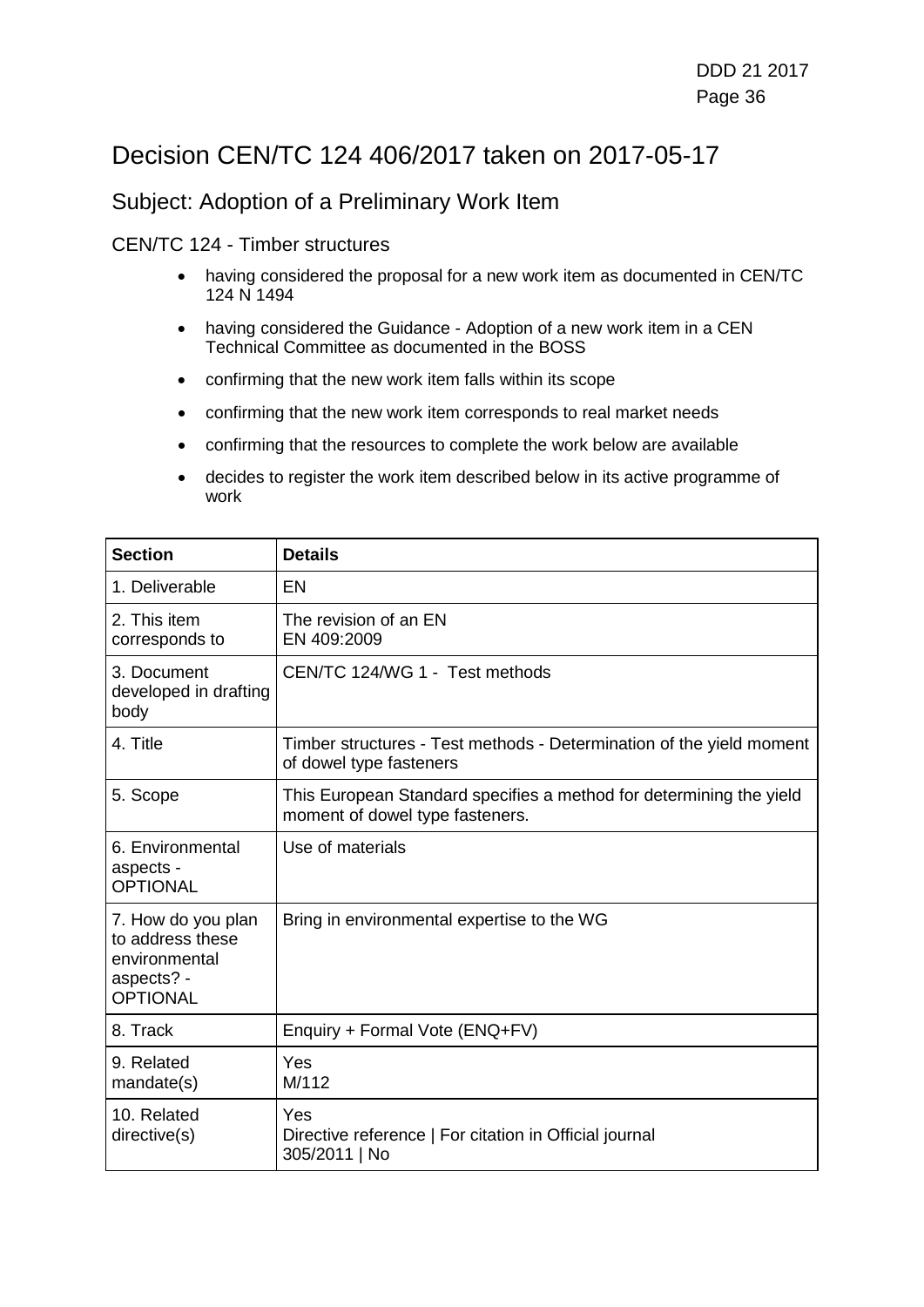# Decision CEN/TC 124 406/2017 taken on 2017-05-17

## Subject: Adoption of a Preliminary Work Item

CEN/TC 124 - Timber structures

- having considered the proposal for a new work item as documented in CEN/TC 124 N 1494
- having considered the Guidance - Adoption of a new work item in a CEN Technical Committee as documented in the BOSS
- confirming that the new work item falls within its scope
- confirming that the new work item corresponds to real market needs
- confirming that the resources to complete the work below are available
- decides to register the work item described below in its active programme of work

| **Section** | **Details** |
|---|---|
| 1. Deliverable | EN |
| 2. This item corresponds to | The revision of an EN<br>EN 409:2009 |
| 3. Document developed in drafting body | CEN/TC 124/WG 1 - Test methods |
| 4. Title | Timber structures - Test methods - Determination of the yield moment of dowel type fasteners |
| 5. Scope | This European Standard specifies a method for determining the yield moment of dowel type fasteners. |
| 6. Environmental aspects - OPTIONAL | Use of materials |
| 7. How do you plan to address these environmental aspects? - OPTIONAL | Bring in environmental expertise to the WG |
| 8. Track | Enquiry + Formal Vote (ENQ+FV) |
| 9. Related mandate(s) | Yes<br>M/112 |
| 10. Related directive(s) | Yes<br>Directive reference \| For citation in Official journal<br>305/2011 \| No |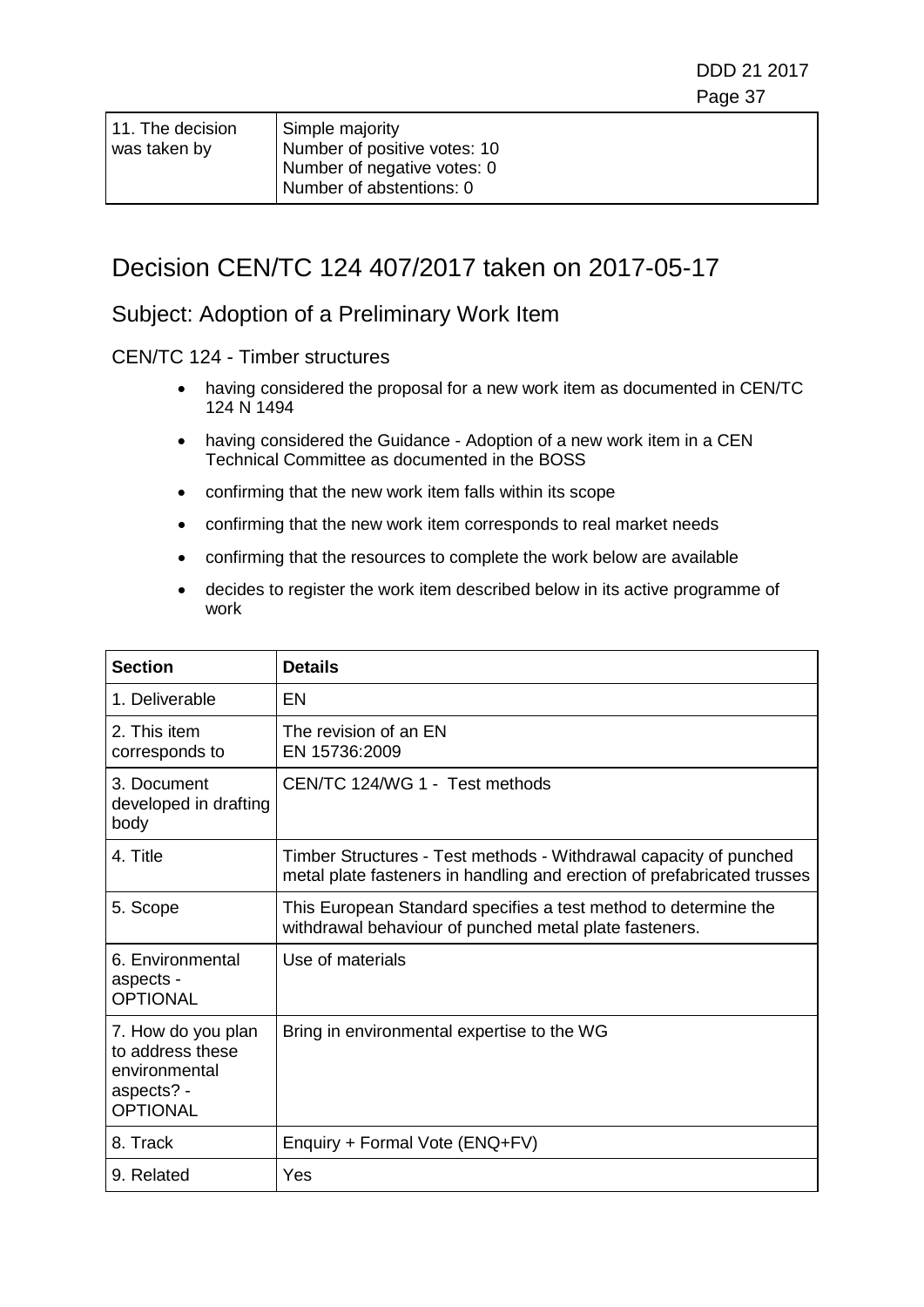| 11. The decision was taken by | Simple majority<br>Number of positive votes: 10<br>Number of negative votes: 0<br>Number of abstentions: 0 |
|---|---|

# Decision CEN/TC 124 407/2017 taken on 2017-05-17

## Subject: Adoption of a Preliminary Work Item

CEN/TC 124 - Timber structures

- having considered the proposal for a new work item as documented in CEN/TC 124 N 1494
- having considered the Guidance - Adoption of a new work item in a CEN Technical Committee as documented in the BOSS
- confirming that the new work item falls within its scope
- confirming that the new work item corresponds to real market needs
- confirming that the resources to complete the work below are available
- decides to register the work item described below in its active programme of work

| Section | Details |
|---|---|
| 1. Deliverable | EN |
| 2. This item corresponds to | The revision of an EN<br>EN 15736:2009 |
| 3. Document developed in drafting body | CEN/TC 124/WG 1 - Test methods |
| 4. Title | Timber Structures - Test methods - Withdrawal capacity of punched metal plate fasteners in handling and erection of prefabricated trusses |
| 5. Scope | This European Standard specifies a test method to determine the withdrawal behaviour of punched metal plate fasteners. |
| 6. Environmental aspects - OPTIONAL | Use of materials |
| 7. How do you plan to address these environmental aspects? - OPTIONAL | Bring in environmental expertise to the WG |
| 8. Track | Enquiry + Formal Vote (ENQ+FV) |
| 9. Related | Yes |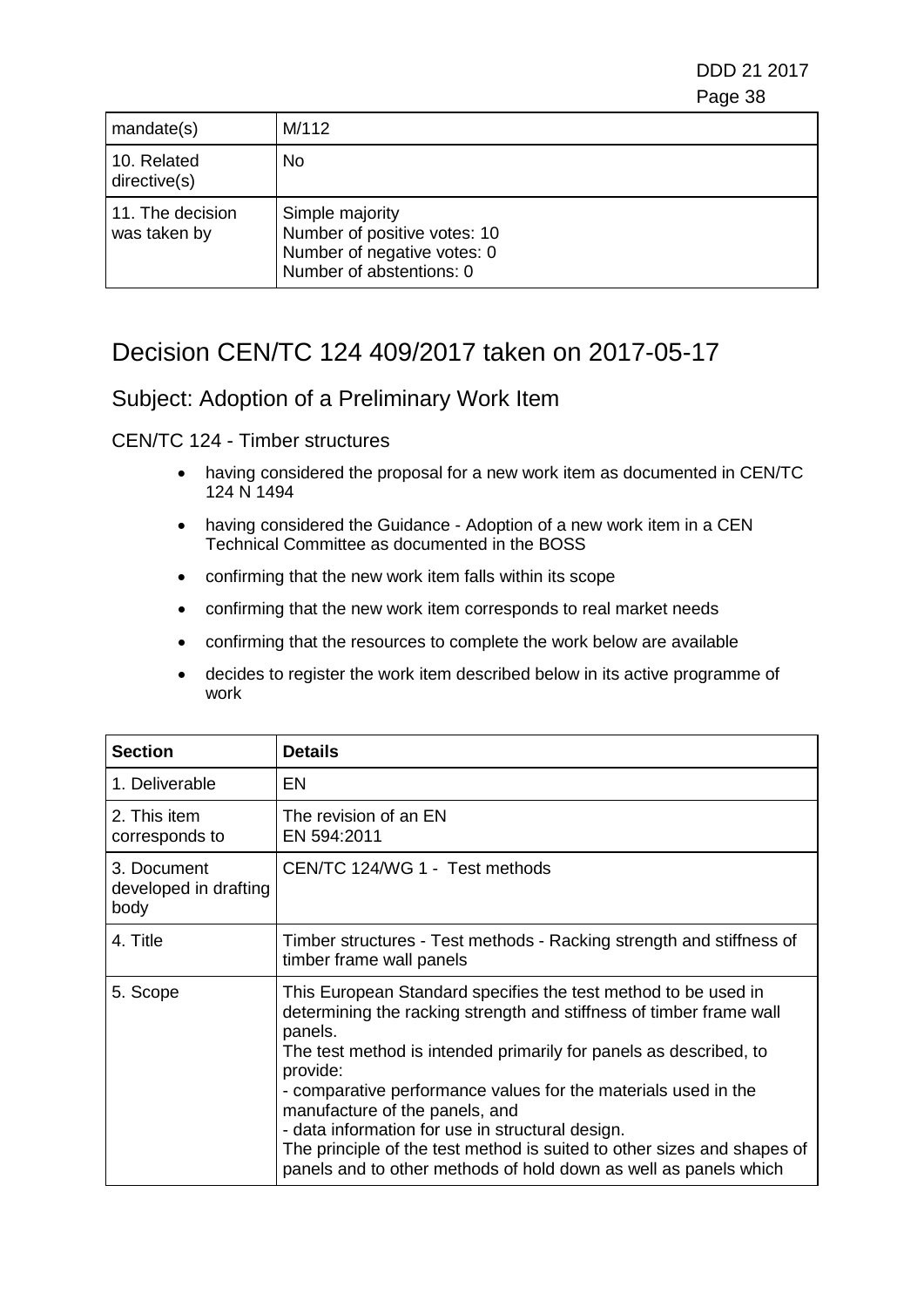| mandate(s) | M/112 |
|---|---|
| 10. Related directive(s) | No |
| 11. The decision was taken by | Simple majority<br>Number of positive votes: 10<br>Number of negative votes: 0<br>Number of abstentions: 0 |

# Decision CEN/TC 124 409/2017 taken on 2017-05-17

## Subject: Adoption of a Preliminary Work Item

CEN/TC 124 - Timber structures

- having considered the proposal for a new work item as documented in CEN/TC 124 N 1494
- having considered the Guidance - Adoption of a new work item in a CEN Technical Committee as documented in the BOSS
- confirming that the new work item falls within its scope
- confirming that the new work item corresponds to real market needs
- confirming that the resources to complete the work below are available
- decides to register the work item described below in its active programme of work

| Section | Details |
|---|---|
| 1. Deliverable | EN |
| 2. This item corresponds to | The revision of an EN<br>EN 594:2011 |
| 3. Document developed in drafting body | CEN/TC 124/WG 1 - Test methods |
| 4. Title | Timber structures - Test methods - Racking strength and stiffness of timber frame wall panels |
| 5. Scope | This European Standard specifies the test method to be used in determining the racking strength and stiffness of timber frame wall panels.<br>The test method is intended primarily for panels as described, to provide:<br>- comparative performance values for the materials used in the manufacture of the panels, and<br>- data information for use in structural design.<br>The principle of the test method is suited to other sizes and shapes of panels and to other methods of hold down as well as panels which |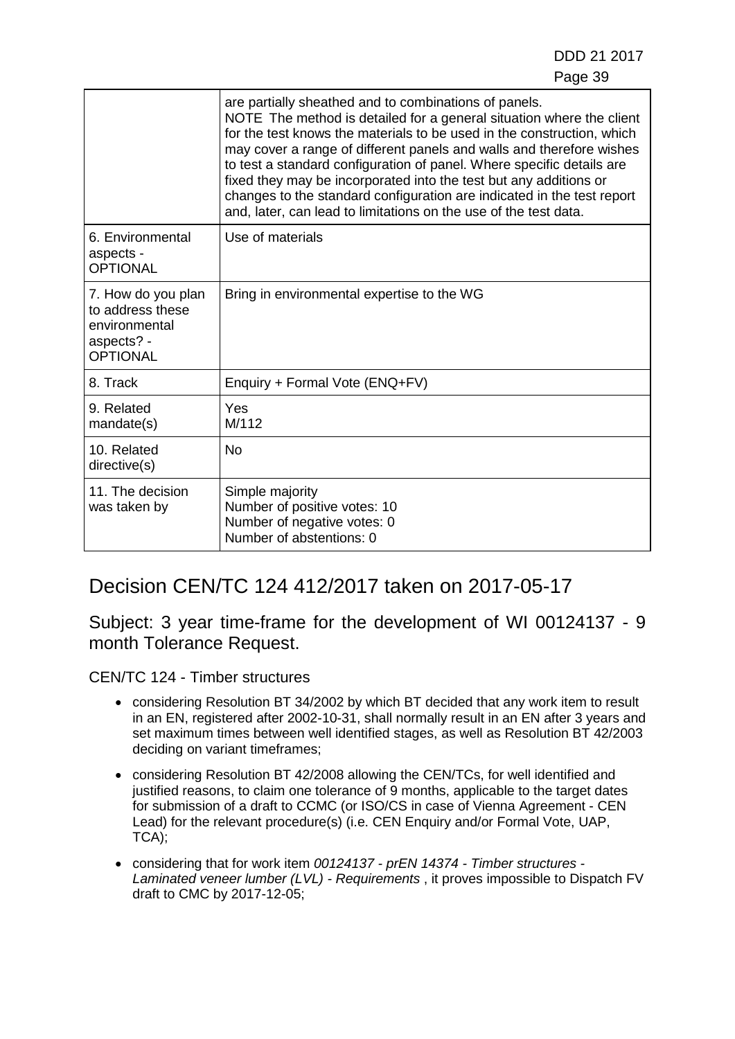| | |
|---|---|
| | are partially sheathed and to combinations of panels.<br>NOTE The method is detailed for a general situation where the client for the test knows the materials to be used in the construction, which may cover a range of different panels and walls and therefore wishes to test a standard configuration of panel. Where specific details are fixed they may be incorporated into the test but any additions or changes to the standard configuration are indicated in the test report and, later, can lead to limitations on the use of the test data. |
| 6. Environmental aspects - OPTIONAL | Use of materials |
| 7. How do you plan to address these environmental aspects? - OPTIONAL | Bring in environmental expertise to the WG |
| 8. Track | Enquiry + Formal Vote (ENQ+FV) |
| 9. Related mandate(s) | Yes<br>M/112 |
| 10. Related directive(s) | No |
| 11. The decision was taken by | Simple majority<br>Number of positive votes: 10<br>Number of negative votes: 0<br>Number of abstentions: 0 |

# Decision CEN/TC 124 412/2017 taken on 2017-05-17

## Subject: 3 year time-frame for the development of WI 00124137 - 9 month Tolerance Request.

CEN/TC 124 - Timber structures

- considering Resolution BT 34/2002 by which BT decided that any work item to result in an EN, registered after 2002-10-31, shall normally result in an EN after 3 years and set maximum times between well identified stages, as well as Resolution BT 42/2003 deciding on variant timeframes;
- considering Resolution BT 42/2008 allowing the CEN/TCs, for well identified and justified reasons, to claim one tolerance of 9 months, applicable to the target dates for submission of a draft to CCMC (or ISO/CS in case of Vienna Agreement - CEN Lead) for the relevant procedure(s) (i.e. CEN Enquiry and/or Formal Vote, UAP, TCA);
- considering that for work item *00124137 - prEN 14374 - Timber structures - Laminated veneer lumber (LVL) - Requirements* , it proves impossible to Dispatch FV draft to CMC by 2017-12-05;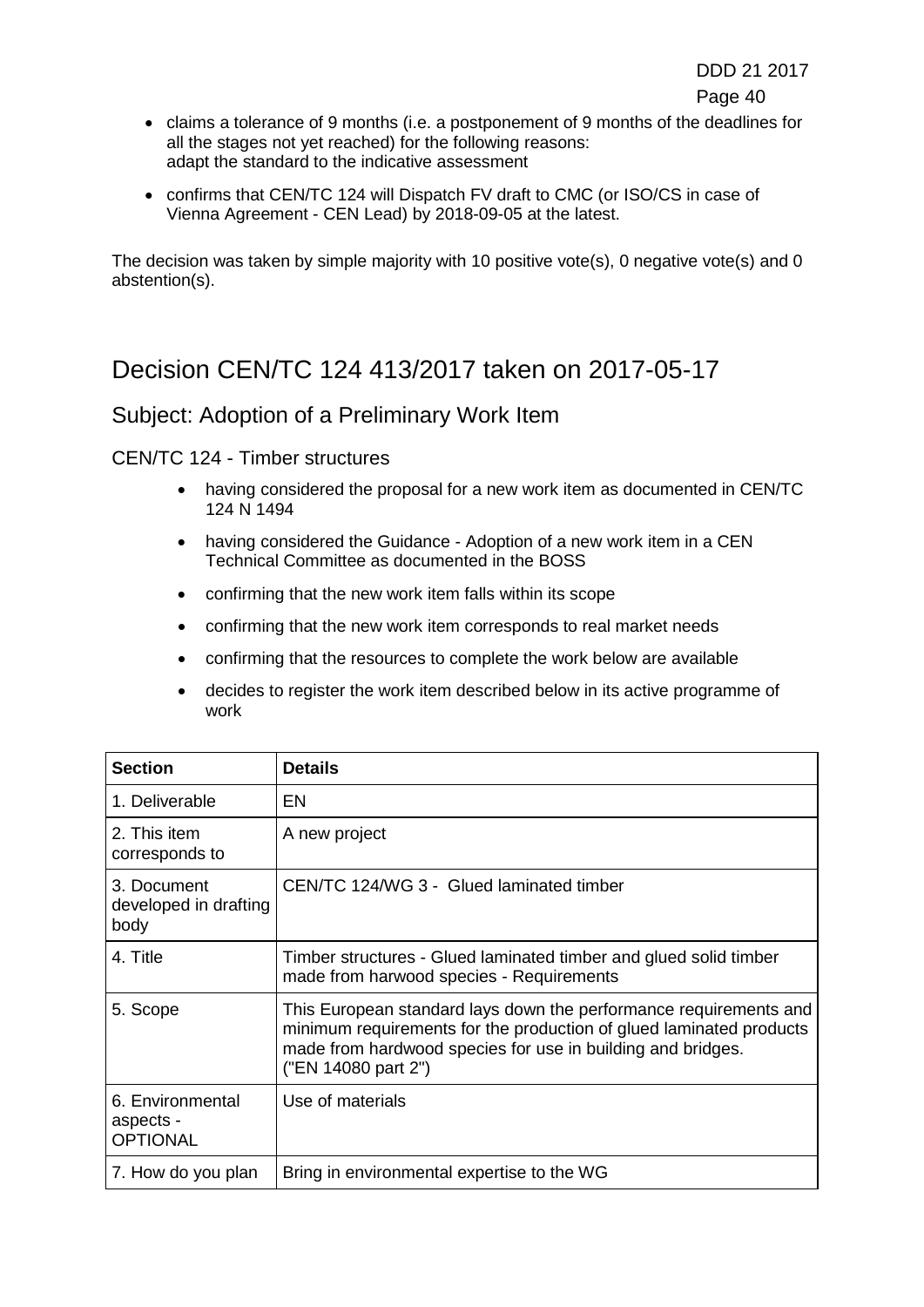- claims a tolerance of 9 months (i.e. a postponement of 9 months of the deadlines for all the stages not yet reached) for the following reasons:
  adapt the standard to the indicative assessment
- confirms that CEN/TC 124 will Dispatch FV draft to CMC (or ISO/CS in case of Vienna Agreement - CEN Lead) by 2018-09-05 at the latest.

The decision was taken by simple majority with 10 positive vote(s), 0 negative vote(s) and 0 abstention(s).

# Decision CEN/TC 124 413/2017 taken on 2017-05-17

## Subject: Adoption of a Preliminary Work Item

CEN/TC 124 - Timber structures

- having considered the proposal for a new work item as documented in CEN/TC 124 N 1494
- having considered the Guidance - Adoption of a new work item in a CEN Technical Committee as documented in the BOSS
- confirming that the new work item falls within its scope
- confirming that the new work item corresponds to real market needs
- confirming that the resources to complete the work below are available
- decides to register the work item described below in its active programme of work

| Section | Details |
|---|---|
| 1. Deliverable | EN |
| 2. This item corresponds to | A new project |
| 3. Document developed in drafting body | CEN/TC 124/WG 3 - Glued laminated timber |
| 4. Title | Timber structures - Glued laminated timber and glued solid timber made from harwood species - Requirements |
| 5. Scope | This European standard lays down the performance requirements and minimum requirements for the production of glued laminated products made from hardwood species for use in building and bridges. ("EN 14080 part 2") |
| 6. Environmental aspects - OPTIONAL | Use of materials |
| 7. How do you plan | Bring in environmental expertise to the WG |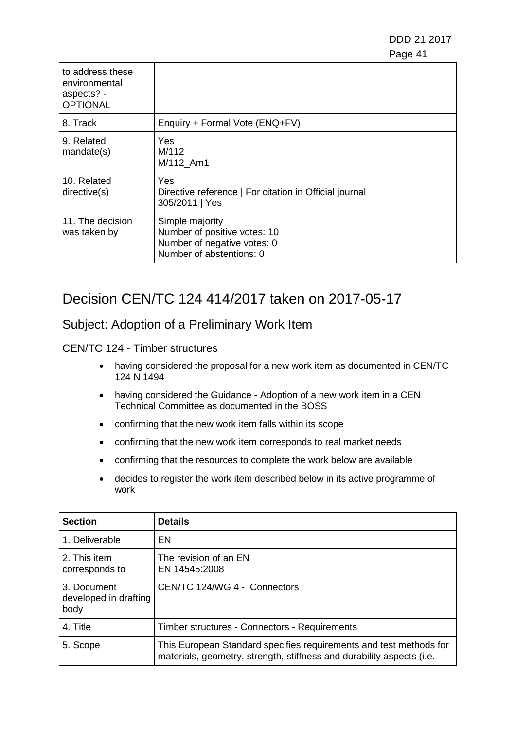| | |
|---|---|
| to address these environmental aspects? - OPTIONAL | |
| 8. Track | Enquiry + Formal Vote (ENQ+FV) |
| 9. Related mandate(s) | Yes<br>M/112<br>M/112_Am1 |
| 10. Related directive(s) | Yes<br>Directive reference \| For citation in Official journal<br>305/2011 \| Yes |
| 11. The decision was taken by | Simple majority<br>Number of positive votes: 10<br>Number of negative votes: 0<br>Number of abstentions: 0 |

# Decision CEN/TC 124 414/2017 taken on 2017-05-17

## Subject: Adoption of a Preliminary Work Item

CEN/TC 124 - Timber structures

- having considered the proposal for a new work item as documented in CEN/TC 124 N 1494
- having considered the Guidance - Adoption of a new work item in a CEN Technical Committee as documented in the BOSS
- confirming that the new work item falls within its scope
- confirming that the new work item corresponds to real market needs
- confirming that the resources to complete the work below are available
- decides to register the work item described below in its active programme of work

| **Section** | **Details** |
|---|---|
| 1. Deliverable | EN |
| 2. This item corresponds to | The revision of an EN<br>EN 14545:2008 |
| 3. Document developed in drafting body | CEN/TC 124/WG 4 - Connectors |
| 4. Title | Timber structures - Connectors - Requirements |
| 5. Scope | This European Standard specifies requirements and test methods for materials, geometry, strength, stiffness and durability aspects (i.e. |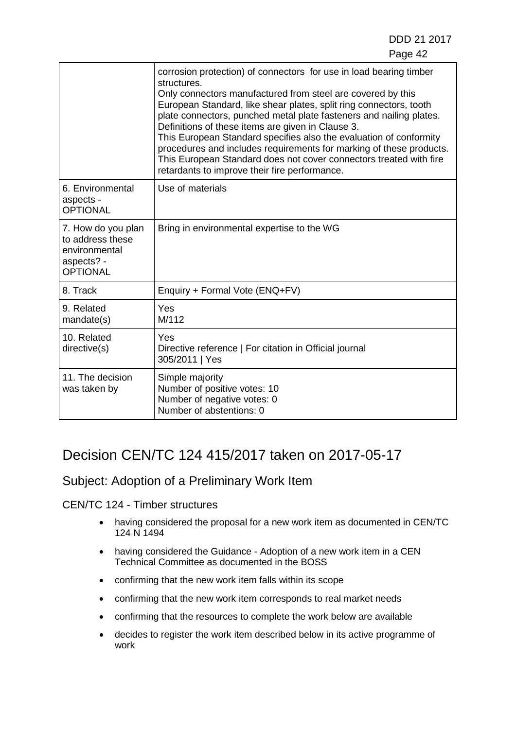| | |
|---|---|
| | corrosion protection) of connectors for use in load bearing timber structures.<br>Only connectors manufactured from steel are covered by this European Standard, like shear plates, split ring connectors, tooth plate connectors, punched metal plate fasteners and nailing plates. Definitions of these items are given in Clause 3.<br>This European Standard specifies also the evaluation of conformity procedures and includes requirements for marking of these products. This European Standard does not cover connectors treated with fire retardants to improve their fire performance. |
| 6. Environmental aspects - OPTIONAL | Use of materials |
| 7. How do you plan to address these environmental aspects? - OPTIONAL | Bring in environmental expertise to the WG |
| 8. Track | Enquiry + Formal Vote (ENQ+FV) |
| 9. Related mandate(s) | Yes<br>M/112 |
| 10. Related directive(s) | Yes<br>Directive reference \| For citation in Official journal<br>305/2011 \| Yes |
| 11. The decision was taken by | Simple majority<br>Number of positive votes: 10<br>Number of negative votes: 0<br>Number of abstentions: 0 |

# Decision CEN/TC 124 415/2017 taken on 2017-05-17

## Subject: Adoption of a Preliminary Work Item

CEN/TC 124 - Timber structures

- having considered the proposal for a new work item as documented in CEN/TC 124 N 1494
- having considered the Guidance - Adoption of a new work item in a CEN Technical Committee as documented in the BOSS
- confirming that the new work item falls within its scope
- confirming that the new work item corresponds to real market needs
- confirming that the resources to complete the work below are available
- decides to register the work item described below in its active programme of work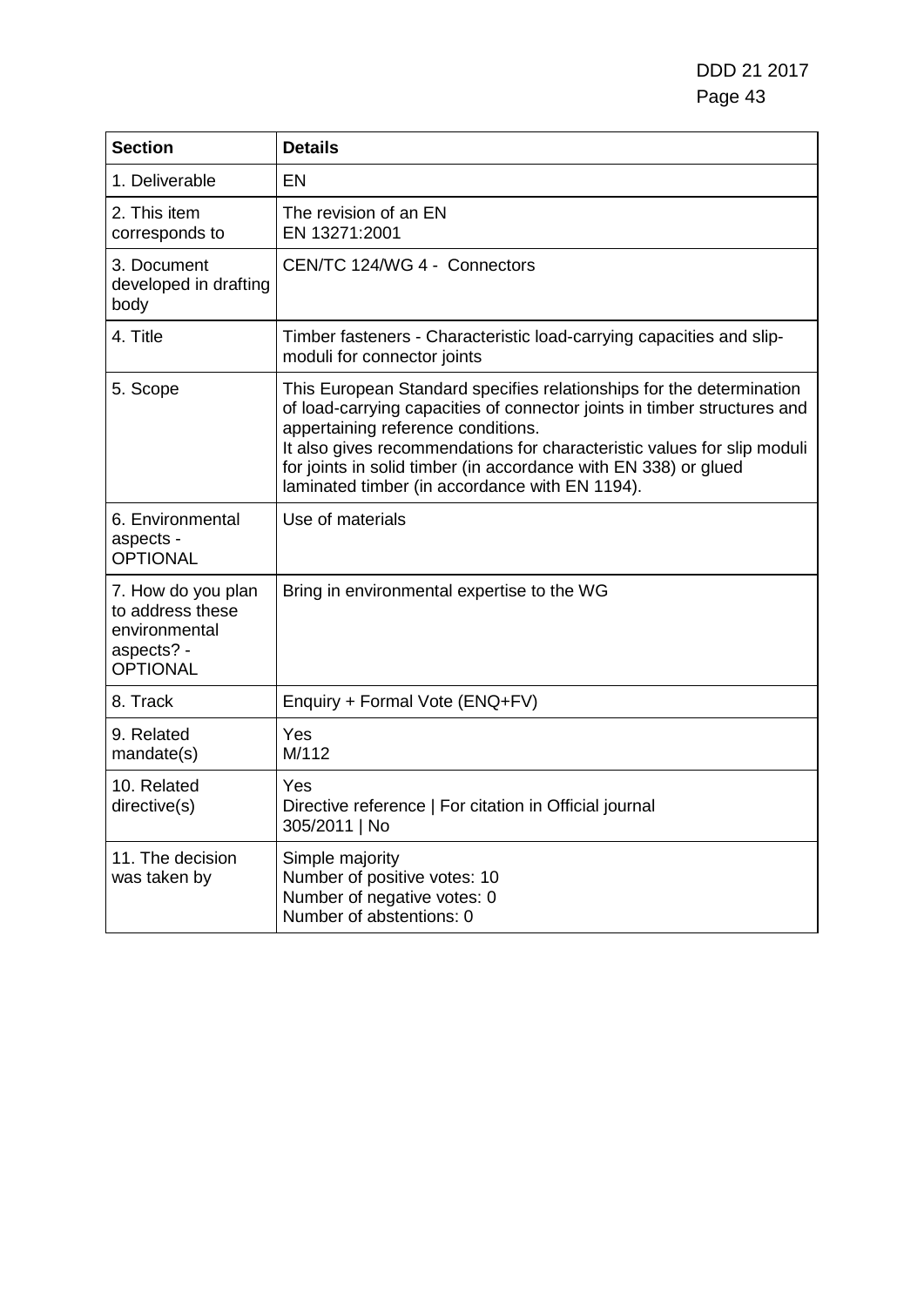| Section | Details |
|---|---|
| 1. Deliverable | EN |
| 2. This item corresponds to | The revision of an EN<br>EN 13271:2001 |
| 3. Document developed in drafting body | CEN/TC 124/WG 4 - Connectors |
| 4. Title | Timber fasteners - Characteristic load-carrying capacities and slip-moduli for connector joints |
| 5. Scope | This European Standard specifies relationships for the determination of load-carrying capacities of connector joints in timber structures and appertaining reference conditions.<br>It also gives recommendations for characteristic values for slip moduli for joints in solid timber (in accordance with EN 338) or glued laminated timber (in accordance with EN 1194). |
| 6. Environmental aspects - OPTIONAL | Use of materials |
| 7. How do you plan to address these environmental aspects? - OPTIONAL | Bring in environmental expertise to the WG |
| 8. Track | Enquiry + Formal Vote (ENQ+FV) |
| 9. Related mandate(s) | Yes<br>M/112 |
| 10. Related directive(s) | Yes<br>Directive reference \| For citation in Official journal<br>305/2011 \| No |
| 11. The decision was taken by | Simple majority<br>Number of positive votes: 10<br>Number of negative votes: 0<br>Number of abstentions: 0 |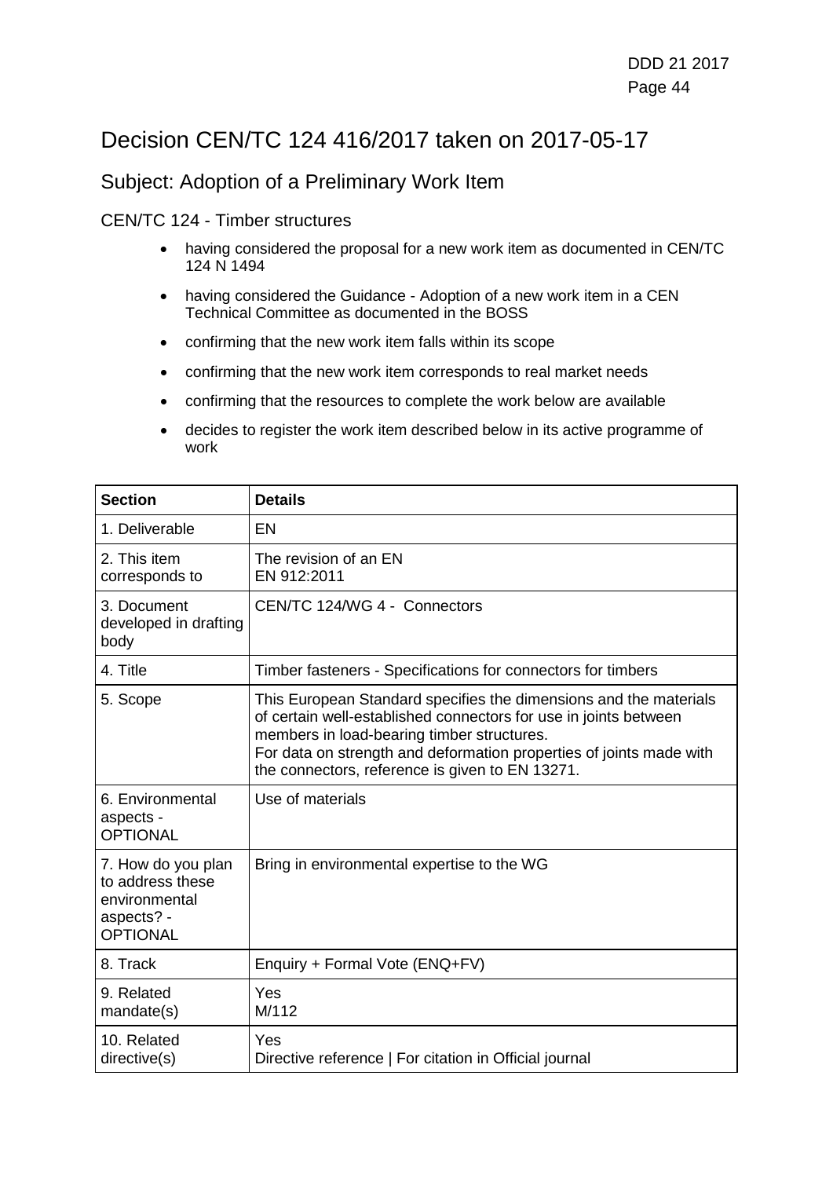# Decision CEN/TC 124 416/2017 taken on 2017-05-17

## Subject: Adoption of a Preliminary Work Item

### CEN/TC 124 - Timber structures

- having considered the proposal for a new work item as documented in CEN/TC 124 N 1494
- having considered the Guidance - Adoption of a new work item in a CEN Technical Committee as documented in the BOSS
- confirming that the new work item falls within its scope
- confirming that the new work item corresponds to real market needs
- confirming that the resources to complete the work below are available
- decides to register the work item described below in its active programme of work

| Section | Details |
|---|---|
| 1. Deliverable | EN |
| 2. This item corresponds to | The revision of an EN<br>EN 912:2011 |
| 3. Document developed in drafting body | CEN/TC 124/WG 4 - Connectors |
| 4. Title | Timber fasteners - Specifications for connectors for timbers |
| 5. Scope | This European Standard specifies the dimensions and the materials of certain well-established connectors for use in joints between members in load-bearing timber structures.<br>For data on strength and deformation properties of joints made with the connectors, reference is given to EN 13271. |
| 6. Environmental aspects - OPTIONAL | Use of materials |
| 7. How do you plan to address these environmental aspects? - OPTIONAL | Bring in environmental expertise to the WG |
| 8. Track | Enquiry + Formal Vote (ENQ+FV) |
| 9. Related mandate(s) | Yes<br>M/112 |
| 10. Related directive(s) | Yes<br>Directive reference \| For citation in Official journal |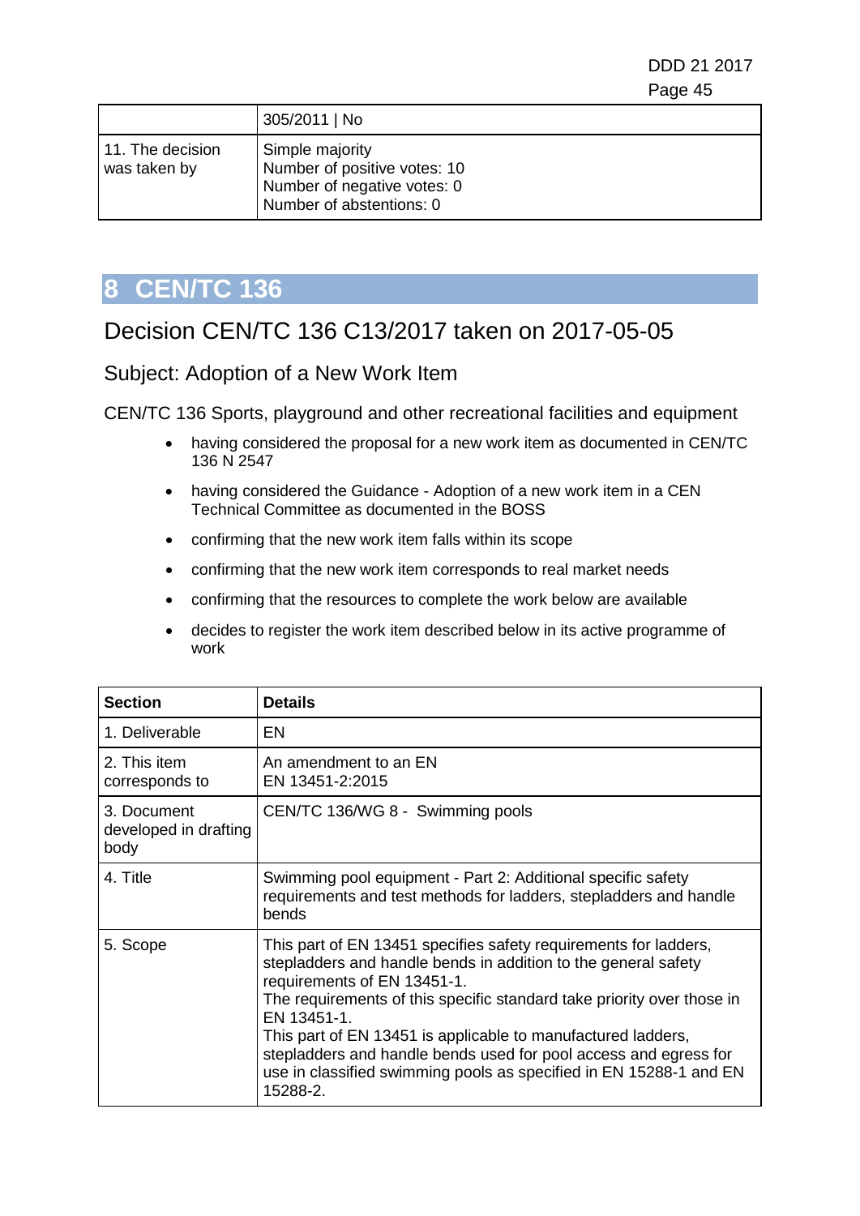| | 305/2011 &#124; No |
|---|---|
| 11. The decision was taken by | Simple majority<br>Number of positive votes: 10<br>Number of negative votes: 0<br>Number of abstentions: 0 |

# 8 CEN/TC 136

## Decision CEN/TC 136 C13/2017 taken on 2017-05-05

### Subject: Adoption of a New Work Item

CEN/TC 136 Sports, playground and other recreational facilities and equipment

- having considered the proposal for a new work item as documented in CEN/TC 136 N 2547
- having considered the Guidance - Adoption of a new work item in a CEN Technical Committee as documented in the BOSS
- confirming that the new work item falls within its scope
- confirming that the new work item corresponds to real market needs
- confirming that the resources to complete the work below are available
- decides to register the work item described below in its active programme of work

| **Section** | **Details** |
|---|---|
| 1. Deliverable | EN |
| 2. This item corresponds to | An amendment to an EN<br>EN 13451-2:2015 |
| 3. Document developed in drafting body | CEN/TC 136/WG 8 - Swimming pools |
| 4. Title | Swimming pool equipment - Part 2: Additional specific safety requirements and test methods for ladders, stepladders and handle bends |
| 5. Scope | This part of EN 13451 specifies safety requirements for ladders, stepladders and handle bends in addition to the general safety requirements of EN 13451-1.<br>The requirements of this specific standard take priority over those in EN 13451-1.<br>This part of EN 13451 is applicable to manufactured ladders, stepladders and handle bends used for pool access and egress for use in classified swimming pools as specified in EN 15288-1 and EN 15288-2. |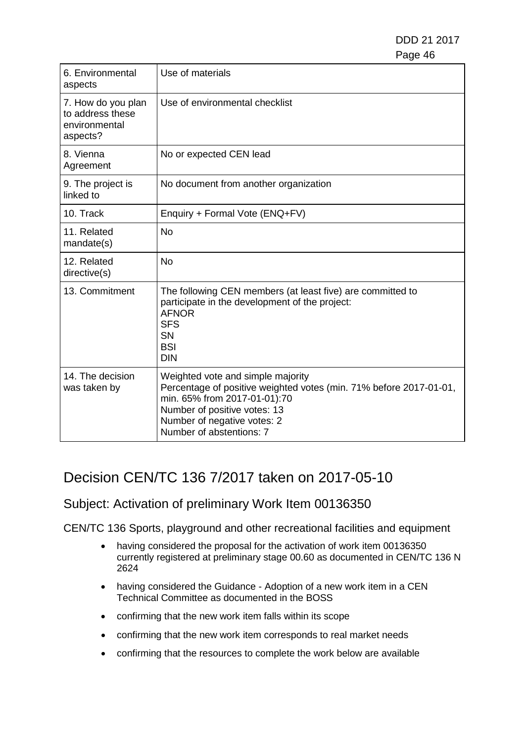| | |
|---|---|
| 6. Environmental aspects | Use of materials |
| 7. How do you plan to address these environmental aspects? | Use of environmental checklist |
| 8. Vienna Agreement | No or expected CEN lead |
| 9. The project is linked to | No document from another organization |
| 10. Track | Enquiry + Formal Vote (ENQ+FV) |
| 11. Related mandate(s) | No |
| 12. Related directive(s) | No |
| 13. Commitment | The following CEN members (at least five) are committed to participate in the development of the project:<br>AFNOR<br>SFS<br>SN<br>BSI<br>DIN |
| 14. The decision was taken by | Weighted vote and simple majority<br>Percentage of positive weighted votes (min. 71% before 2017-01-01, min. 65% from 2017-01-01):70<br>Number of positive votes: 13<br>Number of negative votes: 2<br>Number of abstentions: 7 |

# Decision CEN/TC 136 7/2017 taken on 2017-05-10

## Subject: Activation of preliminary Work Item 00136350

CEN/TC 136 Sports, playground and other recreational facilities and equipment

- having considered the proposal for the activation of work item 00136350 currently registered at preliminary stage 00.60 as documented in CEN/TC 136 N 2624
- having considered the Guidance - Adoption of a new work item in a CEN Technical Committee as documented in the BOSS
- confirming that the new work item falls within its scope
- confirming that the new work item corresponds to real market needs
- confirming that the resources to complete the work below are available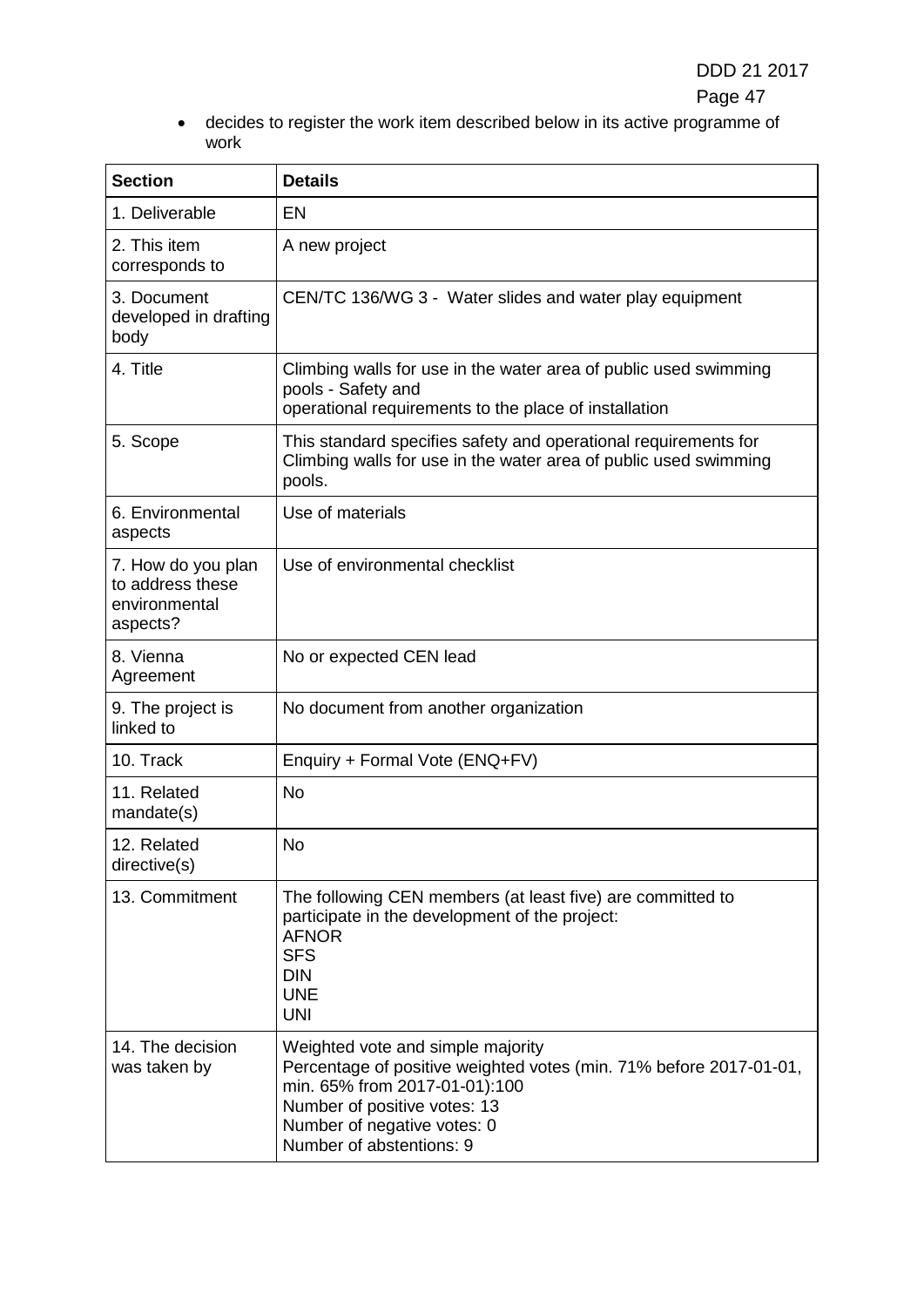- decides to register the work item described below in its active programme of work

| Section | Details |
|---|---|
| 1. Deliverable | EN |
| 2. This item corresponds to | A new project |
| 3. Document developed in drafting body | CEN/TC 136/WG 3 - Water slides and water play equipment |
| 4. Title | Climbing walls for use in the water area of public used swimming pools - Safety and operational requirements to the place of installation |
| 5. Scope | This standard specifies safety and operational requirements for Climbing walls for use in the water area of public used swimming pools. |
| 6. Environmental aspects | Use of materials |
| 7. How do you plan to address these environmental aspects? | Use of environmental checklist |
| 8. Vienna Agreement | No or expected CEN lead |
| 9. The project is linked to | No document from another organization |
| 10. Track | Enquiry + Formal Vote (ENQ+FV) |
| 11. Related mandate(s) | No |
| 12. Related directive(s) | No |
| 13. Commitment | The following CEN members (at least five) are committed to participate in the development of the project:<br>AFNOR<br>SFS<br>DIN<br>UNE<br>UNI |
| 14. The decision was taken by | Weighted vote and simple majority<br>Percentage of positive weighted votes (min. 71% before 2017-01-01, min. 65% from 2017-01-01):100<br>Number of positive votes: 13<br>Number of negative votes: 0<br>Number of abstentions: 9 |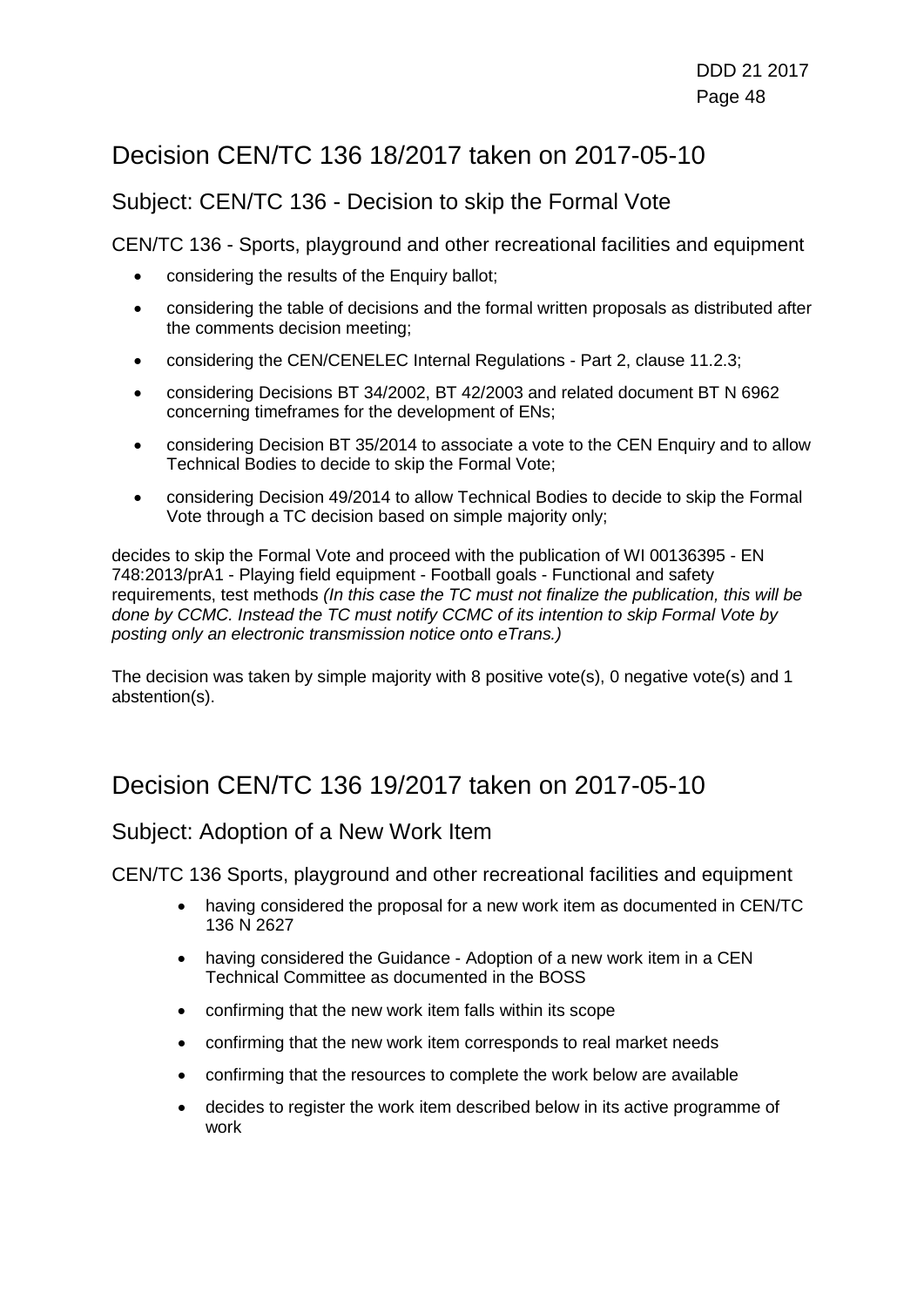# Decision CEN/TC 136 18/2017 taken on 2017-05-10

## Subject: CEN/TC 136 - Decision to skip the Formal Vote

CEN/TC 136 - Sports, playground and other recreational facilities and equipment

- considering the results of the Enquiry ballot;
- considering the table of decisions and the formal written proposals as distributed after the comments decision meeting;
- considering the CEN/CENELEC Internal Regulations - Part 2, clause 11.2.3;
- considering Decisions BT 34/2002, BT 42/2003 and related document BT N 6962 concerning timeframes for the development of ENs;
- considering Decision BT 35/2014 to associate a vote to the CEN Enquiry and to allow Technical Bodies to decide to skip the Formal Vote;
- considering Decision 49/2014 to allow Technical Bodies to decide to skip the Formal Vote through a TC decision based on simple majority only;

decides to skip the Formal Vote and proceed with the publication of WI 00136395 - EN 748:2013/prA1 - Playing field equipment - Football goals - Functional and safety requirements, test methods *(In this case the TC must not finalize the publication, this will be done by CCMC. Instead the TC must notify CCMC of its intention to skip Formal Vote by posting only an electronic transmission notice onto eTrans.)*

The decision was taken by simple majority with 8 positive vote(s), 0 negative vote(s) and 1 abstention(s).

# Decision CEN/TC 136 19/2017 taken on 2017-05-10

## Subject: Adoption of a New Work Item

CEN/TC 136 Sports, playground and other recreational facilities and equipment

- having considered the proposal for a new work item as documented in CEN/TC 136 N 2627
- having considered the Guidance - Adoption of a new work item in a CEN Technical Committee as documented in the BOSS
- confirming that the new work item falls within its scope
- confirming that the new work item corresponds to real market needs
- confirming that the resources to complete the work below are available
- decides to register the work item described below in its active programme of work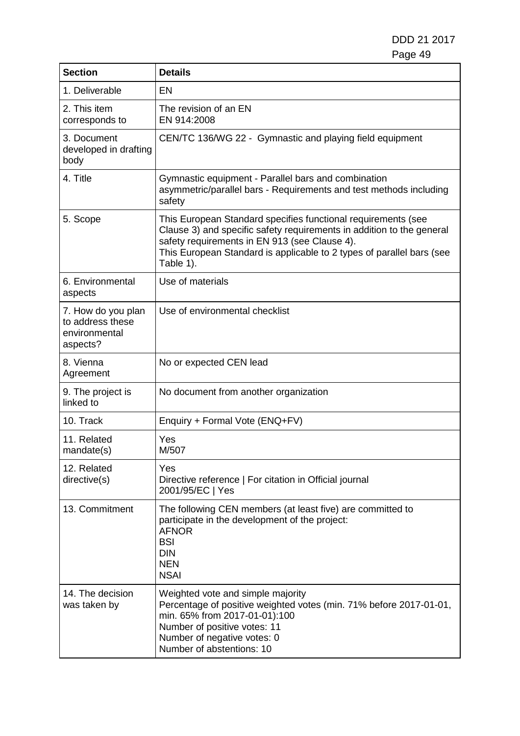| Section | Details |
| --- | --- |
| 1. Deliverable | EN |
| 2. This item corresponds to | The revision of an EN<br>EN 914:2008 |
| 3. Document developed in drafting body | CEN/TC 136/WG 22 - Gymnastic and playing field equipment |
| 4. Title | Gymnastic equipment - Parallel bars and combination asymmetric/parallel bars - Requirements and test methods including safety |
| 5. Scope | This European Standard specifies functional requirements (see Clause 3) and specific safety requirements in addition to the general safety requirements in EN 913 (see Clause 4).<br>This European Standard is applicable to 2 types of parallel bars (see Table 1). |
| 6. Environmental aspects | Use of materials |
| 7. How do you plan to address these environmental aspects? | Use of environmental checklist |
| 8. Vienna Agreement | No or expected CEN lead |
| 9. The project is linked to | No document from another organization |
| 10. Track | Enquiry + Formal Vote (ENQ+FV) |
| 11. Related mandate(s) | Yes<br>M/507 |
| 12. Related directive(s) | Yes<br>Directive reference \| For citation in Official journal<br>2001/95/EC \| Yes |
| 13. Commitment | The following CEN members (at least five) are committed to participate in the development of the project:<br>AFNOR<br>BSI<br>DIN<br>NEN<br>NSAI |
| 14. The decision was taken by | Weighted vote and simple majority<br>Percentage of positive weighted votes (min. 71% before 2017-01-01, min. 65% from 2017-01-01):100<br>Number of positive votes: 11<br>Number of negative votes: 0<br>Number of abstentions: 10 |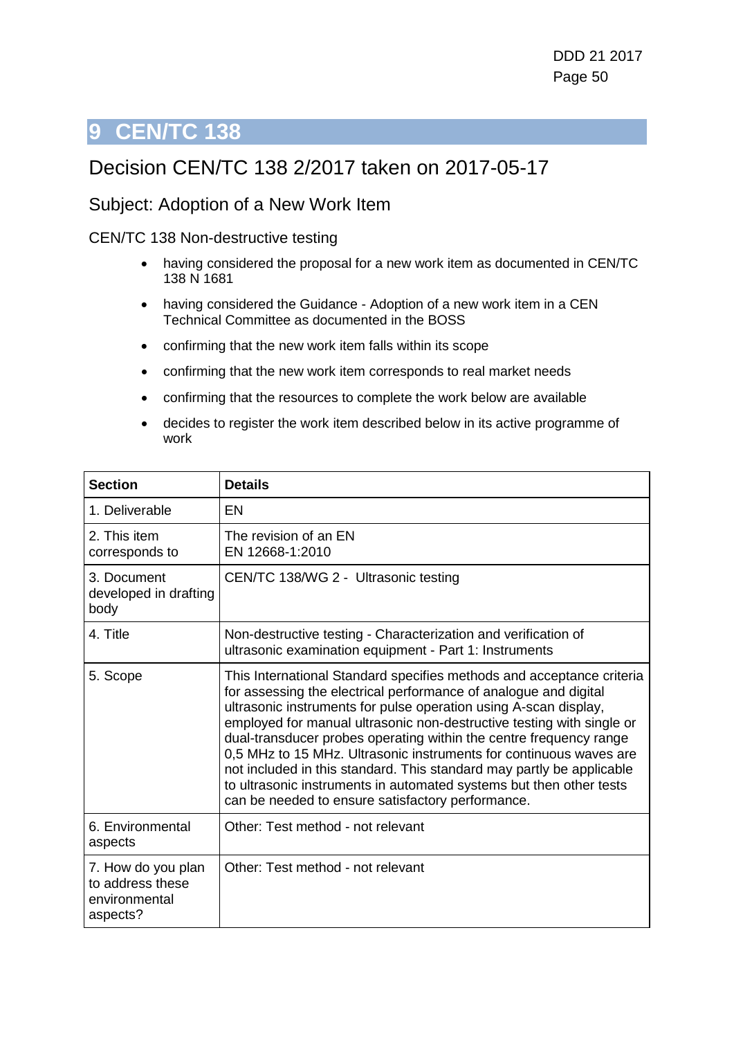# 9 CEN/TC 138

## Decision CEN/TC 138 2/2017 taken on 2017-05-17

### Subject: Adoption of a New Work Item

CEN/TC 138 Non-destructive testing

- having considered the proposal for a new work item as documented in CEN/TC 138 N 1681
- having considered the Guidance - Adoption of a new work item in a CEN Technical Committee as documented in the BOSS
- confirming that the new work item falls within its scope
- confirming that the new work item corresponds to real market needs
- confirming that the resources to complete the work below are available
- decides to register the work item described below in its active programme of work

| Section | Details |
|---|---|
| 1. Deliverable | EN |
| 2. This item corresponds to | The revision of an EN<br>EN 12668-1:2010 |
| 3. Document developed in drafting body | CEN/TC 138/WG 2 - Ultrasonic testing |
| 4. Title | Non-destructive testing - Characterization and verification of ultrasonic examination equipment - Part 1: Instruments |
| 5. Scope | This International Standard specifies methods and acceptance criteria for assessing the electrical performance of analogue and digital ultrasonic instruments for pulse operation using A-scan display, employed for manual ultrasonic non-destructive testing with single or dual-transducer probes operating within the centre frequency range 0,5 MHz to 15 MHz. Ultrasonic instruments for continuous waves are not included in this standard. This standard may partly be applicable to ultrasonic instruments in automated systems but then other tests can be needed to ensure satisfactory performance. |
| 6. Environmental aspects | Other: Test method - not relevant |
| 7. How do you plan to address these environmental aspects? | Other: Test method - not relevant |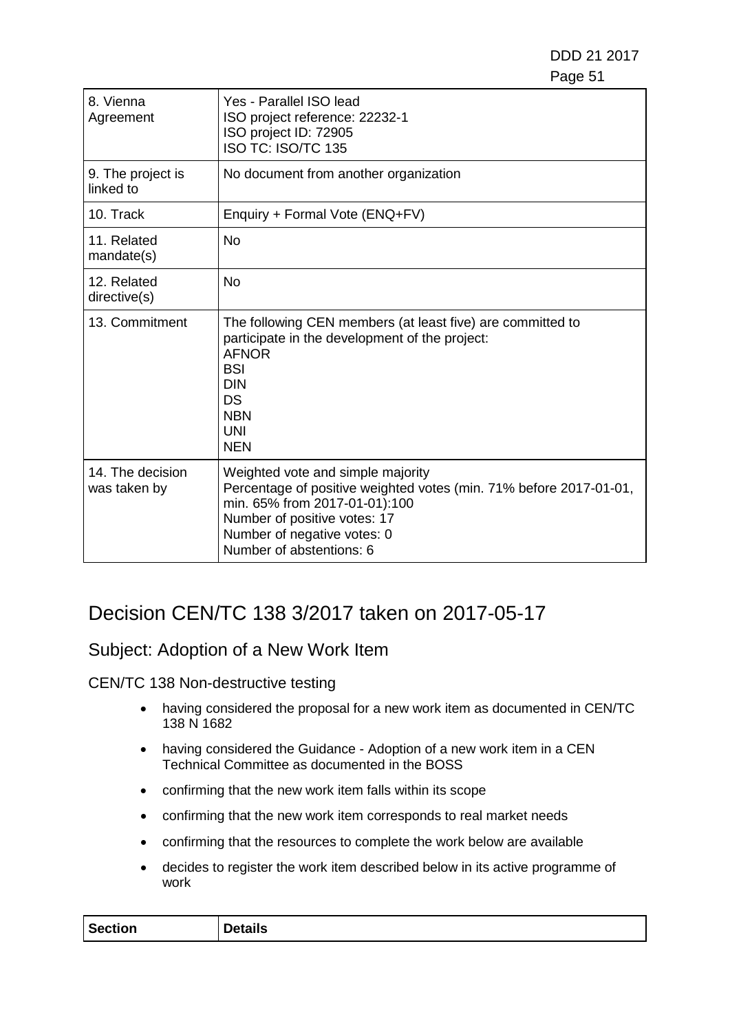| Section | Details |
|---|---|
| 8. Vienna Agreement | Yes - Parallel ISO lead<br>ISO project reference: 22232-1<br>ISO project ID: 72905<br>ISO TC: ISO/TC 135 |
| 9. The project is linked to | No document from another organization |
| 10. Track | Enquiry + Formal Vote (ENQ+FV) |
| 11. Related mandate(s) | No |
| 12. Related directive(s) | No |
| 13. Commitment | The following CEN members (at least five) are committed to participate in the development of the project:<br>AFNOR<br>BSI<br>DIN<br>DS<br>NBN<br>UNI<br>NEN |
| 14. The decision was taken by | Weighted vote and simple majority<br>Percentage of positive weighted votes (min. 71% before 2017-01-01, min. 65% from 2017-01-01):100<br>Number of positive votes: 17<br>Number of negative votes: 0<br>Number of abstentions: 6 |

# Decision CEN/TC 138 3/2017 taken on 2017-05-17

## Subject: Adoption of a New Work Item

### CEN/TC 138 Non-destructive testing

- having considered the proposal for a new work item as documented in CEN/TC 138 N 1682
- having considered the Guidance - Adoption of a new work item in a CEN Technical Committee as documented in the BOSS
- confirming that the new work item falls within its scope
- confirming that the new work item corresponds to real market needs
- confirming that the resources to complete the work below are available
- decides to register the work item described below in its active programme of work

| Section | Details |
|---|---|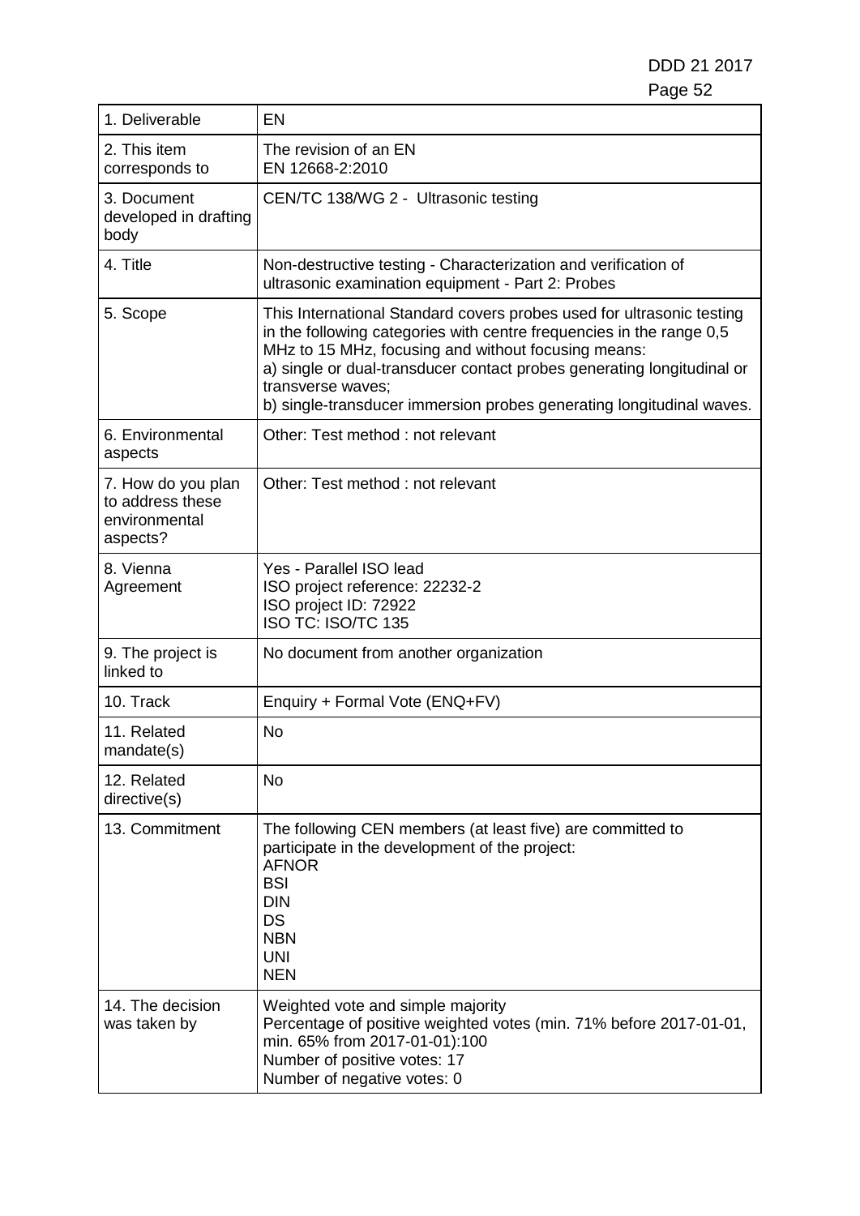| 1. Deliverable | EN |
|---|---|
| 2. This item corresponds to | The revision of an EN<br>EN 12668-2:2010 |
| 3. Document developed in drafting body | CEN/TC 138/WG 2 - Ultrasonic testing |
| 4. Title | Non-destructive testing - Characterization and verification of ultrasonic examination equipment - Part 2: Probes |
| 5. Scope | This International Standard covers probes used for ultrasonic testing in the following categories with centre frequencies in the range 0,5 MHz to 15 MHz, focusing and without focusing means:<br>a) single or dual-transducer contact probes generating longitudinal or transverse waves;<br>b) single-transducer immersion probes generating longitudinal waves. |
| 6. Environmental aspects | Other: Test method : not relevant |
| 7. How do you plan to address these environmental aspects? | Other: Test method : not relevant |
| 8. Vienna Agreement | Yes - Parallel ISO lead<br>ISO project reference: 22232-2<br>ISO project ID: 72922<br>ISO TC: ISO/TC 135 |
| 9. The project is linked to | No document from another organization |
| 10. Track | Enquiry + Formal Vote (ENQ+FV) |
| 11. Related mandate(s) | No |
| 12. Related directive(s) | No |
| 13. Commitment | The following CEN members (at least five) are committed to participate in the development of the project:<br>AFNOR<br>BSI<br>DIN<br>DS<br>NBN<br>UNI<br>NEN |
| 14. The decision was taken by | Weighted vote and simple majority<br>Percentage of positive weighted votes (min. 71% before 2017-01-01, min. 65% from 2017-01-01):100<br>Number of positive votes: 17<br>Number of negative votes: 0 |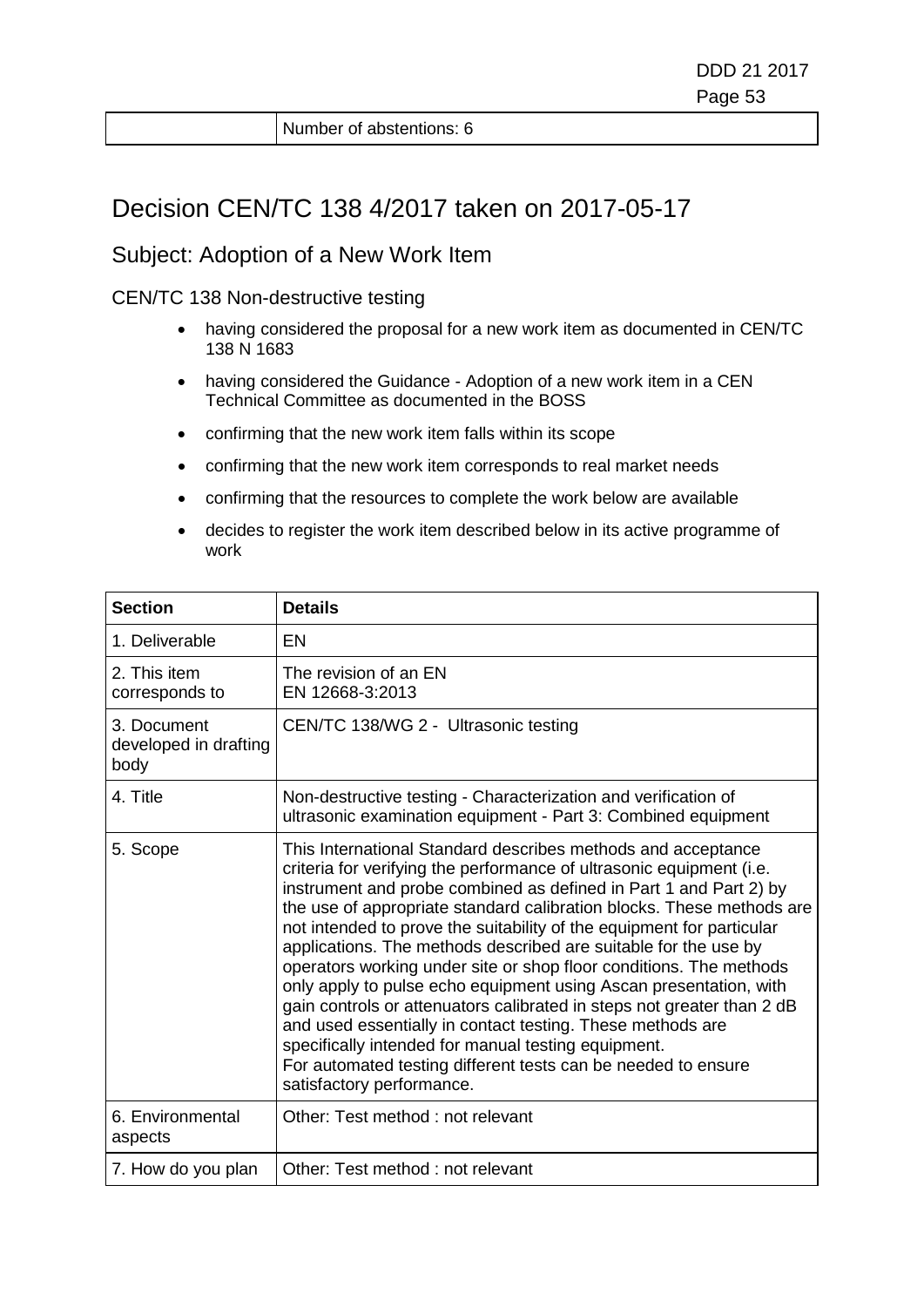| | Number of abstentions: 6 |
|---|---|

# Decision CEN/TC 138 4/2017 taken on 2017-05-17

## Subject: Adoption of a New Work Item

### CEN/TC 138 Non-destructive testing

- having considered the proposal for a new work item as documented in CEN/TC 138 N 1683
- having considered the Guidance - Adoption of a new work item in a CEN Technical Committee as documented in the BOSS
- confirming that the new work item falls within its scope
- confirming that the new work item corresponds to real market needs
- confirming that the resources to complete the work below are available
- decides to register the work item described below in its active programme of work

| Section | Details |
|---|---|
| 1. Deliverable | EN |
| 2. This item corresponds to | The revision of an EN<br>EN 12668-3:2013 |
| 3. Document developed in drafting body | CEN/TC 138/WG 2 - Ultrasonic testing |
| 4. Title | Non-destructive testing - Characterization and verification of ultrasonic examination equipment - Part 3: Combined equipment |
| 5. Scope | This International Standard describes methods and acceptance criteria for verifying the performance of ultrasonic equipment (i.e. instrument and probe combined as defined in Part 1 and Part 2) by the use of appropriate standard calibration blocks. These methods are not intended to prove the suitability of the equipment for particular applications. The methods described are suitable for the use by operators working under site or shop floor conditions. The methods only apply to pulse echo equipment using Ascan presentation, with gain controls or attenuators calibrated in steps not greater than 2 dB and used essentially in contact testing. These methods are specifically intended for manual testing equipment.<br>For automated testing different tests can be needed to ensure satisfactory performance. |
| 6. Environmental aspects | Other: Test method : not relevant |
| 7. How do you plan | Other: Test method : not relevant |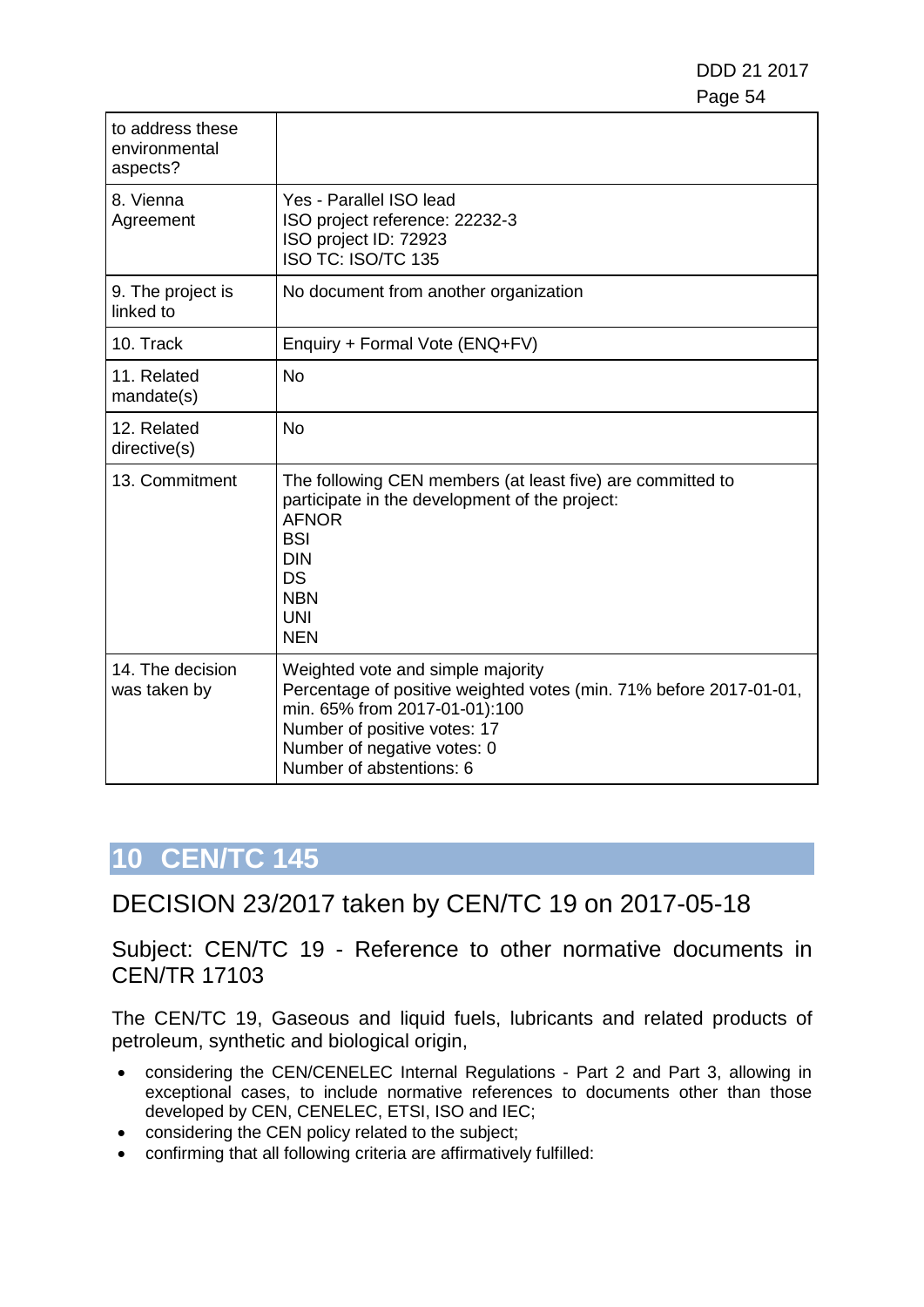| | |
|---|---|
| to address these environmental aspects? | |
| 8. Vienna Agreement | Yes - Parallel ISO lead<br>ISO project reference: 22232-3<br>ISO project ID: 72923<br>ISO TC: ISO/TC 135 |
| 9. The project is linked to | No document from another organization |
| 10. Track | Enquiry + Formal Vote (ENQ+FV) |
| 11. Related mandate(s) | No |
| 12. Related directive(s) | No |
| 13. Commitment | The following CEN members (at least five) are committed to participate in the development of the project:<br>AFNOR<br>BSI<br>DIN<br>DS<br>NBN<br>UNI<br>NEN |
| 14. The decision was taken by | Weighted vote and simple majority<br>Percentage of positive weighted votes (min. 71% before 2017-01-01, min. 65% from 2017-01-01):100<br>Number of positive votes: 17<br>Number of negative votes: 0<br>Number of abstentions: 6 |

# 10 CEN/TC 145

## DECISION 23/2017 taken by CEN/TC 19 on 2017-05-18

### Subject: CEN/TC 19 - Reference to other normative documents in CEN/TR 17103

The CEN/TC 19, Gaseous and liquid fuels, lubricants and related products of petroleum, synthetic and biological origin,

- considering the CEN/CENELEC Internal Regulations - Part 2 and Part 3, allowing in exceptional cases, to include normative references to documents other than those developed by CEN, CENELEC, ETSI, ISO and IEC;
- considering the CEN policy related to the subject;
- confirming that all following criteria are affirmatively fulfilled: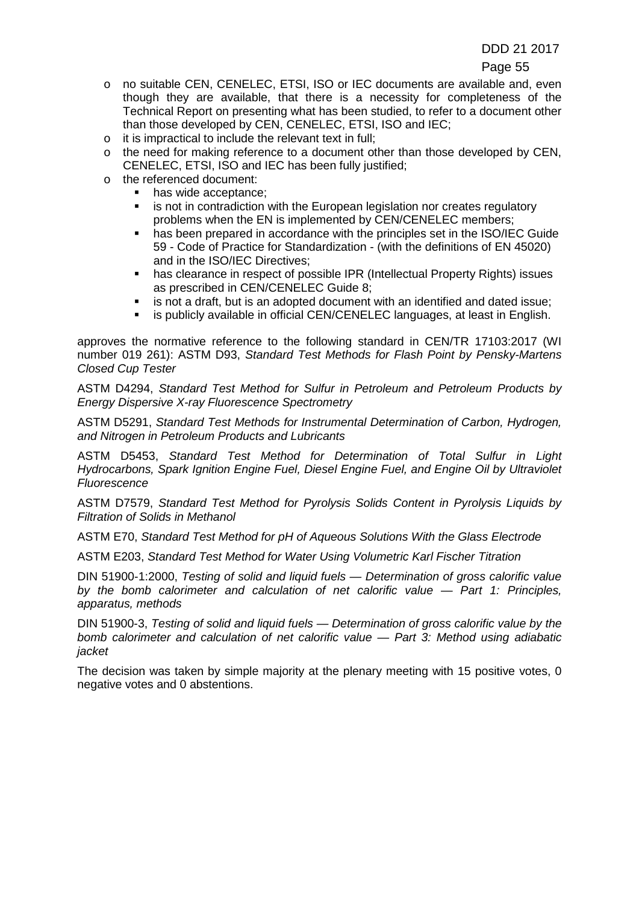- no suitable CEN, CENELEC, ETSI, ISO or IEC documents are available and, even though they are available, that there is a necessity for completeness of the Technical Report on presenting what has been studied, to refer to a document other than those developed by CEN, CENELEC, ETSI, ISO and IEC;
- it is impractical to include the relevant text in full;
- the need for making reference to a document other than those developed by CEN, CENELEC, ETSI, ISO and IEC has been fully justified;
- the referenced document:
  - has wide acceptance;
  - is not in contradiction with the European legislation nor creates regulatory problems when the EN is implemented by CEN/CENELEC members;
  - has been prepared in accordance with the principles set in the ISO/IEC Guide 59 - Code of Practice for Standardization - (with the definitions of EN 45020) and in the ISO/IEC Directives;
  - has clearance in respect of possible IPR (Intellectual Property Rights) issues as prescribed in CEN/CENELEC Guide 8;
  - is not a draft, but is an adopted document with an identified and dated issue;
  - is publicly available in official CEN/CENELEC languages, at least in English.

approves the normative reference to the following standard in CEN/TR 17103:2017 (WI number 019 261): ASTM D93, *Standard Test Methods for Flash Point by Pensky-Martens Closed Cup Tester*

ASTM D4294, *Standard Test Method for Sulfur in Petroleum and Petroleum Products by Energy Dispersive X-ray Fluorescence Spectrometry*

ASTM D5291, *Standard Test Methods for Instrumental Determination of Carbon, Hydrogen, and Nitrogen in Petroleum Products and Lubricants*

ASTM D5453, *Standard Test Method for Determination of Total Sulfur in Light Hydrocarbons, Spark Ignition Engine Fuel, Diesel Engine Fuel, and Engine Oil by Ultraviolet Fluorescence*

ASTM D7579, *Standard Test Method for Pyrolysis Solids Content in Pyrolysis Liquids by Filtration of Solids in Methanol*

ASTM E70, *Standard Test Method for pH of Aqueous Solutions With the Glass Electrode*

ASTM E203, *Standard Test Method for Water Using Volumetric Karl Fischer Titration*

DIN 51900-1:2000, *Testing of solid and liquid fuels — Determination of gross calorific value by the bomb calorimeter and calculation of net calorific value — Part 1: Principles, apparatus, methods*

DIN 51900-3, *Testing of solid and liquid fuels — Determination of gross calorific value by the bomb calorimeter and calculation of net calorific value — Part 3: Method using adiabatic jacket*

The decision was taken by simple majority at the plenary meeting with 15 positive votes, 0 negative votes and 0 abstentions.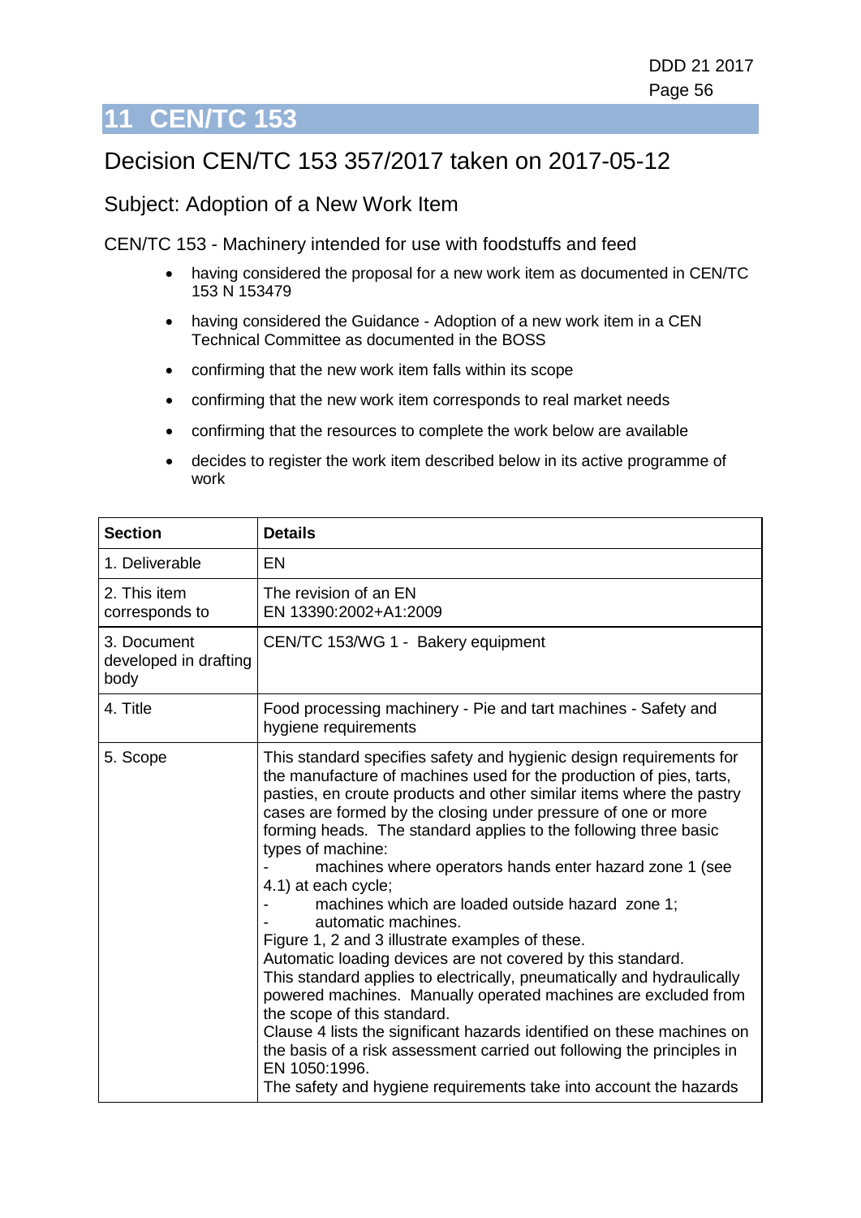# 11 CEN/TC 153

## Decision CEN/TC 153 357/2017 taken on 2017-05-12

### Subject: Adoption of a New Work Item

CEN/TC 153 - Machinery intended for use with foodstuffs and feed

- having considered the proposal for a new work item as documented in CEN/TC 153 N 153479
- having considered the Guidance - Adoption of a new work item in a CEN Technical Committee as documented in the BOSS
- confirming that the new work item falls within its scope
- confirming that the new work item corresponds to real market needs
- confirming that the resources to complete the work below are available
- decides to register the work item described below in its active programme of work

| Section | Details |
|---|---|
| 1. Deliverable | EN |
| 2. This item corresponds to | The revision of an EN<br>EN 13390:2002+A1:2009 |
| 3. Document developed in drafting body | CEN/TC 153/WG 1 - Bakery equipment |
| 4. Title | Food processing machinery - Pie and tart machines - Safety and hygiene requirements |
| 5. Scope | This standard specifies safety and hygienic design requirements for the manufacture of machines used for the production of pies, tarts, pasties, en croute products and other similar items where the pastry cases are formed by the closing under pressure of one or more forming heads. The standard applies to the following three basic types of machine:<br>- machines where operators hands enter hazard zone 1 (see 4.1) at each cycle;<br>- machines which are loaded outside hazard zone 1;<br>- automatic machines.<br>Figure 1, 2 and 3 illustrate examples of these.<br>Automatic loading devices are not covered by this standard.<br>This standard applies to electrically, pneumatically and hydraulically powered machines. Manually operated machines are excluded from the scope of this standard.<br>Clause 4 lists the significant hazards identified on these machines on the basis of a risk assessment carried out following the principles in EN 1050:1996.<br>The safety and hygiene requirements take into account the hazards |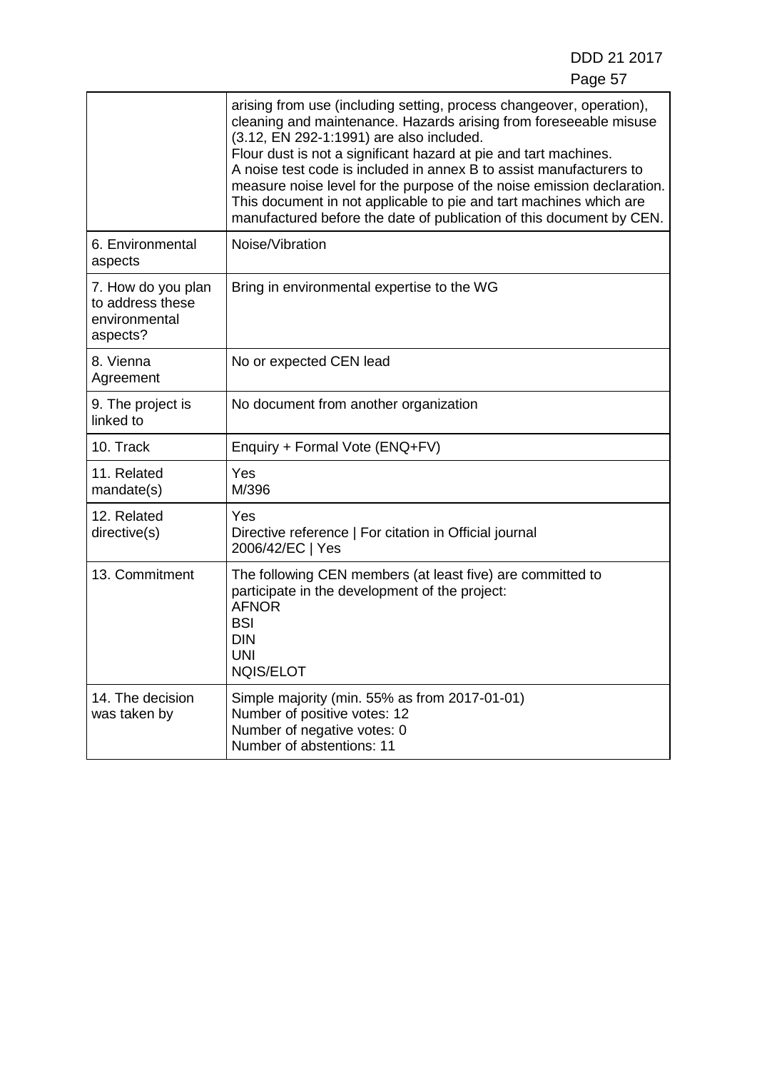| | |
|---|---|
| | arising from use (including setting, process changeover, operation), cleaning and maintenance. Hazards arising from foreseeable misuse (3.12, EN 292-1:1991) are also included.<br>Flour dust is not a significant hazard at pie and tart machines.<br>A noise test code is included in annex B to assist manufacturers to measure noise level for the purpose of the noise emission declaration.<br>This document in not applicable to pie and tart machines which are manufactured before the date of publication of this document by CEN. |
| 6. Environmental aspects | Noise/Vibration |
| 7. How do you plan to address these environmental aspects? | Bring in environmental expertise to the WG |
| 8. Vienna Agreement | No or expected CEN lead |
| 9. The project is linked to | No document from another organization |
| 10. Track | Enquiry + Formal Vote (ENQ+FV) |
| 11. Related mandate(s) | Yes<br>M/396 |
| 12. Related directive(s) | Yes<br>Directive reference \| For citation in Official journal<br>2006/42/EC \| Yes |
| 13. Commitment | The following CEN members (at least five) are committed to participate in the development of the project:<br>AFNOR<br>BSI<br>DIN<br>UNI<br>NQIS/ELOT |
| 14. The decision was taken by | Simple majority (min. 55% as from 2017-01-01)<br>Number of positive votes: 12<br>Number of negative votes: 0<br>Number of abstentions: 11 |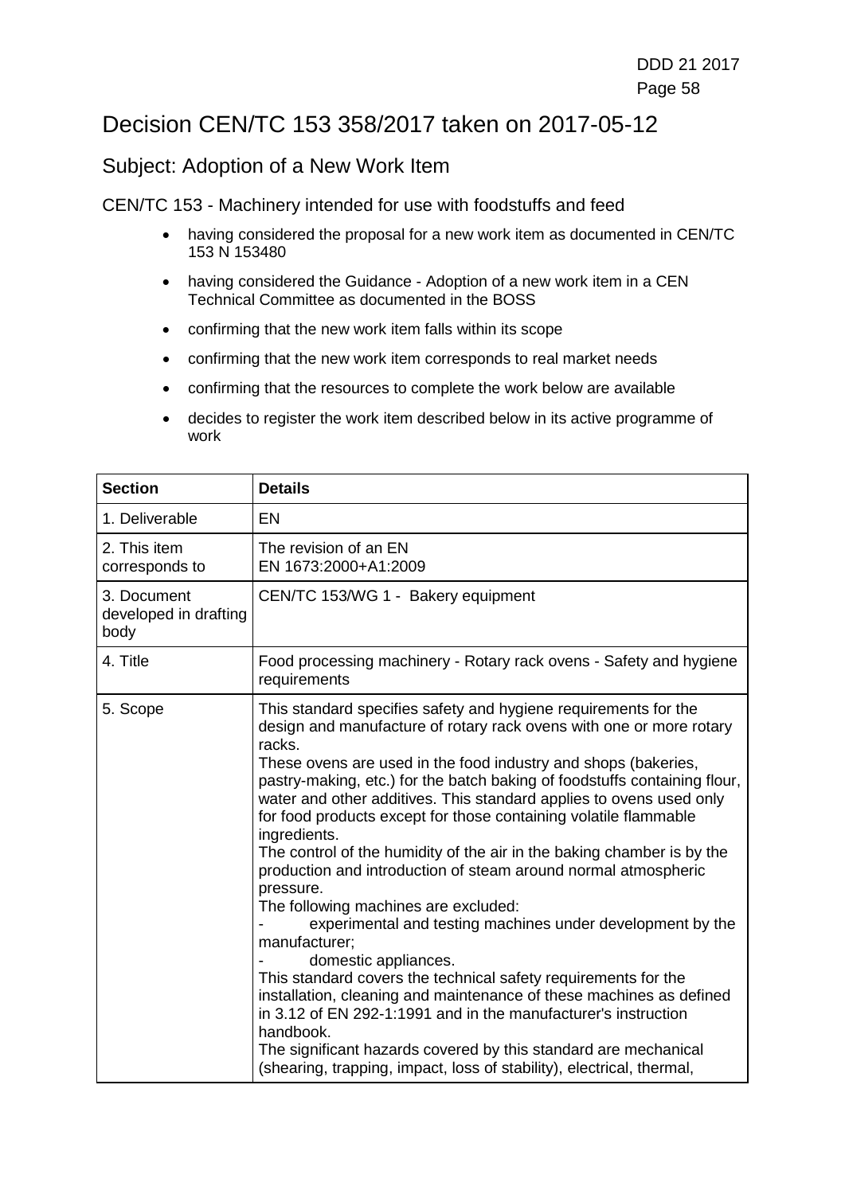# Decision CEN/TC 153 358/2017 taken on 2017-05-12

## Subject: Adoption of a New Work Item

CEN/TC 153 - Machinery intended for use with foodstuffs and feed

- having considered the proposal for a new work item as documented in CEN/TC 153 N 153480
- having considered the Guidance - Adoption of a new work item in a CEN Technical Committee as documented in the BOSS
- confirming that the new work item falls within its scope
- confirming that the new work item corresponds to real market needs
- confirming that the resources to complete the work below are available
- decides to register the work item described below in its active programme of work

| **Section** | **Details** |
|---|---|
| 1. Deliverable | EN |
| 2. This item corresponds to | The revision of an EN<br>EN 1673:2000+A1:2009 |
| 3. Document developed in drafting body | CEN/TC 153/WG 1 - Bakery equipment |
| 4. Title | Food processing machinery - Rotary rack ovens - Safety and hygiene requirements |
| 5. Scope | This standard specifies safety and hygiene requirements for the design and manufacture of rotary rack ovens with one or more rotary racks.<br>These ovens are used in the food industry and shops (bakeries, pastry-making, etc.) for the batch baking of foodstuffs containing flour, water and other additives. This standard applies to ovens used only for food products except for those containing volatile flammable ingredients.<br>The control of the humidity of the air in the baking chamber is by the production and introduction of steam around normal atmospheric pressure.<br>The following machines are excluded:<br>- experimental and testing machines under development by the manufacturer;<br>- domestic appliances.<br>This standard covers the technical safety requirements for the installation, cleaning and maintenance of these machines as defined in 3.12 of EN 292-1:1991 and in the manufacturer's instruction handbook.<br>The significant hazards covered by this standard are mechanical (shearing, trapping, impact, loss of stability), electrical, thermal, |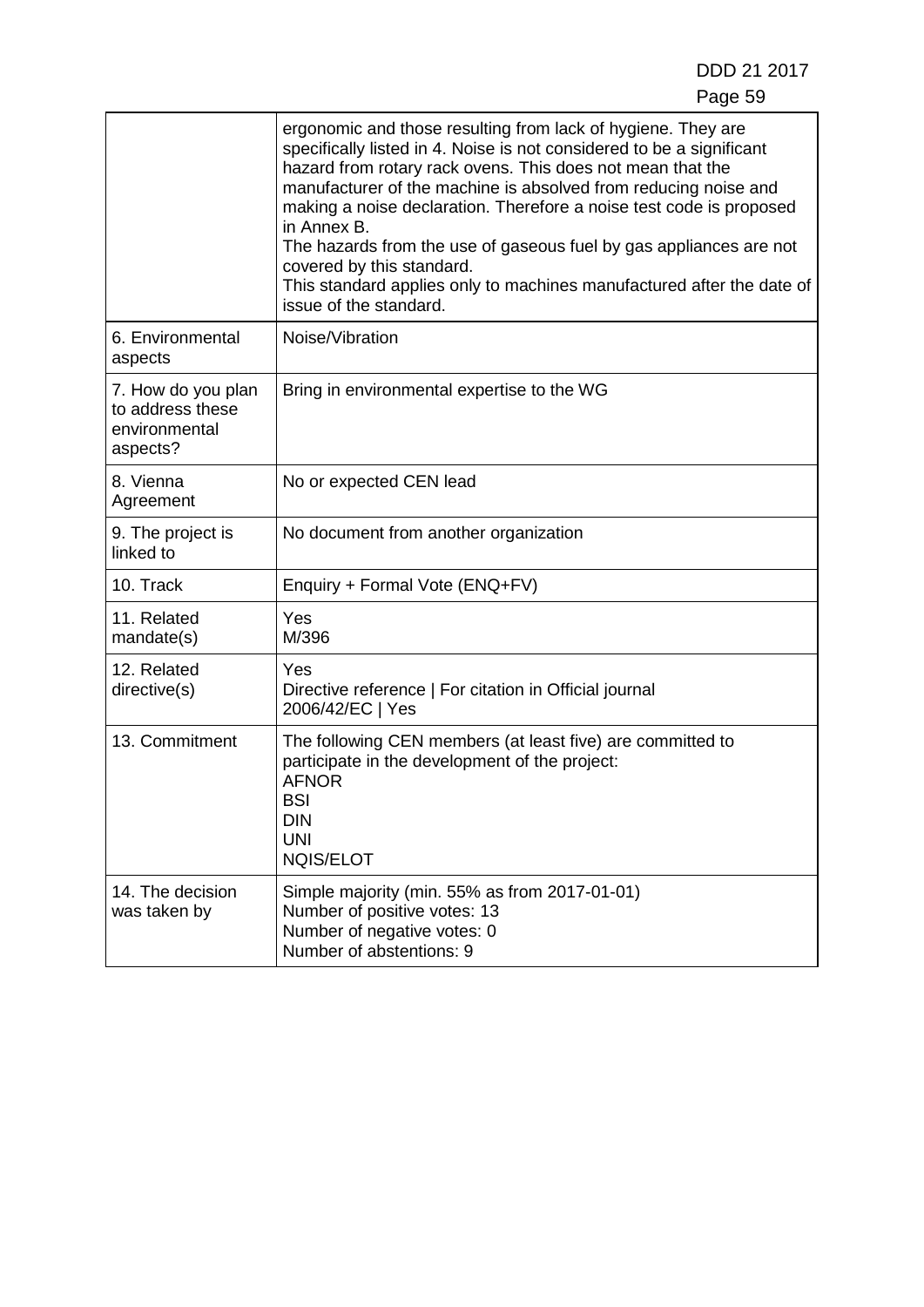| | |
|---|---|
| | ergonomic and those resulting from lack of hygiene. They are specifically listed in 4. Noise is not considered to be a significant hazard from rotary rack ovens. This does not mean that the manufacturer of the machine is absolved from reducing noise and making a noise declaration. Therefore a noise test code is proposed in Annex B.<br>The hazards from the use of gaseous fuel by gas appliances are not covered by this standard.<br>This standard applies only to machines manufactured after the date of issue of the standard. |
| 6. Environmental aspects | Noise/Vibration |
| 7. How do you plan to address these environmental aspects? | Bring in environmental expertise to the WG |
| 8. Vienna Agreement | No or expected CEN lead |
| 9. The project is linked to | No document from another organization |
| 10. Track | Enquiry + Formal Vote (ENQ+FV) |
| 11. Related mandate(s) | Yes<br>M/396 |
| 12. Related directive(s) | Yes<br>Directive reference \| For citation in Official journal<br>2006/42/EC \| Yes |
| 13. Commitment | The following CEN members (at least five) are committed to participate in the development of the project:<br>AFNOR<br>BSI<br>DIN<br>UNI<br>NQIS/ELOT |
| 14. The decision was taken by | Simple majority (min. 55% as from 2017-01-01)<br>Number of positive votes: 13<br>Number of negative votes: 0<br>Number of abstentions: 9 |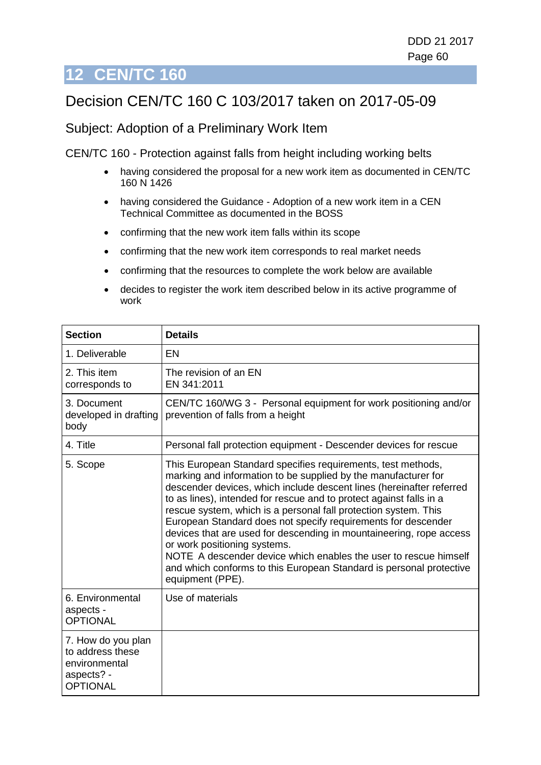# 12 CEN/TC 160

## Decision CEN/TC 160 C 103/2017 taken on 2017-05-09

### Subject: Adoption of a Preliminary Work Item

CEN/TC 160 - Protection against falls from height including working belts

- having considered the proposal for a new work item as documented in CEN/TC 160 N 1426
- having considered the Guidance - Adoption of a new work item in a CEN Technical Committee as documented in the BOSS
- confirming that the new work item falls within its scope
- confirming that the new work item corresponds to real market needs
- confirming that the resources to complete the work below are available
- decides to register the work item described below in its active programme of work

| Section | Details |
| --- | --- |
| 1. Deliverable | EN |
| 2. This item corresponds to | The revision of an EN<br>EN 341:2011 |
| 3. Document developed in drafting body | CEN/TC 160/WG 3 - Personal equipment for work positioning and/or prevention of falls from a height |
| 4. Title | Personal fall protection equipment - Descender devices for rescue |
| 5. Scope | This European Standard specifies requirements, test methods, marking and information to be supplied by the manufacturer for descender devices, which include descent lines (hereinafter referred to as lines), intended for rescue and to protect against falls in a rescue system, which is a personal fall protection system. This European Standard does not specify requirements for descender devices that are used for descending in mountaineering, rope access or work positioning systems.<br>NOTE A descender device which enables the user to rescue himself and which conforms to this European Standard is personal protective equipment (PPE). |
| 6. Environmental aspects - OPTIONAL | Use of materials |
| 7. How do you plan to address these environmental aspects? - OPTIONAL | |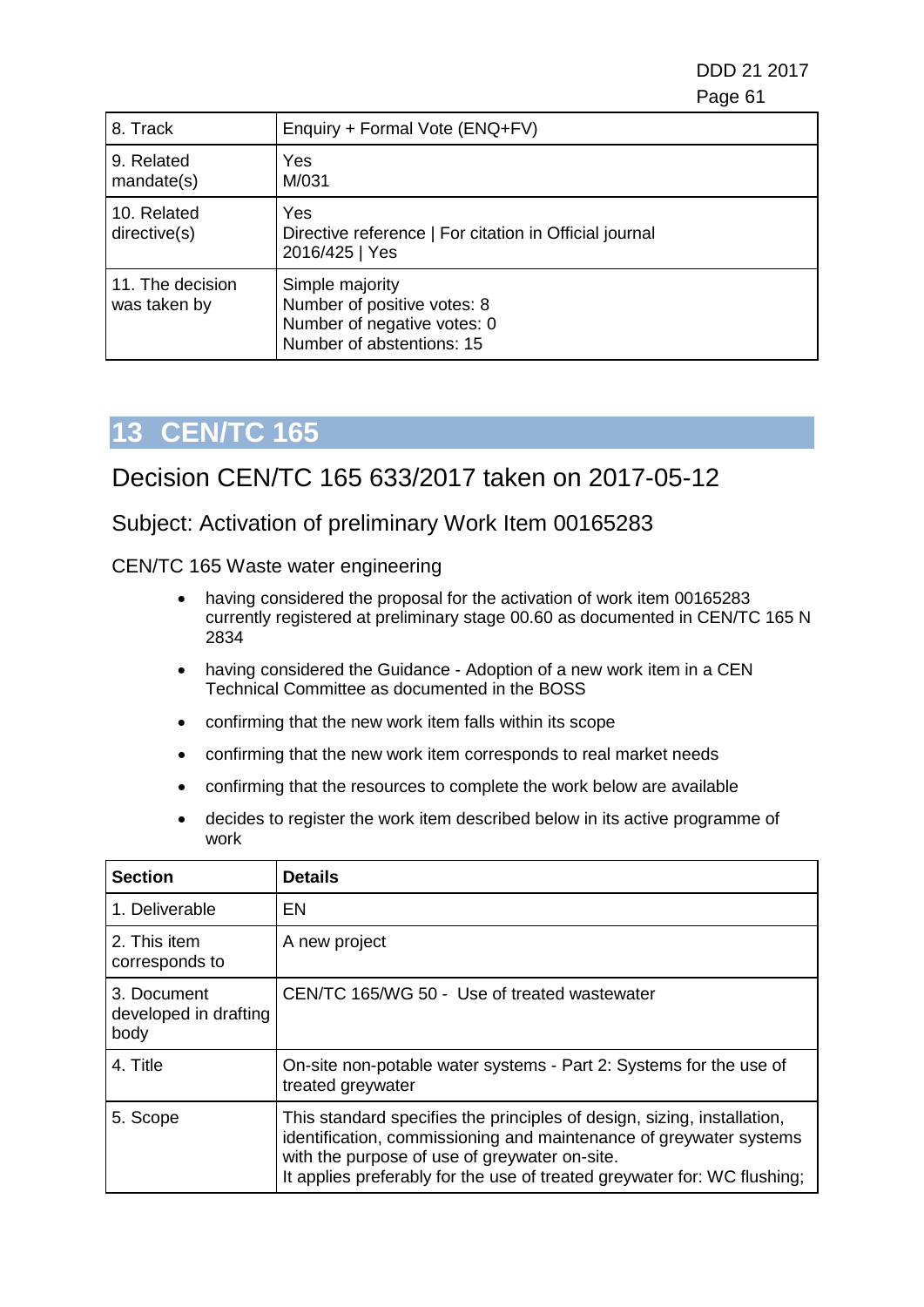| | |
|---|---|
| 8. Track | Enquiry + Formal Vote (ENQ+FV) |
| 9. Related mandate(s) | Yes<br>M/031 |
| 10. Related directive(s) | Yes<br>Directive reference \| For citation in Official journal<br>2016/425 \| Yes |
| 11. The decision was taken by | Simple majority<br>Number of positive votes: 8<br>Number of negative votes: 0<br>Number of abstentions: 15 |

# 13 CEN/TC 165

## Decision CEN/TC 165 633/2017 taken on 2017-05-12

### Subject: Activation of preliminary Work Item 00165283

CEN/TC 165 Waste water engineering

- having considered the proposal for the activation of work item 00165283 currently registered at preliminary stage 00.60 as documented in CEN/TC 165 N 2834
- having considered the Guidance - Adoption of a new work item in a CEN Technical Committee as documented in the BOSS
- confirming that the new work item falls within its scope
- confirming that the new work item corresponds to real market needs
- confirming that the resources to complete the work below are available
- decides to register the work item described below in its active programme of work

| Section | Details |
|---|---|
| 1. Deliverable | EN |
| 2. This item corresponds to | A new project |
| 3. Document developed in drafting body | CEN/TC 165/WG 50 - Use of treated wastewater |
| 4. Title | On-site non-potable water systems - Part 2: Systems for the use of treated greywater |
| 5. Scope | This standard specifies the principles of design, sizing, installation, identification, commissioning and maintenance of greywater systems with the purpose of use of greywater on-site.<br>It applies preferably for the use of treated greywater for: WC flushing; |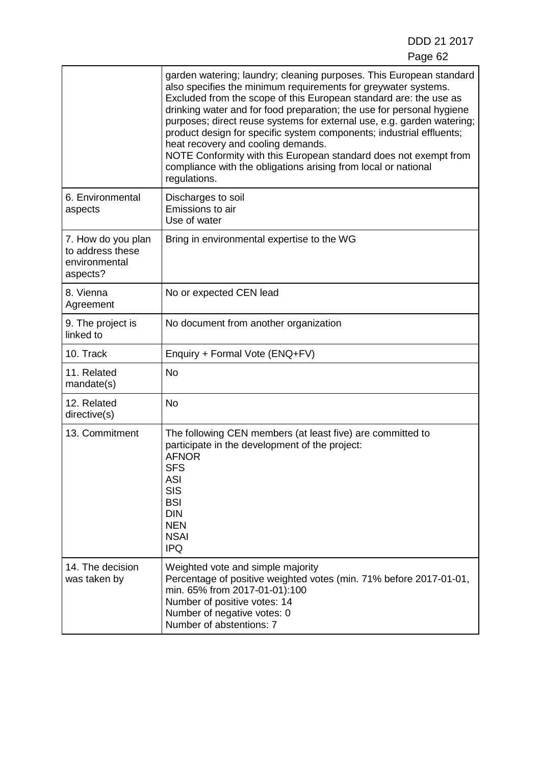| | |
|---|---|
| | garden watering; laundry; cleaning purposes. This European standard also specifies the minimum requirements for greywater systems. Excluded from the scope of this European standard are: the use as drinking water and for food preparation; the use for personal hygiene purposes; direct reuse systems for external use, e.g. garden watering; product design for specific system components; industrial effluents; heat recovery and cooling demands.<br>NOTE Conformity with this European standard does not exempt from compliance with the obligations arising from local or national regulations. |
| 6. Environmental aspects | Discharges to soil<br>Emissions to air<br>Use of water |
| 7. How do you plan to address these environmental aspects? | Bring in environmental expertise to the WG |
| 8. Vienna Agreement | No or expected CEN lead |
| 9. The project is linked to | No document from another organization |
| 10. Track | Enquiry + Formal Vote (ENQ+FV) |
| 11. Related mandate(s) | No |
| 12. Related directive(s) | No |
| 13. Commitment | The following CEN members (at least five) are committed to participate in the development of the project:<br>AFNOR<br>SFS<br>ASI<br>SIS<br>BSI<br>DIN<br>NEN<br>NSAI<br>IPQ |
| 14. The decision was taken by | Weighted vote and simple majority<br>Percentage of positive weighted votes (min. 71% before 2017-01-01, min. 65% from 2017-01-01):100<br>Number of positive votes: 14<br>Number of negative votes: 0<br>Number of abstentions: 7 |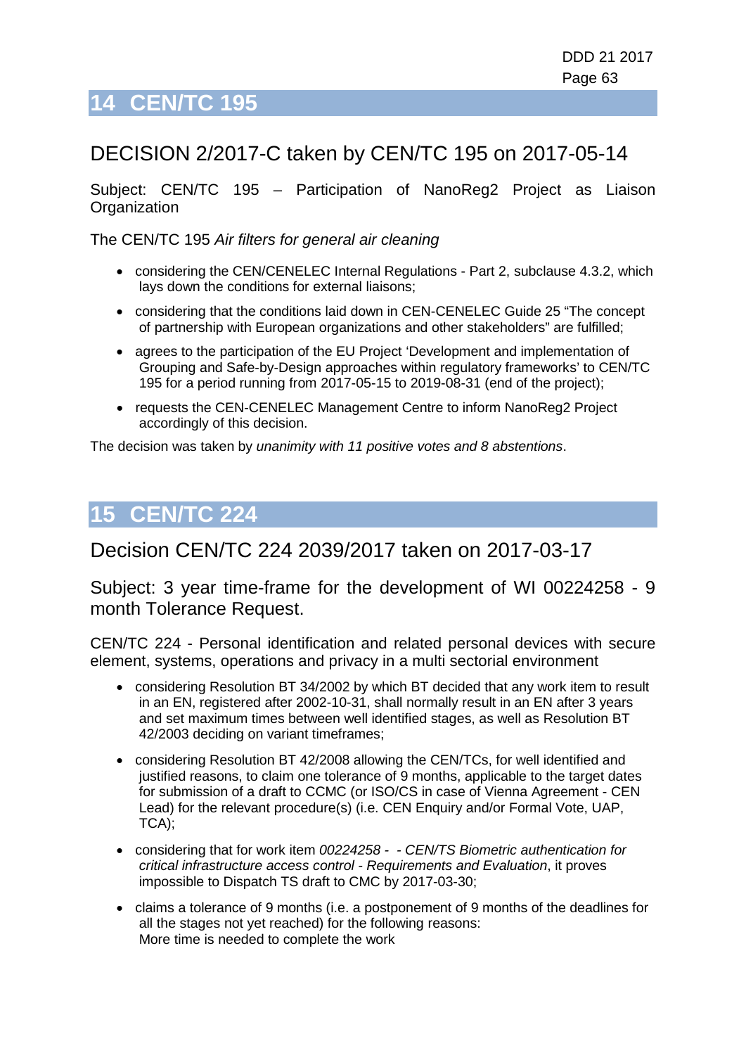# 14 CEN/TC 195

## DECISION 2/2017-C taken by CEN/TC 195 on 2017-05-14

Subject: CEN/TC 195 – Participation of NanoReg2 Project as Liaison Organization

The CEN/TC 195 *Air filters for general air cleaning*

- considering the CEN/CENELEC Internal Regulations - Part 2, subclause 4.3.2, which lays down the conditions for external liaisons;
- considering that the conditions laid down in CEN-CENELEC Guide 25 "The concept of partnership with European organizations and other stakeholders" are fulfilled;
- agrees to the participation of the EU Project 'Development and implementation of Grouping and Safe-by-Design approaches within regulatory frameworks' to CEN/TC 195 for a period running from 2017-05-15 to 2019-08-31 (end of the project);
- requests the CEN-CENELEC Management Centre to inform NanoReg2 Project accordingly of this decision.

The decision was taken by *unanimity with 11 positive votes and 8 abstentions*.

# 15 CEN/TC 224

## Decision CEN/TC 224 2039/2017 taken on 2017-03-17

Subject: 3 year time-frame for the development of WI 00224258 - 9 month Tolerance Request.

CEN/TC 224 - Personal identification and related personal devices with secure element, systems, operations and privacy in a multi sectorial environment

- considering Resolution BT 34/2002 by which BT decided that any work item to result in an EN, registered after 2002-10-31, shall normally result in an EN after 3 years and set maximum times between well identified stages, as well as Resolution BT 42/2003 deciding on variant timeframes;
- considering Resolution BT 42/2008 allowing the CEN/TCs, for well identified and justified reasons, to claim one tolerance of 9 months, applicable to the target dates for submission of a draft to CCMC (or ISO/CS in case of Vienna Agreement - CEN Lead) for the relevant procedure(s) (i.e. CEN Enquiry and/or Formal Vote, UAP, TCA);
- considering that for work item *00224258 - - CEN/TS Biometric authentication for critical infrastructure access control - Requirements and Evaluation*, it proves impossible to Dispatch TS draft to CMC by 2017-03-30;
- claims a tolerance of 9 months (i.e. a postponement of 9 months of the deadlines for all the stages not yet reached) for the following reasons:
  More time is needed to complete the work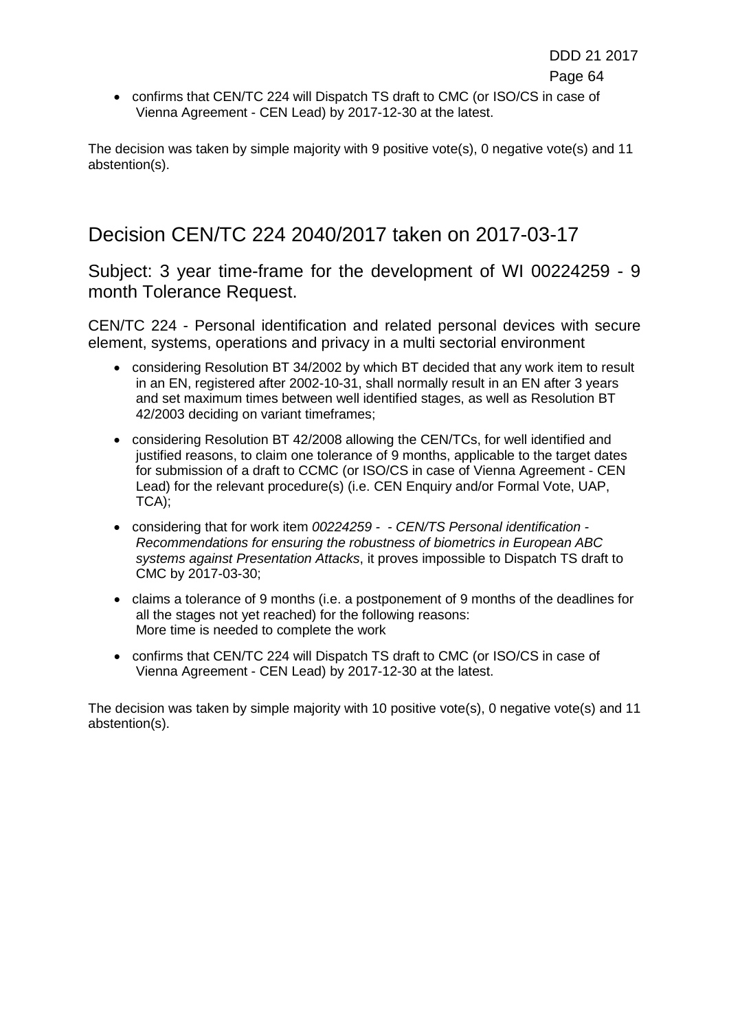- confirms that CEN/TC 224 will Dispatch TS draft to CMC (or ISO/CS in case of Vienna Agreement - CEN Lead) by 2017-12-30 at the latest.

The decision was taken by simple majority with 9 positive vote(s), 0 negative vote(s) and 11 abstention(s).

## Decision CEN/TC 224 2040/2017 taken on 2017-03-17

### Subject: 3 year time-frame for the development of WI 00224259 - 9 month Tolerance Request.

CEN/TC 224 - Personal identification and related personal devices with secure element, systems, operations and privacy in a multi sectorial environment

- considering Resolution BT 34/2002 by which BT decided that any work item to result in an EN, registered after 2002-10-31, shall normally result in an EN after 3 years and set maximum times between well identified stages, as well as Resolution BT 42/2003 deciding on variant timeframes;
- considering Resolution BT 42/2008 allowing the CEN/TCs, for well identified and justified reasons, to claim one tolerance of 9 months, applicable to the target dates for submission of a draft to CCMC (or ISO/CS in case of Vienna Agreement - CEN Lead) for the relevant procedure(s) (i.e. CEN Enquiry and/or Formal Vote, UAP, TCA);
- considering that for work item *00224259 - - CEN/TS Personal identification - Recommendations for ensuring the robustness of biometrics in European ABC systems against Presentation Attacks*, it proves impossible to Dispatch TS draft to CMC by 2017-03-30;
- claims a tolerance of 9 months (i.e. a postponement of 9 months of the deadlines for all the stages not yet reached) for the following reasons:
  More time is needed to complete the work
- confirms that CEN/TC 224 will Dispatch TS draft to CMC (or ISO/CS in case of Vienna Agreement - CEN Lead) by 2017-12-30 at the latest.

The decision was taken by simple majority with 10 positive vote(s), 0 negative vote(s) and 11 abstention(s).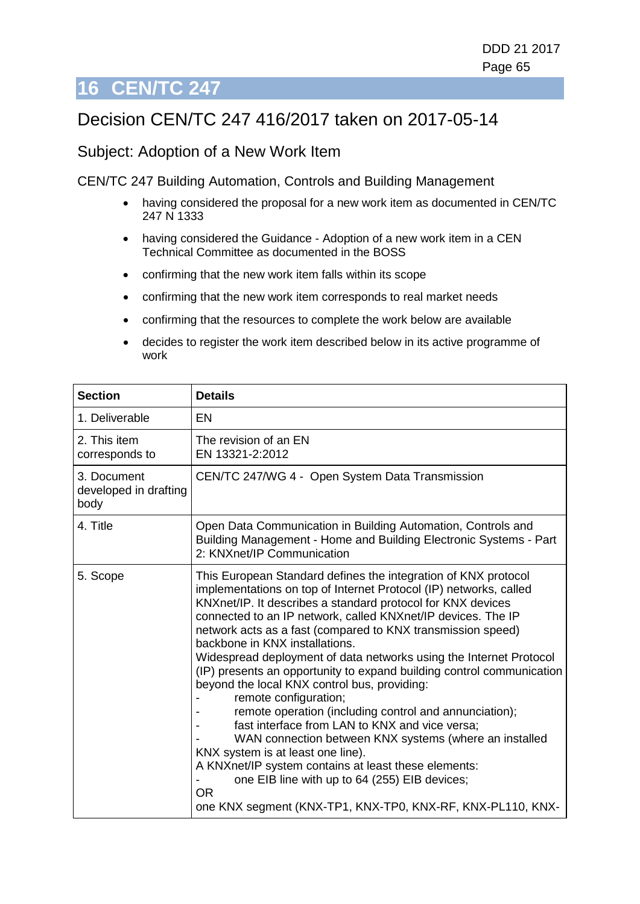# 16 CEN/TC 247

## Decision CEN/TC 247 416/2017 taken on 2017-05-14

### Subject: Adoption of a New Work Item

CEN/TC 247 Building Automation, Controls and Building Management

- having considered the proposal for a new work item as documented in CEN/TC 247 N 1333
- having considered the Guidance - Adoption of a new work item in a CEN Technical Committee as documented in the BOSS
- confirming that the new work item falls within its scope
- confirming that the new work item corresponds to real market needs
- confirming that the resources to complete the work below are available
- decides to register the work item described below in its active programme of work

| **Section** | **Details** |
|---|---|
| 1. Deliverable | EN |
| 2. This item corresponds to | The revision of an EN<br>EN 13321-2:2012 |
| 3. Document developed in drafting body | CEN/TC 247/WG 4 - Open System Data Transmission |
| 4. Title | Open Data Communication in Building Automation, Controls and Building Management - Home and Building Electronic Systems - Part 2: KNXnet/IP Communication |
| 5. Scope | This European Standard defines the integration of KNX protocol implementations on top of Internet Protocol (IP) networks, called KNXnet/IP. It describes a standard protocol for KNX devices connected to an IP network, called KNXnet/IP devices. The IP network acts as a fast (compared to KNX transmission speed) backbone in KNX installations.<br>Widespread deployment of data networks using the Internet Protocol (IP) presents an opportunity to expand building control communication beyond the local KNX control bus, providing:<br>- remote configuration;<br>- remote operation (including control and annunciation);<br>- fast interface from LAN to KNX and vice versa;<br>- WAN connection between KNX systems (where an installed KNX system is at least one line).<br>A KNXnet/IP system contains at least these elements:<br>- one EIB line with up to 64 (255) EIB devices;<br>OR<br>one KNX segment (KNX-TP1, KNX-TP0, KNX-RF, KNX-PL110, KNX- |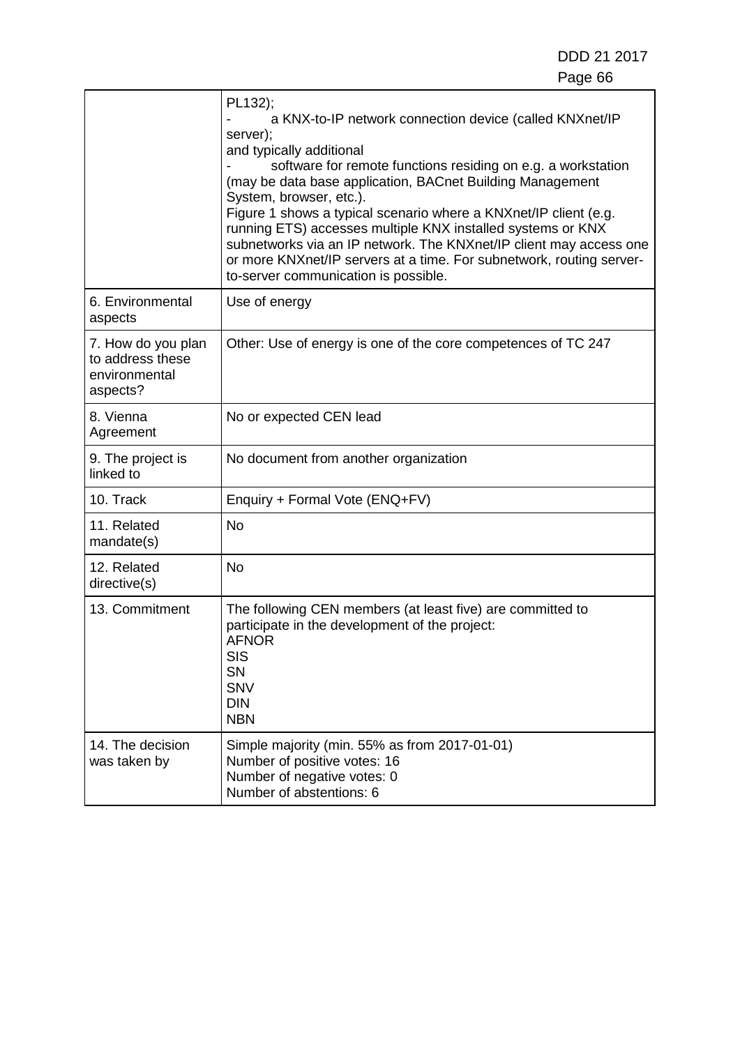|  |  |
|---|---|
|  | PL132);<br>- a KNX-to-IP network connection device (called KNXnet/IP server);<br>and typically additional<br>- software for remote functions residing on e.g. a workstation (may be data base application, BACnet Building Management System, browser, etc.).<br>Figure 1 shows a typical scenario where a KNXnet/IP client (e.g. running ETS) accesses multiple KNX installed systems or KNX subnetworks via an IP network. The KNXnet/IP client may access one or more KNXnet/IP servers at a time. For subnetwork, routing server-to-server communication is possible. |
| 6. Environmental aspects | Use of energy |
| 7. How do you plan to address these environmental aspects? | Other: Use of energy is one of the core competences of TC 247 |
| 8. Vienna Agreement | No or expected CEN lead |
| 9. The project is linked to | No document from another organization |
| 10. Track | Enquiry + Formal Vote (ENQ+FV) |
| 11. Related mandate(s) | No |
| 12. Related directive(s) | No |
| 13. Commitment | The following CEN members (at least five) are committed to participate in the development of the project:<br>AFNOR<br>SIS<br>SN<br>SNV<br>DIN<br>NBN |
| 14. The decision was taken by | Simple majority (min. 55% as from 2017-01-01)<br>Number of positive votes: 16<br>Number of negative votes: 0<br>Number of abstentions: 6 |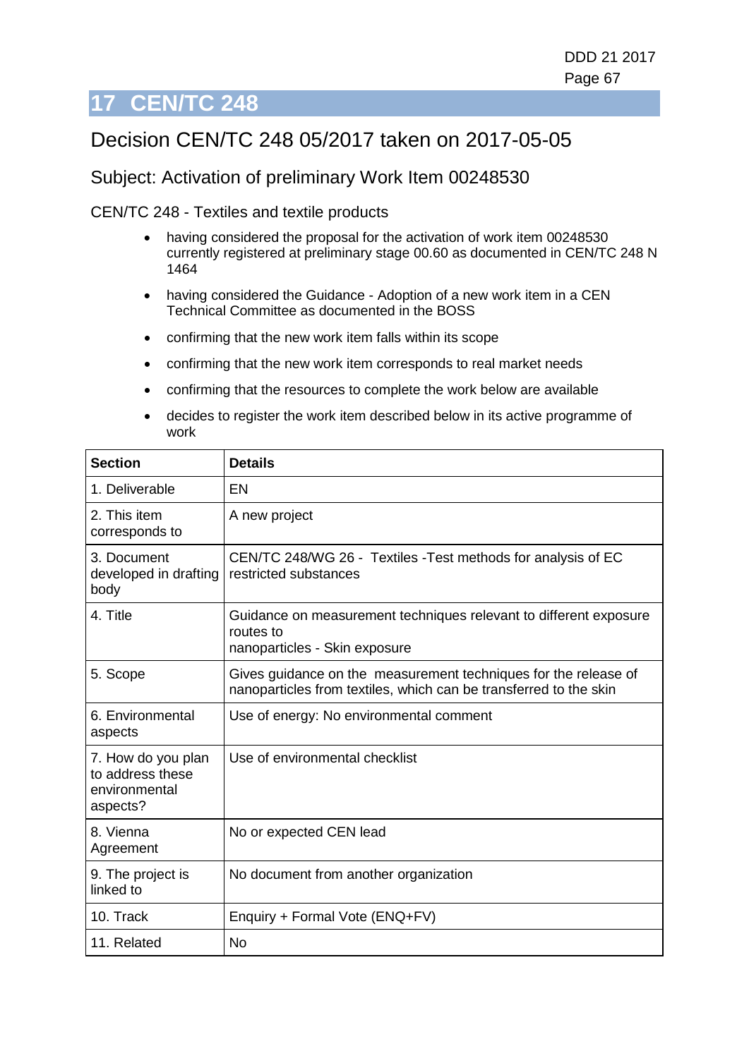# 17 CEN/TC 248

## Decision CEN/TC 248 05/2017 taken on 2017-05-05

### Subject: Activation of preliminary Work Item 00248530

CEN/TC 248 - Textiles and textile products

- having considered the proposal for the activation of work item 00248530 currently registered at preliminary stage 00.60 as documented in CEN/TC 248 N 1464
- having considered the Guidance - Adoption of a new work item in a CEN Technical Committee as documented in the BOSS
- confirming that the new work item falls within its scope
- confirming that the new work item corresponds to real market needs
- confirming that the resources to complete the work below are available
- decides to register the work item described below in its active programme of work

| Section | Details |
|---|---|
| 1. Deliverable | EN |
| 2. This item corresponds to | A new project |
| 3. Document developed in drafting body | CEN/TC 248/WG 26 - Textiles -Test methods for analysis of EC restricted substances |
| 4. Title | Guidance on measurement techniques relevant to different exposure routes to nanoparticles - Skin exposure |
| 5. Scope | Gives guidance on the measurement techniques for the release of nanoparticles from textiles, which can be transferred to the skin |
| 6. Environmental aspects | Use of energy: No environmental comment |
| 7. How do you plan to address these environmental aspects? | Use of environmental checklist |
| 8. Vienna Agreement | No or expected CEN lead |
| 9. The project is linked to | No document from another organization |
| 10. Track | Enquiry + Formal Vote (ENQ+FV) |
| 11. Related | No |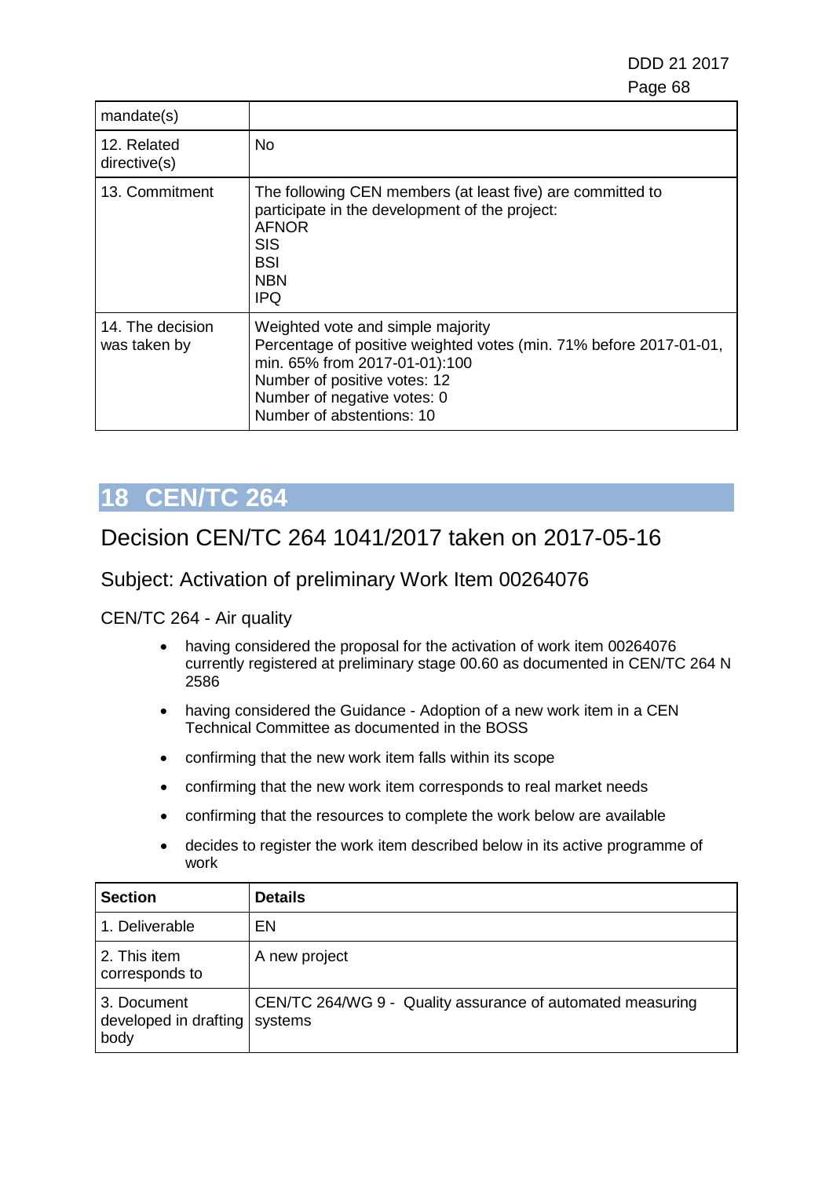| | |
|---|---|
| mandate(s) | |
| 12. Related directive(s) | No |
| 13. Commitment | The following CEN members (at least five) are committed to participate in the development of the project:<br>AFNOR<br>SIS<br>BSI<br>NBN<br>IPQ |
| 14. The decision was taken by | Weighted vote and simple majority<br>Percentage of positive weighted votes (min. 71% before 2017-01-01, min. 65% from 2017-01-01):100<br>Number of positive votes: 12<br>Number of negative votes: 0<br>Number of abstentions: 10 |

# 18 CEN/TC 264

## Decision CEN/TC 264 1041/2017 taken on 2017-05-16

### Subject: Activation of preliminary Work Item 00264076

CEN/TC 264 - Air quality

- having considered the proposal for the activation of work item 00264076 currently registered at preliminary stage 00.60 as documented in CEN/TC 264 N 2586
- having considered the Guidance - Adoption of a new work item in a CEN Technical Committee as documented in the BOSS
- confirming that the new work item falls within its scope
- confirming that the new work item corresponds to real market needs
- confirming that the resources to complete the work below are available
- decides to register the work item described below in its active programme of work

| Section | Details |
|---|---|
| 1. Deliverable | EN |
| 2. This item corresponds to | A new project |
| 3. Document developed in drafting body | CEN/TC 264/WG 9 - Quality assurance of automated measuring systems |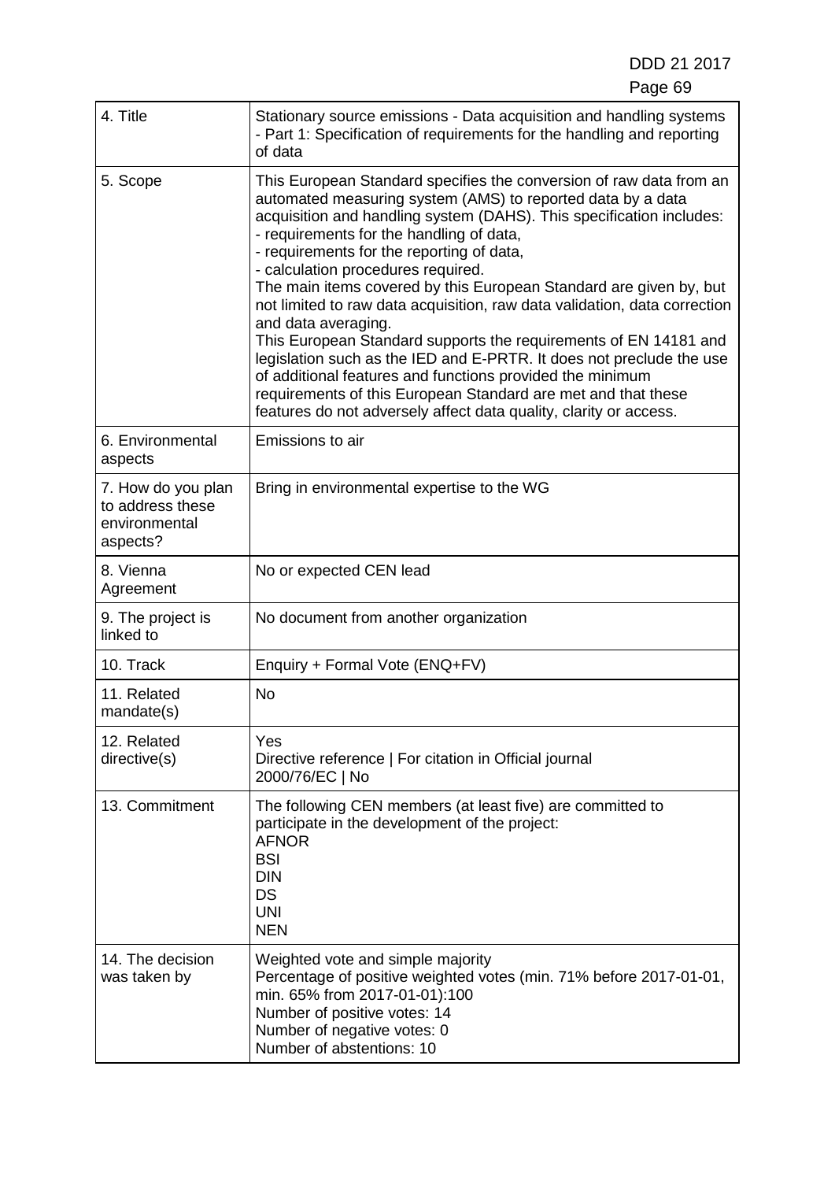| 4. Title | Stationary source emissions - Data acquisition and handling systems - Part 1: Specification of requirements for the handling and reporting of data |
|---|---|
| 5. Scope | This European Standard specifies the conversion of raw data from an automated measuring system (AMS) to reported data by a data acquisition and handling system (DAHS). This specification includes:<br>- requirements for the handling of data,<br>- requirements for the reporting of data,<br>- calculation procedures required.<br>The main items covered by this European Standard are given by, but not limited to raw data acquisition, raw data validation, data correction and data averaging.<br>This European Standard supports the requirements of EN 14181 and legislation such as the IED and E-PRTR. It does not preclude the use of additional features and functions provided the minimum requirements of this European Standard are met and that these features do not adversely affect data quality, clarity or access. |
| 6. Environmental aspects | Emissions to air |
| 7. How do you plan to address these environmental aspects? | Bring in environmental expertise to the WG |
| 8. Vienna Agreement | No or expected CEN lead |
| 9. The project is linked to | No document from another organization |
| 10. Track | Enquiry + Formal Vote (ENQ+FV) |
| 11. Related mandate(s) | No |
| 12. Related directive(s) | Yes<br>Directive reference \| For citation in Official journal<br>2000/76/EC \| No |
| 13. Commitment | The following CEN members (at least five) are committed to participate in the development of the project:<br>AFNOR<br>BSI<br>DIN<br>DS<br>UNI<br>NEN |
| 14. The decision was taken by | Weighted vote and simple majority<br>Percentage of positive weighted votes (min. 71% before 2017-01-01, min. 65% from 2017-01-01):100<br>Number of positive votes: 14<br>Number of negative votes: 0<br>Number of abstentions: 10 |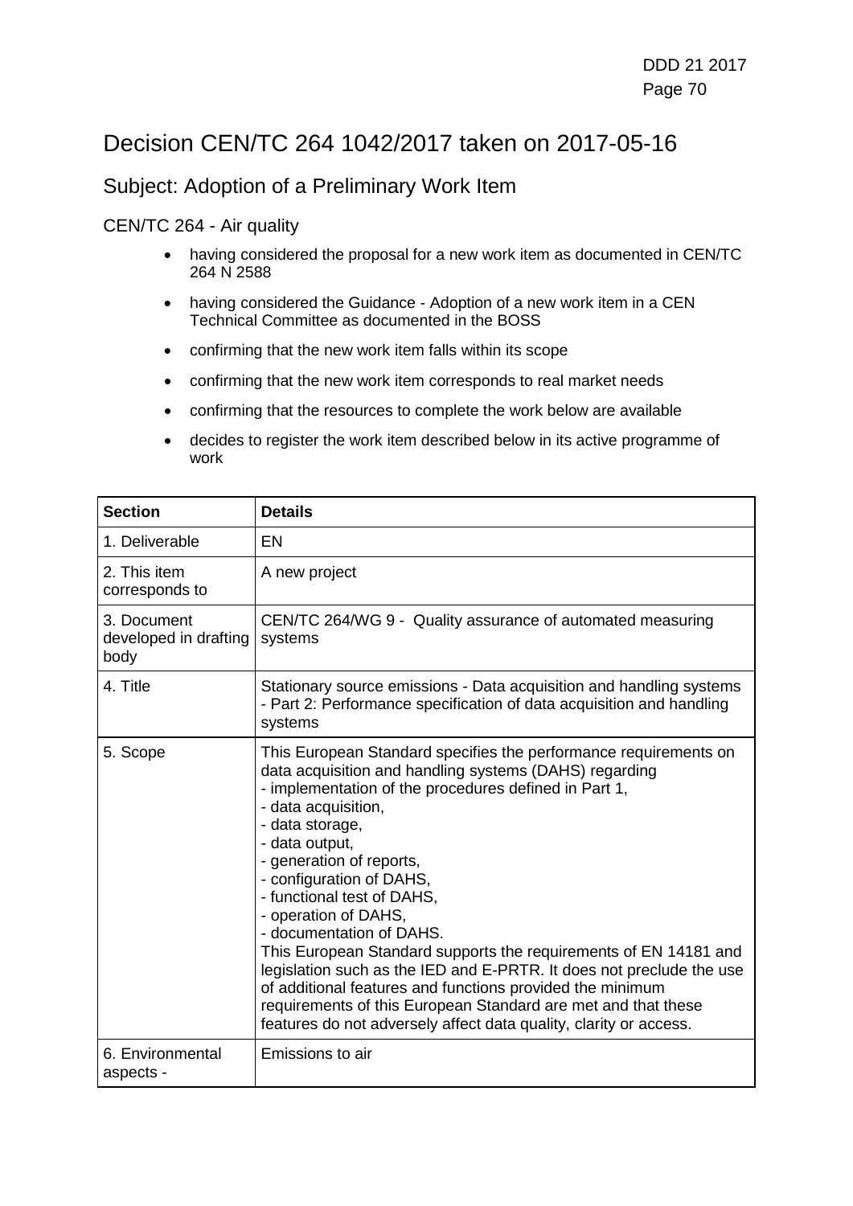# Decision CEN/TC 264 1042/2017 taken on 2017-05-16

## Subject: Adoption of a Preliminary Work Item

CEN/TC 264 - Air quality

- having considered the proposal for a new work item as documented in CEN/TC 264 N 2588
- having considered the Guidance - Adoption of a new work item in a CEN Technical Committee as documented in the BOSS
- confirming that the new work item falls within its scope
- confirming that the new work item corresponds to real market needs
- confirming that the resources to complete the work below are available
- decides to register the work item described below in its active programme of work

| **Section** | **Details** |
| --- | --- |
| 1. Deliverable | EN |
| 2. This item corresponds to | A new project |
| 3. Document developed in drafting body | CEN/TC 264/WG 9 - Quality assurance of automated measuring systems |
| 4. Title | Stationary source emissions - Data acquisition and handling systems - Part 2: Performance specification of data acquisition and handling systems |
| 5. Scope | This European Standard specifies the performance requirements on data acquisition and handling systems (DAHS) regarding<br>- implementation of the procedures defined in Part 1,<br>- data acquisition,<br>- data storage,<br>- data output,<br>- generation of reports,<br>- configuration of DAHS,<br>- functional test of DAHS,<br>- operation of DAHS,<br>- documentation of DAHS.<br>This European Standard supports the requirements of EN 14181 and legislation such as the IED and E-PRTR. It does not preclude the use of additional features and functions provided the minimum requirements of this European Standard are met and that these features do not adversely affect data quality, clarity or access. |
| 6. Environmental aspects - | Emissions to air |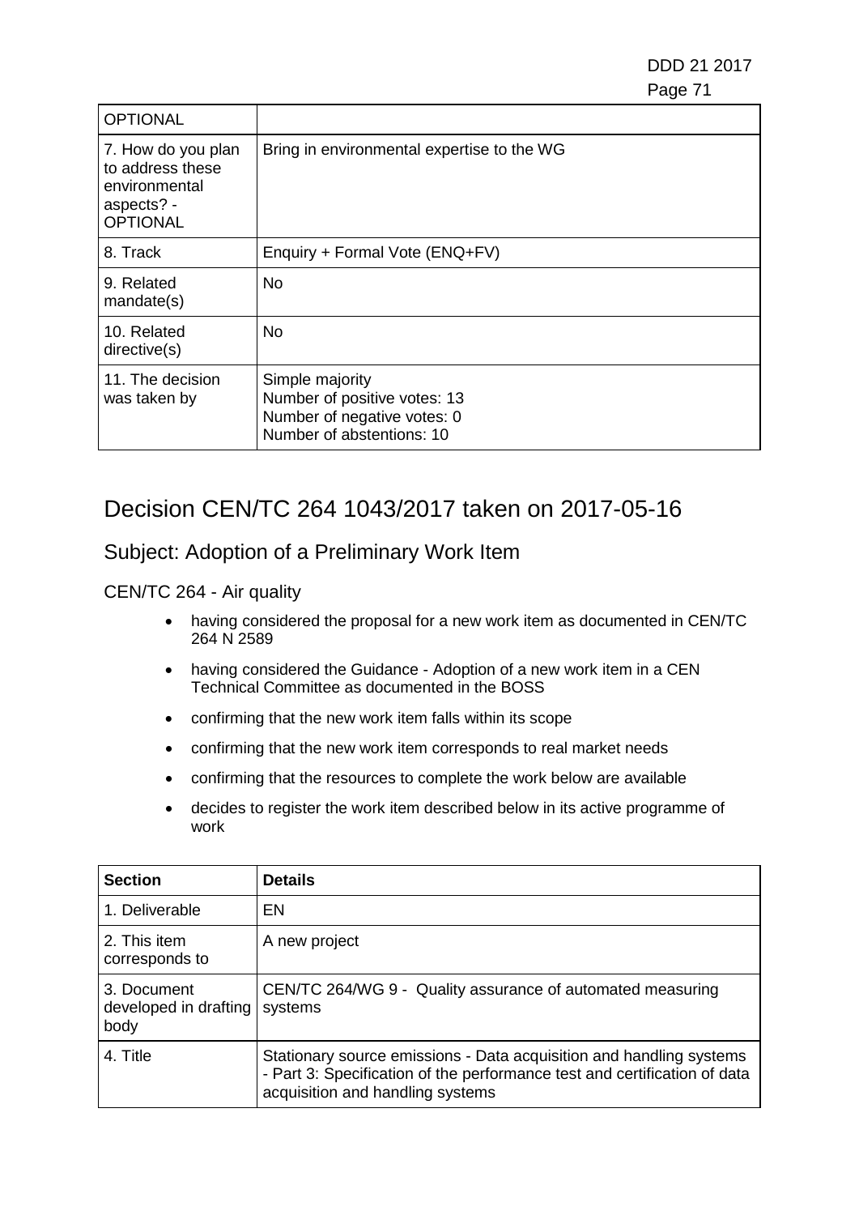| OPTIONAL | |
|---|---|
| 7. How do you plan to address these environmental aspects? - OPTIONAL | Bring in environmental expertise to the WG |
| 8. Track | Enquiry + Formal Vote (ENQ+FV) |
| 9. Related mandate(s) | No |
| 10. Related directive(s) | No |
| 11. The decision was taken by | Simple majority<br>Number of positive votes: 13<br>Number of negative votes: 0<br>Number of abstentions: 10 |

# Decision CEN/TC 264 1043/2017 taken on 2017-05-16

## Subject: Adoption of a Preliminary Work Item

CEN/TC 264 - Air quality

- having considered the proposal for a new work item as documented in CEN/TC 264 N 2589
- having considered the Guidance - Adoption of a new work item in a CEN Technical Committee as documented in the BOSS
- confirming that the new work item falls within its scope
- confirming that the new work item corresponds to real market needs
- confirming that the resources to complete the work below are available
- decides to register the work item described below in its active programme of work

| Section | Details |
|---|---|
| 1. Deliverable | EN |
| 2. This item corresponds to | A new project |
| 3. Document developed in drafting body | CEN/TC 264/WG 9 - Quality assurance of automated measuring systems |
| 4. Title | Stationary source emissions - Data acquisition and handling systems - Part 3: Specification of the performance test and certification of data acquisition and handling systems |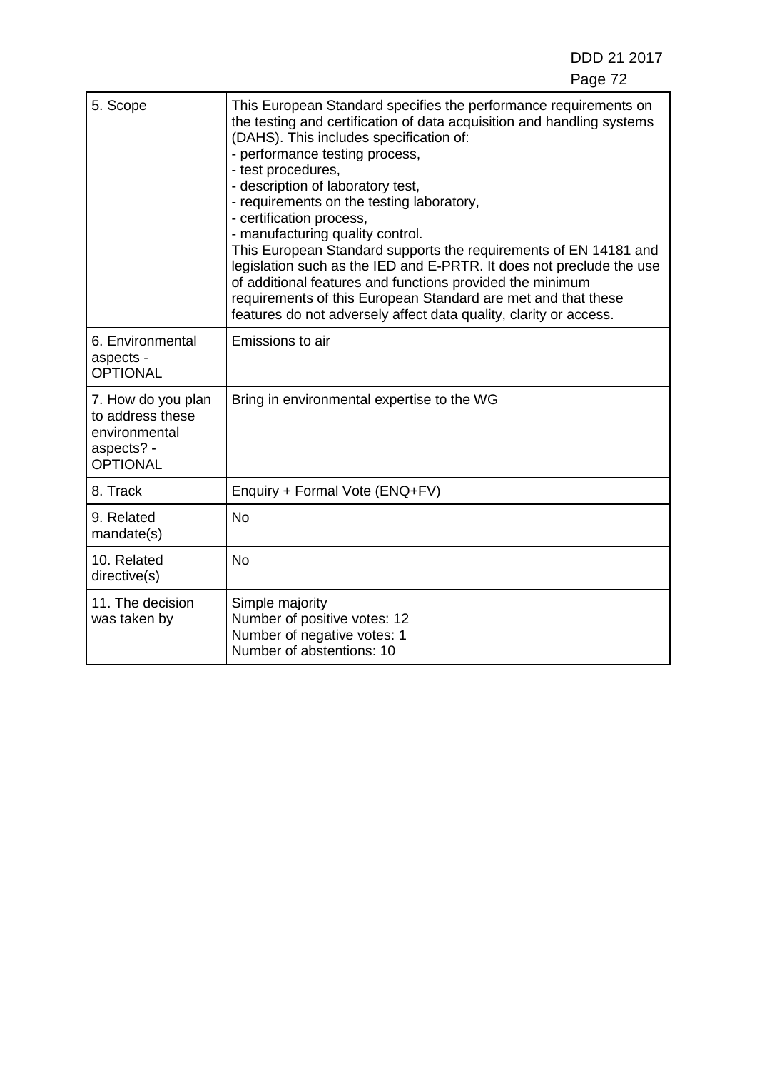| | |
|---|---|
| 5. Scope | This European Standard specifies the performance requirements on the testing and certification of data acquisition and handling systems (DAHS). This includes specification of:<br>- performance testing process,<br>- test procedures,<br>- description of laboratory test,<br>- requirements on the testing laboratory,<br>- certification process,<br>- manufacturing quality control.<br>This European Standard supports the requirements of EN 14181 and legislation such as the IED and E-PRTR. It does not preclude the use of additional features and functions provided the minimum requirements of this European Standard are met and that these features do not adversely affect data quality, clarity or access. |
| 6. Environmental aspects - OPTIONAL | Emissions to air |
| 7. How do you plan to address these environmental aspects? - OPTIONAL | Bring in environmental expertise to the WG |
| 8. Track | Enquiry + Formal Vote (ENQ+FV) |
| 9. Related mandate(s) | No |
| 10. Related directive(s) | No |
| 11. The decision was taken by | Simple majority<br>Number of positive votes: 12<br>Number of negative votes: 1<br>Number of abstentions: 10 |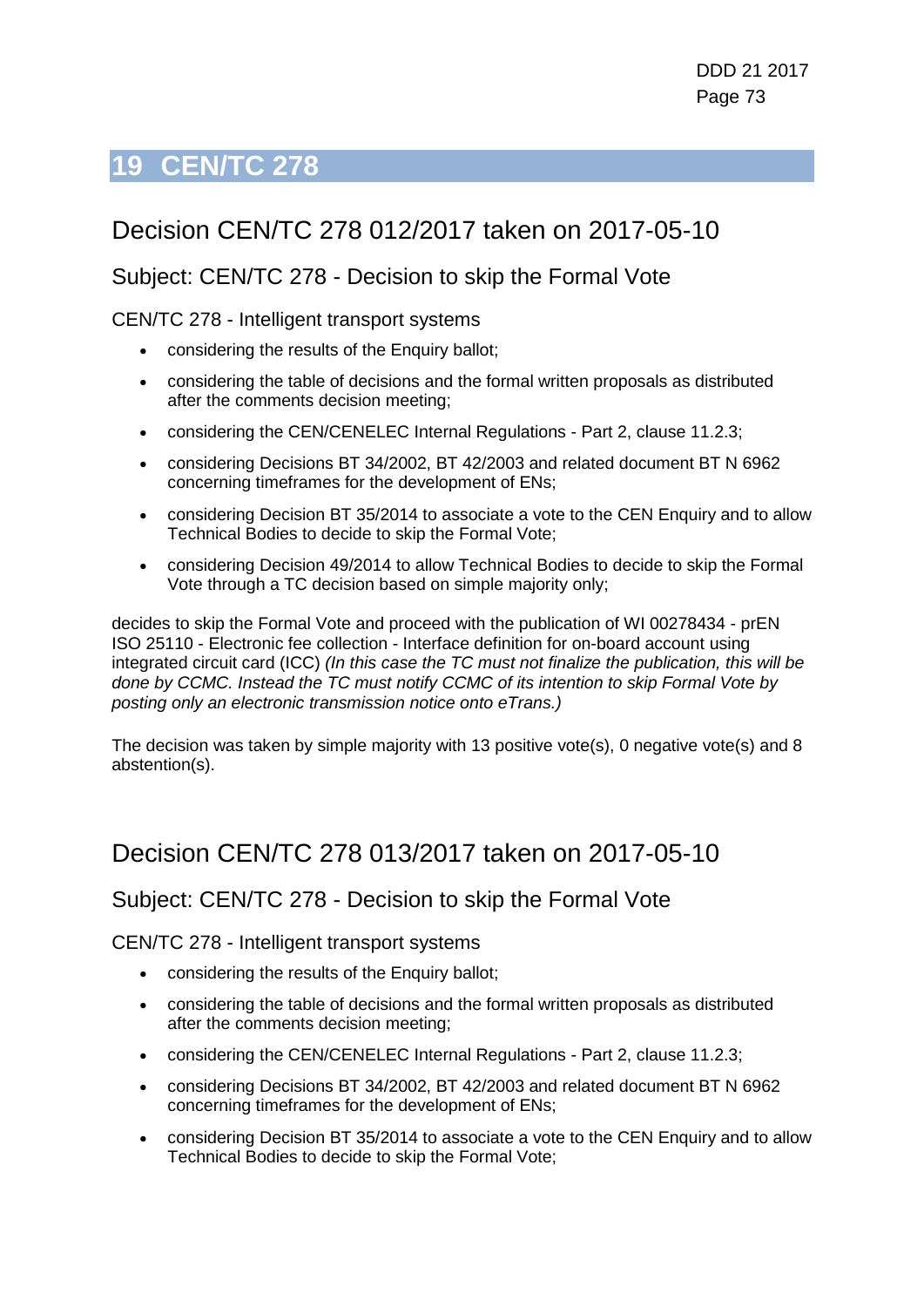# 19 CEN/TC 278

## Decision CEN/TC 278 012/2017 taken on 2017-05-10

### Subject: CEN/TC 278 - Decision to skip the Formal Vote

CEN/TC 278 - Intelligent transport systems

- considering the results of the Enquiry ballot;
- considering the table of decisions and the formal written proposals as distributed after the comments decision meeting;
- considering the CEN/CENELEC Internal Regulations - Part 2, clause 11.2.3;
- considering Decisions BT 34/2002, BT 42/2003 and related document BT N 6962 concerning timeframes for the development of ENs;
- considering Decision BT 35/2014 to associate a vote to the CEN Enquiry and to allow Technical Bodies to decide to skip the Formal Vote;
- considering Decision 49/2014 to allow Technical Bodies to decide to skip the Formal Vote through a TC decision based on simple majority only;

decides to skip the Formal Vote and proceed with the publication of WI 00278434 - prEN ISO 25110 - Electronic fee collection - Interface definition for on-board account using integrated circuit card (ICC) *(In this case the TC must not finalize the publication, this will be done by CCMC. Instead the TC must notify CCMC of its intention to skip Formal Vote by posting only an electronic transmission notice onto eTrans.)*

The decision was taken by simple majority with 13 positive vote(s), 0 negative vote(s) and 8 abstention(s).

## Decision CEN/TC 278 013/2017 taken on 2017-05-10

### Subject: CEN/TC 278 - Decision to skip the Formal Vote

CEN/TC 278 - Intelligent transport systems

- considering the results of the Enquiry ballot;
- considering the table of decisions and the formal written proposals as distributed after the comments decision meeting;
- considering the CEN/CENELEC Internal Regulations - Part 2, clause 11.2.3;
- considering Decisions BT 34/2002, BT 42/2003 and related document BT N 6962 concerning timeframes for the development of ENs;
- considering Decision BT 35/2014 to associate a vote to the CEN Enquiry and to allow Technical Bodies to decide to skip the Formal Vote;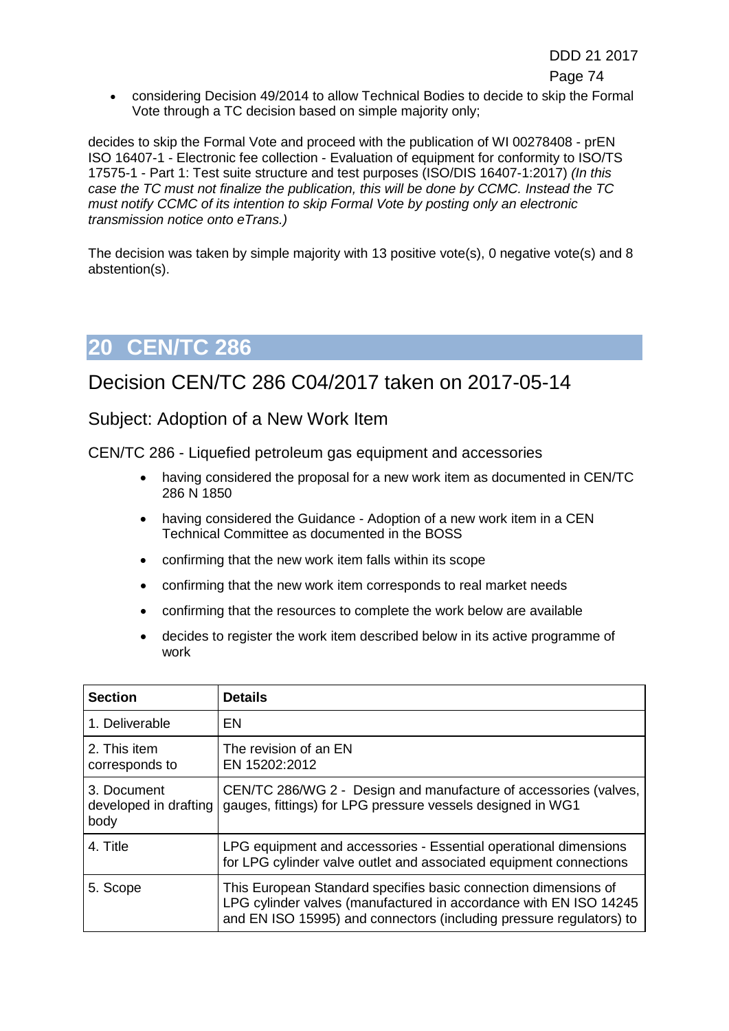- considering Decision 49/2014 to allow Technical Bodies to decide to skip the Formal Vote through a TC decision based on simple majority only;

decides to skip the Formal Vote and proceed with the publication of WI 00278408 - prEN ISO 16407-1 - Electronic fee collection - Evaluation of equipment for conformity to ISO/TS 17575-1 - Part 1: Test suite structure and test purposes (ISO/DIS 16407-1:2017) *(In this case the TC must not finalize the publication, this will be done by CCMC. Instead the TC must notify CCMC of its intention to skip Formal Vote by posting only an electronic transmission notice onto eTrans.)*

The decision was taken by simple majority with 13 positive vote(s), 0 negative vote(s) and 8 abstention(s).

# 20 CEN/TC 286

## Decision CEN/TC 286 C04/2017 taken on 2017-05-14

### Subject: Adoption of a New Work Item

CEN/TC 286 - Liquefied petroleum gas equipment and accessories

- having considered the proposal for a new work item as documented in CEN/TC 286 N 1850
- having considered the Guidance - Adoption of a new work item in a CEN Technical Committee as documented in the BOSS
- confirming that the new work item falls within its scope
- confirming that the new work item corresponds to real market needs
- confirming that the resources to complete the work below are available
- decides to register the work item described below in its active programme of work

| Section | Details |
| --- | --- |
| 1. Deliverable | EN |
| 2. This item corresponds to | The revision of an EN<br>EN 15202:2012 |
| 3. Document developed in drafting body | CEN/TC 286/WG 2 - Design and manufacture of accessories (valves, gauges, fittings) for LPG pressure vessels designed in WG1 |
| 4. Title | LPG equipment and accessories - Essential operational dimensions for LPG cylinder valve outlet and associated equipment connections |
| 5. Scope | This European Standard specifies basic connection dimensions of LPG cylinder valves (manufactured in accordance with EN ISO 14245 and EN ISO 15995) and connectors (including pressure regulators) to |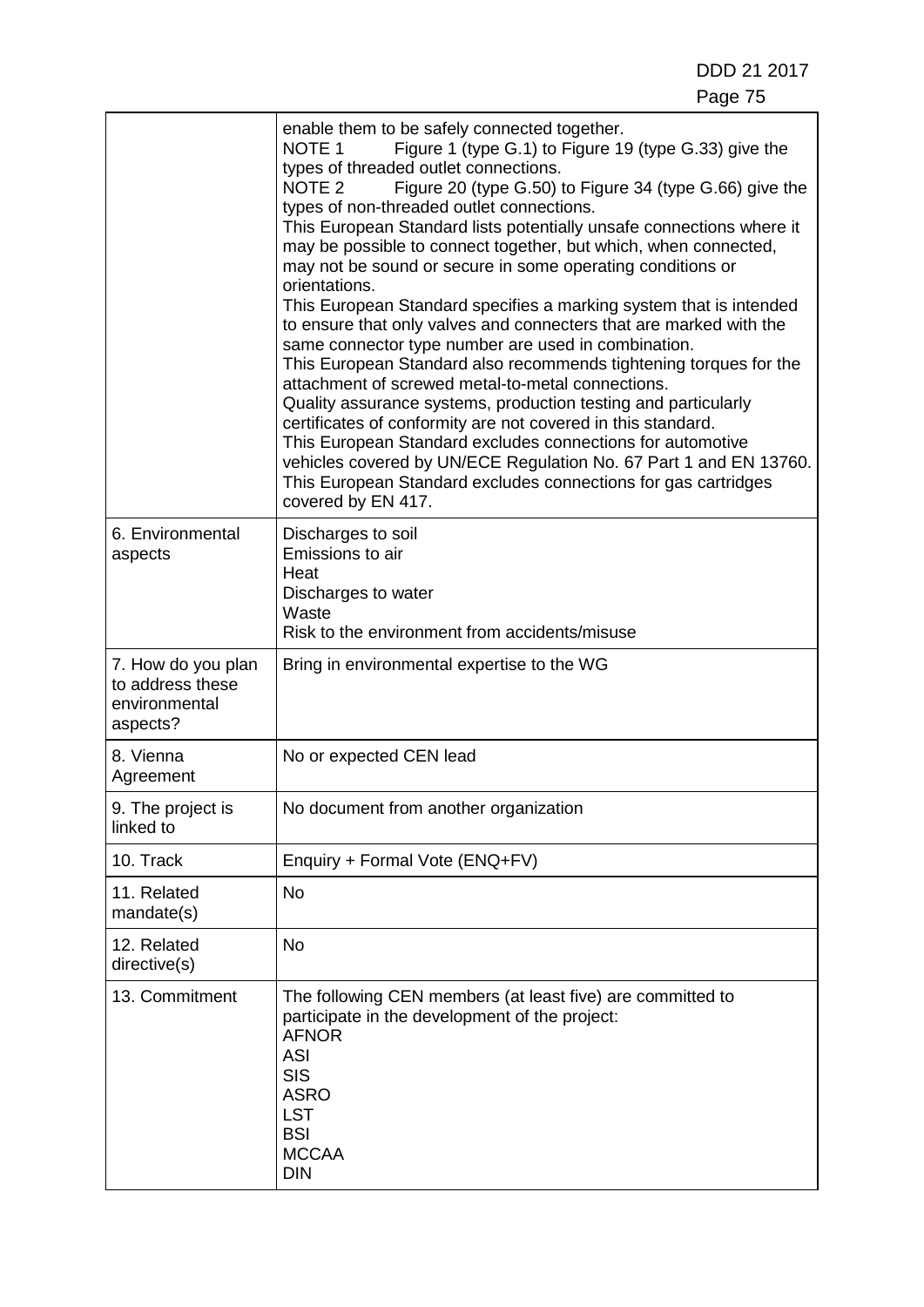| | |
|---|---|
| | enable them to be safely connected together.<br>NOTE 1 Figure 1 (type G.1) to Figure 19 (type G.33) give the types of threaded outlet connections.<br>NOTE 2 Figure 20 (type G.50) to Figure 34 (type G.66) give the types of non-threaded outlet connections.<br>This European Standard lists potentially unsafe connections where it may be possible to connect together, but which, when connected, may not be sound or secure in some operating conditions or orientations.<br>This European Standard specifies a marking system that is intended to ensure that only valves and connecters that are marked with the same connector type number are used in combination.<br>This European Standard also recommends tightening torques for the attachment of screwed metal-to-metal connections.<br>Quality assurance systems, production testing and particularly certificates of conformity are not covered in this standard.<br>This European Standard excludes connections for automotive vehicles covered by UN/ECE Regulation No. 67 Part 1 and EN 13760.<br>This European Standard excludes connections for gas cartridges covered by EN 417. |
| 6. Environmental aspects | Discharges to soil<br>Emissions to air<br>Heat<br>Discharges to water<br>Waste<br>Risk to the environment from accidents/misuse |
| 7. How do you plan to address these environmental aspects? | Bring in environmental expertise to the WG |
| 8. Vienna Agreement | No or expected CEN lead |
| 9. The project is linked to | No document from another organization |
| 10. Track | Enquiry + Formal Vote (ENQ+FV) |
| 11. Related mandate(s) | No |
| 12. Related directive(s) | No |
| 13. Commitment | The following CEN members (at least five) are committed to participate in the development of the project:<br>AFNOR<br>ASI<br>SIS<br>ASRO<br>LST<br>BSI<br>MCCAA<br>DIN |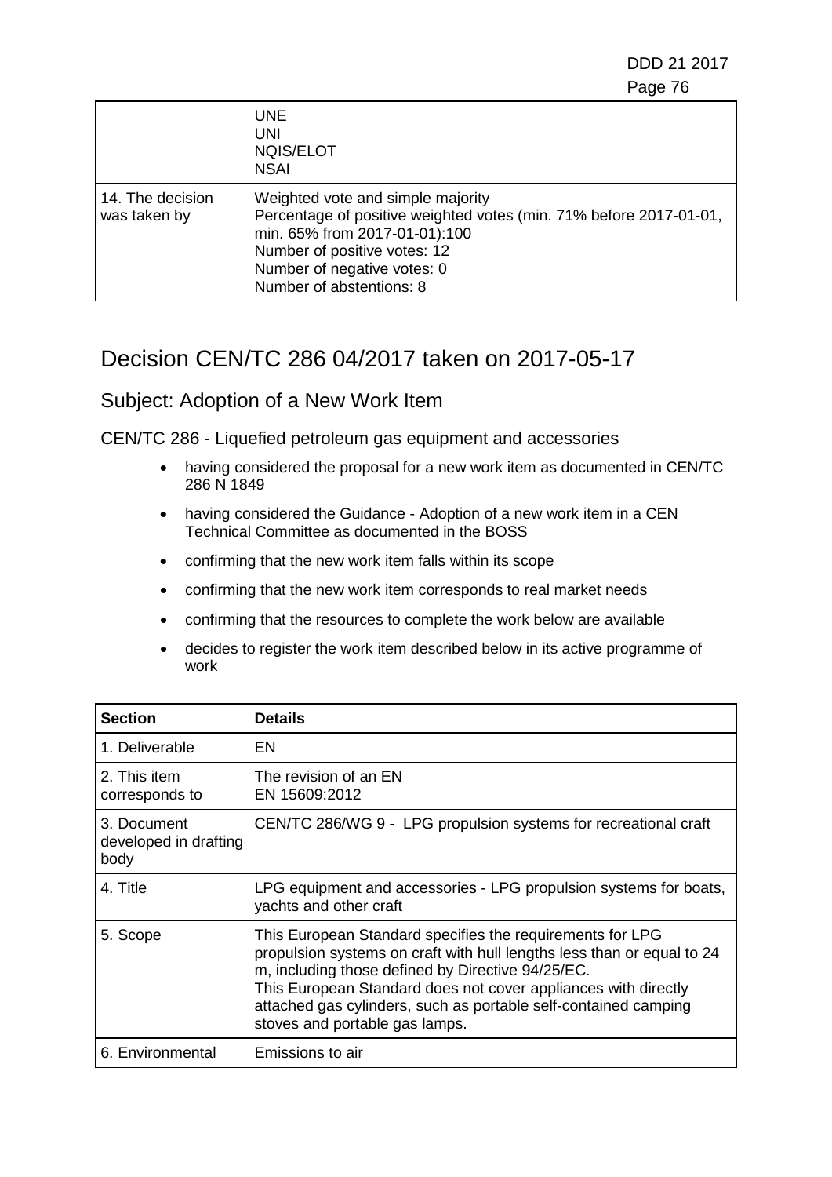|  | UNE<br>UNI<br>NQIS/ELOT<br>NSAI |
|---|---|
| 14. The decision was taken by | Weighted vote and simple majority<br>Percentage of positive weighted votes (min. 71% before 2017-01-01, min. 65% from 2017-01-01):100<br>Number of positive votes: 12<br>Number of negative votes: 0<br>Number of abstentions: 8 |

# Decision CEN/TC 286 04/2017 taken on 2017-05-17

## Subject: Adoption of a New Work Item

CEN/TC 286 - Liquefied petroleum gas equipment and accessories

- having considered the proposal for a new work item as documented in CEN/TC 286 N 1849
- having considered the Guidance - Adoption of a new work item in a CEN Technical Committee as documented in the BOSS
- confirming that the new work item falls within its scope
- confirming that the new work item corresponds to real market needs
- confirming that the resources to complete the work below are available
- decides to register the work item described below in its active programme of work

| Section | Details |
|---|---|
| 1. Deliverable | EN |
| 2. This item corresponds to | The revision of an EN<br>EN 15609:2012 |
| 3. Document developed in drafting body | CEN/TC 286/WG 9 - LPG propulsion systems for recreational craft |
| 4. Title | LPG equipment and accessories - LPG propulsion systems for boats, yachts and other craft |
| 5. Scope | This European Standard specifies the requirements for LPG propulsion systems on craft with hull lengths less than or equal to 24 m, including those defined by Directive 94/25/EC.<br>This European Standard does not cover appliances with directly attached gas cylinders, such as portable self-contained camping stoves and portable gas lamps. |
| 6. Environmental | Emissions to air |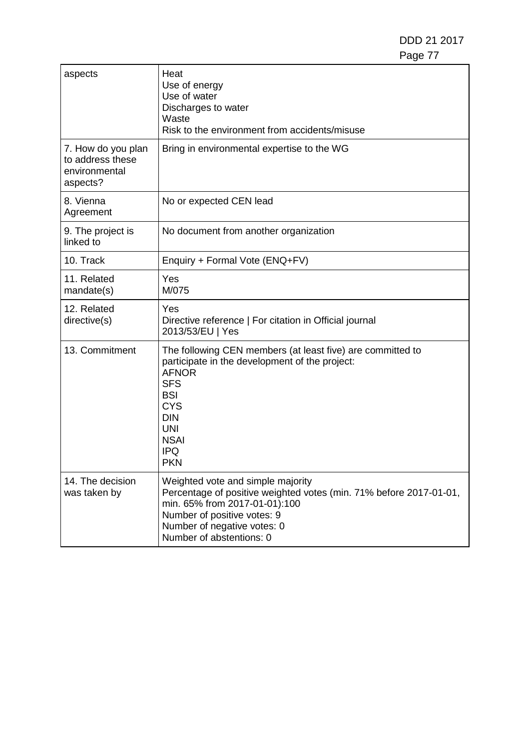| | |
|---|---|
| aspects | Heat<br>Use of energy<br>Use of water<br>Discharges to water<br>Waste<br>Risk to the environment from accidents/misuse |
| 7. How do you plan to address these environmental aspects? | Bring in environmental expertise to the WG |
| 8. Vienna Agreement | No or expected CEN lead |
| 9. The project is linked to | No document from another organization |
| 10. Track | Enquiry + Formal Vote (ENQ+FV) |
| 11. Related mandate(s) | Yes<br>M/075 |
| 12. Related directive(s) | Yes<br>Directive reference &#124; For citation in Official journal<br>2013/53/EU &#124; Yes |
| 13. Commitment | The following CEN members (at least five) are committed to participate in the development of the project:<br>AFNOR<br>SFS<br>BSI<br>CYS<br>DIN<br>UNI<br>NSAI<br>IPQ<br>PKN |
| 14. The decision was taken by | Weighted vote and simple majority<br>Percentage of positive weighted votes (min. 71% before 2017-01-01, min. 65% from 2017-01-01):100<br>Number of positive votes: 9<br>Number of negative votes: 0<br>Number of abstentions: 0 |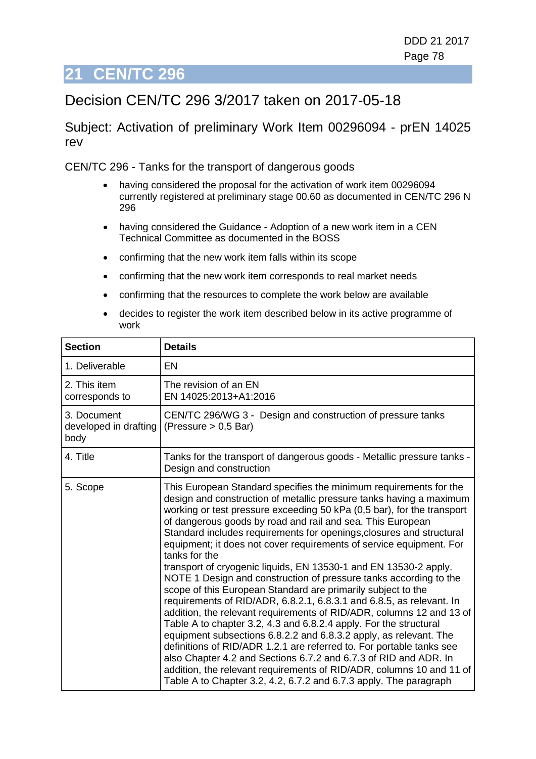# 21 CEN/TC 296

## Decision CEN/TC 296 3/2017 taken on 2017-05-18

### Subject: Activation of preliminary Work Item 00296094 - prEN 14025 rev

CEN/TC 296 - Tanks for the transport of dangerous goods

- having considered the proposal for the activation of work item 00296094 currently registered at preliminary stage 00.60 as documented in CEN/TC 296 N 296
- having considered the Guidance - Adoption of a new work item in a CEN Technical Committee as documented in the BOSS
- confirming that the new work item falls within its scope
- confirming that the new work item corresponds to real market needs
- confirming that the resources to complete the work below are available
- decides to register the work item described below in its active programme of work

| Section | Details |
|---|---|
| 1. Deliverable | EN |
| 2. This item corresponds to | The revision of an EN<br>EN 14025:2013+A1:2016 |
| 3. Document developed in drafting body | CEN/TC 296/WG 3 - Design and construction of pressure tanks (Pressure > 0,5 Bar) |
| 4. Title | Tanks for the transport of dangerous goods - Metallic pressure tanks - Design and construction |
| 5. Scope | This European Standard specifies the minimum requirements for the design and construction of metallic pressure tanks having a maximum working or test pressure exceeding 50 kPa (0,5 bar), for the transport of dangerous goods by road and rail and sea. This European Standard includes requirements for openings,closures and structural equipment; it does not cover requirements of service equipment. For tanks for the<br>transport of cryogenic liquids, EN 13530-1 and EN 13530-2 apply.<br>NOTE 1 Design and construction of pressure tanks according to the scope of this European Standard are primarily subject to the requirements of RID/ADR, 6.8.2.1, 6.8.3.1 and 6.8.5, as relevant. In addition, the relevant requirements of RID/ADR, columns 12 and 13 of Table A to chapter 3.2, 4.3 and 6.8.2.4 apply. For the structural equipment subsections 6.8.2.2 and 6.8.3.2 apply, as relevant. The definitions of RID/ADR 1.2.1 are referred to. For portable tanks see also Chapter 4.2 and Sections 6.7.2 and 6.7.3 of RID and ADR. In addition, the relevant requirements of RID/ADR, columns 10 and 11 of Table A to Chapter 3.2, 4.2, 6.7.2 and 6.7.3 apply. The paragraph |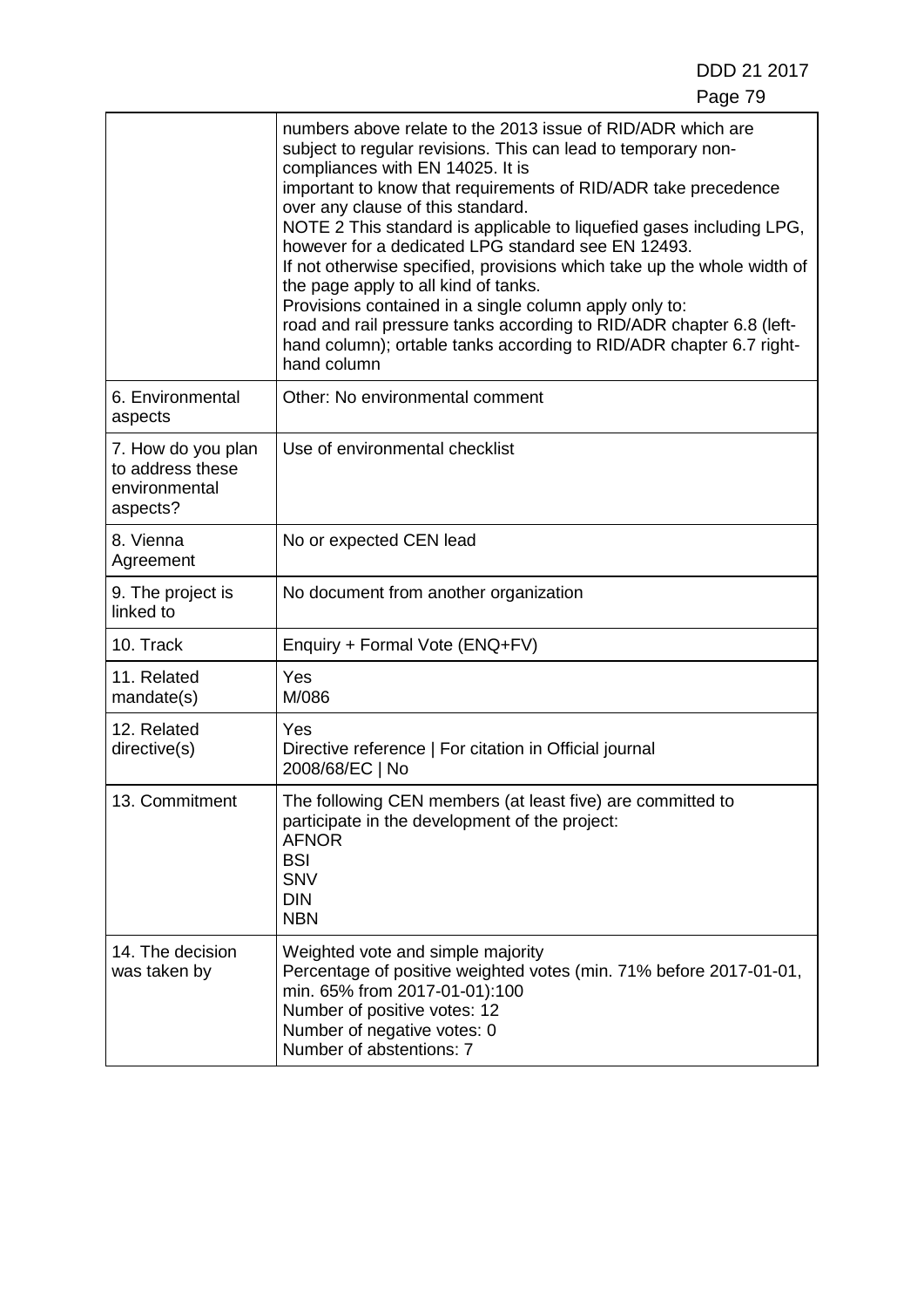| | |
|---|---|
| | numbers above relate to the 2013 issue of RID/ADR which are subject to regular revisions. This can lead to temporary non-compliances with EN 14025. It is<br>important to know that requirements of RID/ADR take precedence over any clause of this standard.<br>NOTE 2 This standard is applicable to liquefied gases including LPG, however for a dedicated LPG standard see EN 12493.<br>If not otherwise specified, provisions which take up the whole width of the page apply to all kind of tanks.<br>Provisions contained in a single column apply only to:<br>road and rail pressure tanks according to RID/ADR chapter 6.8 (left-hand column); ortable tanks according to RID/ADR chapter 6.7 right-hand column |
| 6. Environmental aspects | Other: No environmental comment |
| 7. How do you plan to address these environmental aspects? | Use of environmental checklist |
| 8. Vienna Agreement | No or expected CEN lead |
| 9. The project is linked to | No document from another organization |
| 10. Track | Enquiry + Formal Vote (ENQ+FV) |
| 11. Related mandate(s) | Yes<br>M/086 |
| 12. Related directive(s) | Yes<br>Directive reference \| For citation in Official journal<br>2008/68/EC \| No |
| 13. Commitment | The following CEN members (at least five) are committed to participate in the development of the project:<br>AFNOR<br>BSI<br>SNV<br>DIN<br>NBN |
| 14. The decision was taken by | Weighted vote and simple majority<br>Percentage of positive weighted votes (min. 71% before 2017-01-01, min. 65% from 2017-01-01):100<br>Number of positive votes: 12<br>Number of negative votes: 0<br>Number of abstentions: 7 |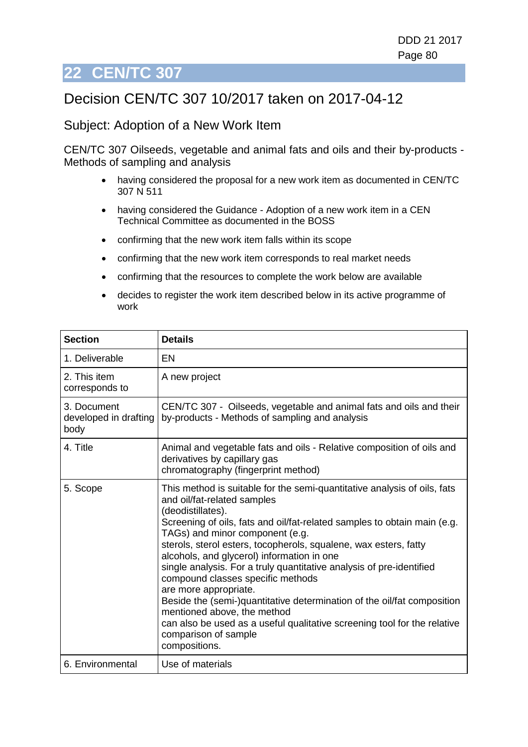# 22 CEN/TC 307

## Decision CEN/TC 307 10/2017 taken on 2017-04-12

### Subject: Adoption of a New Work Item

CEN/TC 307 Oilseeds, vegetable and animal fats and oils and their by-products - Methods of sampling and analysis

- having considered the proposal for a new work item as documented in CEN/TC 307 N 511
- having considered the Guidance - Adoption of a new work item in a CEN Technical Committee as documented in the BOSS
- confirming that the new work item falls within its scope
- confirming that the new work item corresponds to real market needs
- confirming that the resources to complete the work below are available
- decides to register the work item described below in its active programme of work

| Section | Details |
| --- | --- |
| 1. Deliverable | EN |
| 2. This item corresponds to | A new project |
| 3. Document developed in drafting body | CEN/TC 307 - Oilseeds, vegetable and animal fats and oils and their by-products - Methods of sampling and analysis |
| 4. Title | Animal and vegetable fats and oils - Relative composition of oils and derivatives by capillary gas chromatography (fingerprint method) |
| 5. Scope | This method is suitable for the semi-quantitative analysis of oils, fats and oil/fat-related samples (deodistillates).<br>Screening of oils, fats and oil/fat-related samples to obtain main (e.g. TAGs) and minor component (e.g. sterols, sterol esters, tocopherols, squalene, wax esters, fatty alcohols, and glycerol) information in one single analysis. For a truly quantitative analysis of pre-identified compound classes specific methods are more appropriate.<br>Beside the (semi-)quantitative determination of the oil/fat composition mentioned above, the method can also be used as a useful qualitative screening tool for the relative comparison of sample compositions. |
| 6. Environmental | Use of materials |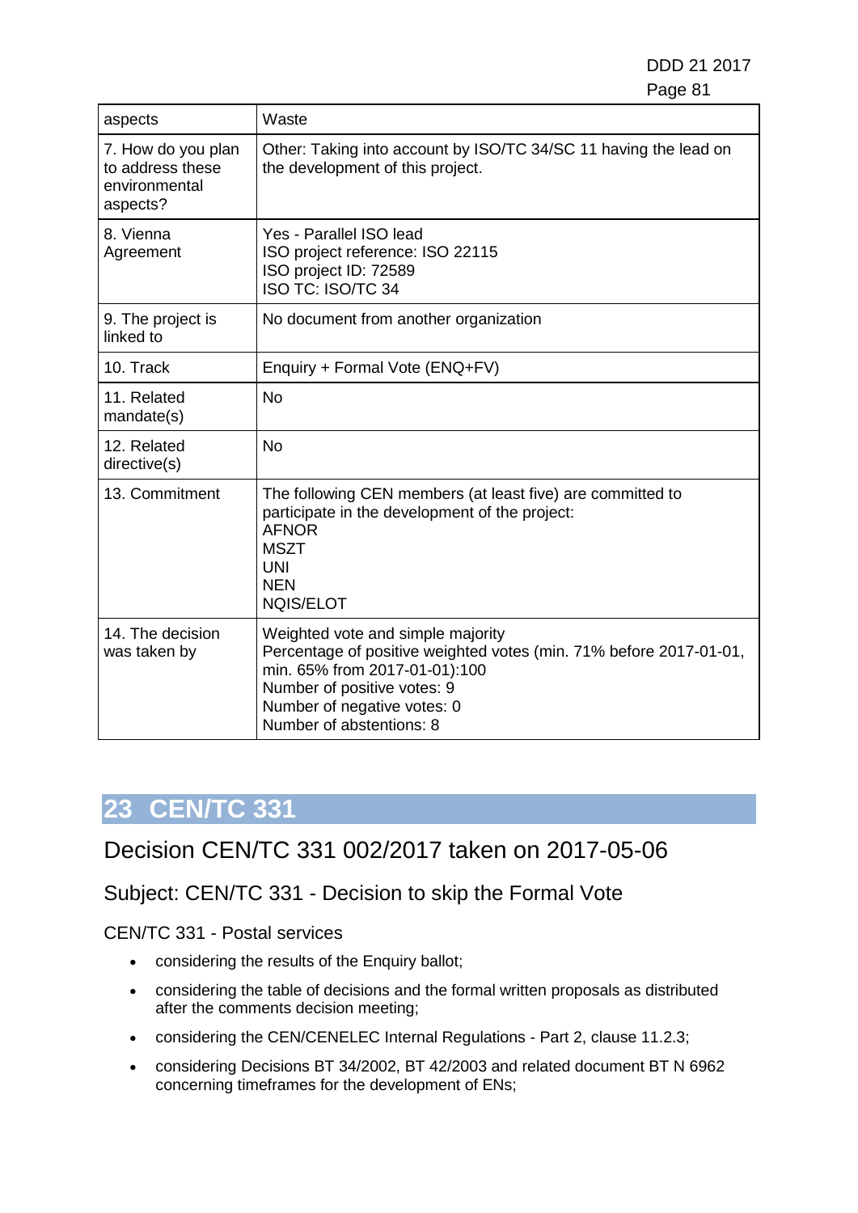| aspects | Waste |
|---|---|
| 7. How do you plan to address these environmental aspects? | Other: Taking into account by ISO/TC 34/SC 11 having the lead on the development of this project. |
| 8. Vienna Agreement | Yes - Parallel ISO lead<br>ISO project reference: ISO 22115<br>ISO project ID: 72589<br>ISO TC: ISO/TC 34 |
| 9. The project is linked to | No document from another organization |
| 10. Track | Enquiry + Formal Vote (ENQ+FV) |
| 11. Related mandate(s) | No |
| 12. Related directive(s) | No |
| 13. Commitment | The following CEN members (at least five) are committed to participate in the development of the project:<br>AFNOR<br>MSZT<br>UNI<br>NEN<br>NQIS/ELOT |
| 14. The decision was taken by | Weighted vote and simple majority<br>Percentage of positive weighted votes (min. 71% before 2017-01-01, min. 65% from 2017-01-01):100<br>Number of positive votes: 9<br>Number of negative votes: 0<br>Number of abstentions: 8 |

# 23 CEN/TC 331

## Decision CEN/TC 331 002/2017 taken on 2017-05-06

### Subject: CEN/TC 331 - Decision to skip the Formal Vote

CEN/TC 331 - Postal services

- considering the results of the Enquiry ballot;
- considering the table of decisions and the formal written proposals as distributed after the comments decision meeting;
- considering the CEN/CENELEC Internal Regulations - Part 2, clause 11.2.3;
- considering Decisions BT 34/2002, BT 42/2003 and related document BT N 6962 concerning timeframes for the development of ENs;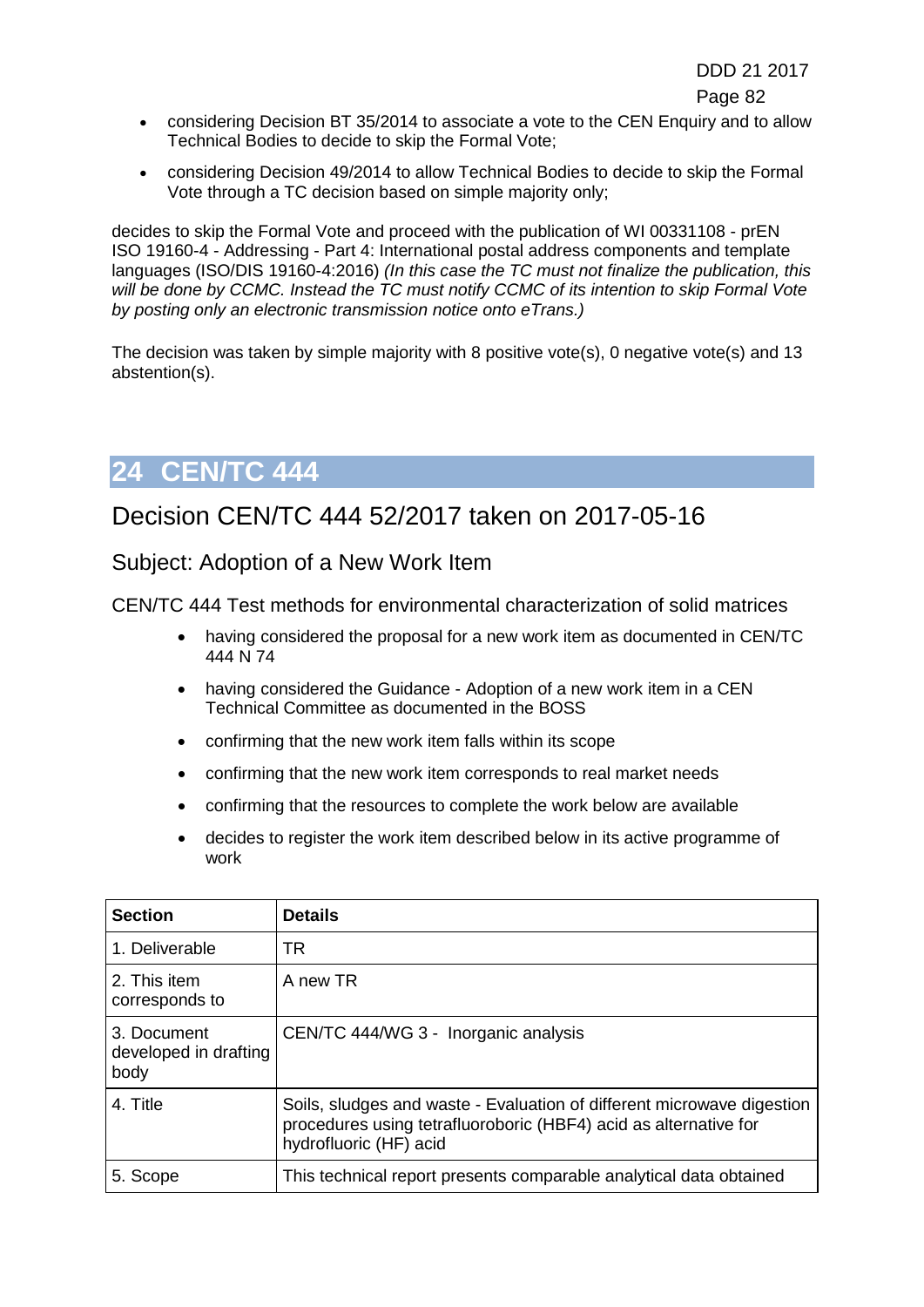- considering Decision BT 35/2014 to associate a vote to the CEN Enquiry and to allow Technical Bodies to decide to skip the Formal Vote;
- considering Decision 49/2014 to allow Technical Bodies to decide to skip the Formal Vote through a TC decision based on simple majority only;

decides to skip the Formal Vote and proceed with the publication of WI 00331108 - prEN ISO 19160-4 - Addressing - Part 4: International postal address components and template languages (ISO/DIS 19160-4:2016) *(In this case the TC must not finalize the publication, this will be done by CCMC. Instead the TC must notify CCMC of its intention to skip Formal Vote by posting only an electronic transmission notice onto eTrans.)*

The decision was taken by simple majority with 8 positive vote(s), 0 negative vote(s) and 13 abstention(s).

# 24 CEN/TC 444

## Decision CEN/TC 444 52/2017 taken on 2017-05-16

### Subject: Adoption of a New Work Item

CEN/TC 444 Test methods for environmental characterization of solid matrices

- having considered the proposal for a new work item as documented in CEN/TC 444 N 74
- having considered the Guidance - Adoption of a new work item in a CEN Technical Committee as documented in the BOSS
- confirming that the new work item falls within its scope
- confirming that the new work item corresponds to real market needs
- confirming that the resources to complete the work below are available
- decides to register the work item described below in its active programme of work

| Section | Details |
|---|---|
| 1. Deliverable | TR |
| 2. This item corresponds to | A new TR |
| 3. Document developed in drafting body | CEN/TC 444/WG 3 - Inorganic analysis |
| 4. Title | Soils, sludges and waste - Evaluation of different microwave digestion procedures using tetrafluoroboric ($HBF_4$) acid as alternative for hydrofluoric (HF) acid |
| 5. Scope | This technical report presents comparable analytical data obtained |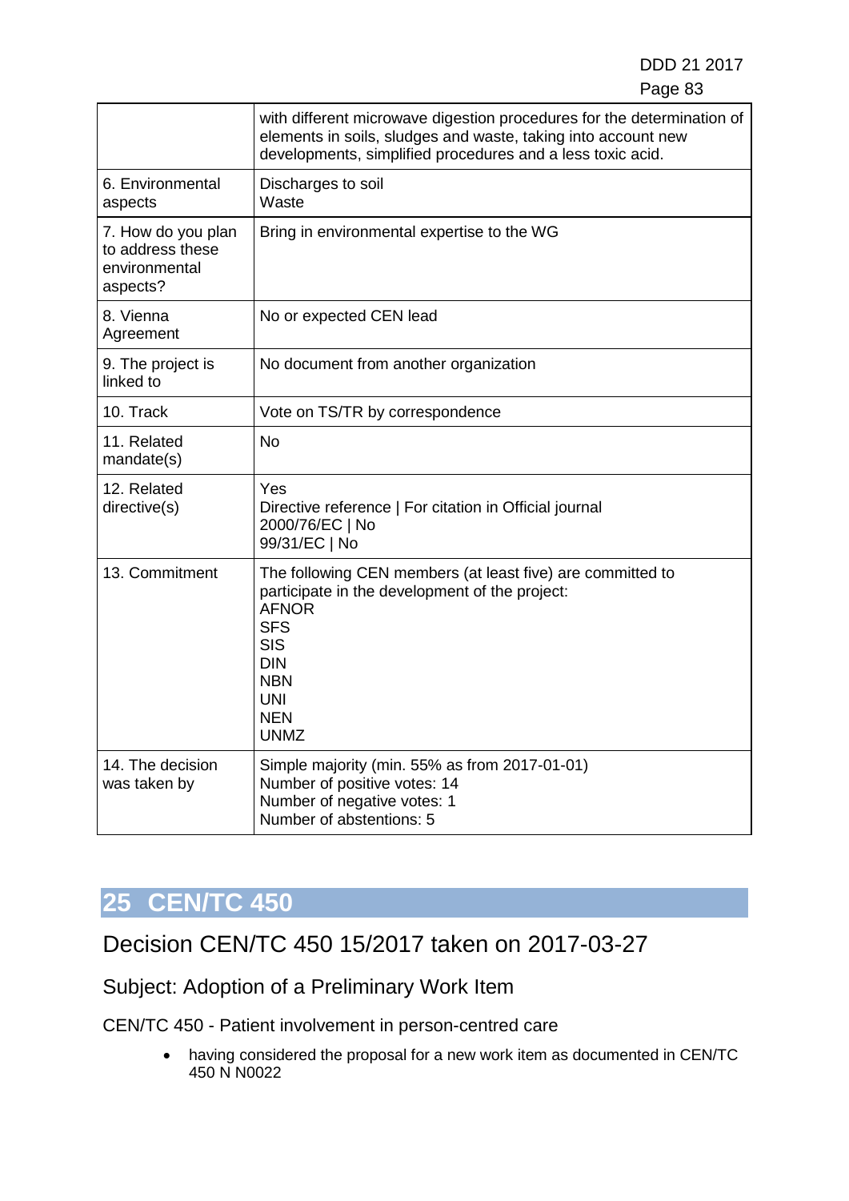| | |
|---|---|
| | with different microwave digestion procedures for the determination of elements in soils, sludges and waste, taking into account new developments, simplified procedures and a less toxic acid. |
| 6. Environmental aspects | Discharges to soil<br>Waste |
| 7. How do you plan to address these environmental aspects? | Bring in environmental expertise to the WG |
| 8. Vienna Agreement | No or expected CEN lead |
| 9. The project is linked to | No document from another organization |
| 10. Track | Vote on TS/TR by correspondence |
| 11. Related mandate(s) | No |
| 12. Related directive(s) | Yes<br>Directive reference \| For citation in Official journal<br>2000/76/EC \| No<br>99/31/EC \| No |
| 13. Commitment | The following CEN members (at least five) are committed to participate in the development of the project:<br>AFNOR<br>SFS<br>SIS<br>DIN<br>NBN<br>UNI<br>NEN<br>UNMZ |
| 14. The decision was taken by | Simple majority (min. 55% as from 2017-01-01)<br>Number of positive votes: 14<br>Number of negative votes: 1<br>Number of abstentions: 5 |

# 25 CEN/TC 450

## Decision CEN/TC 450 15/2017 taken on 2017-03-27

### Subject: Adoption of a Preliminary Work Item

CEN/TC 450 - Patient involvement in person-centred care

- having considered the proposal for a new work item as documented in CEN/TC 450 N N0022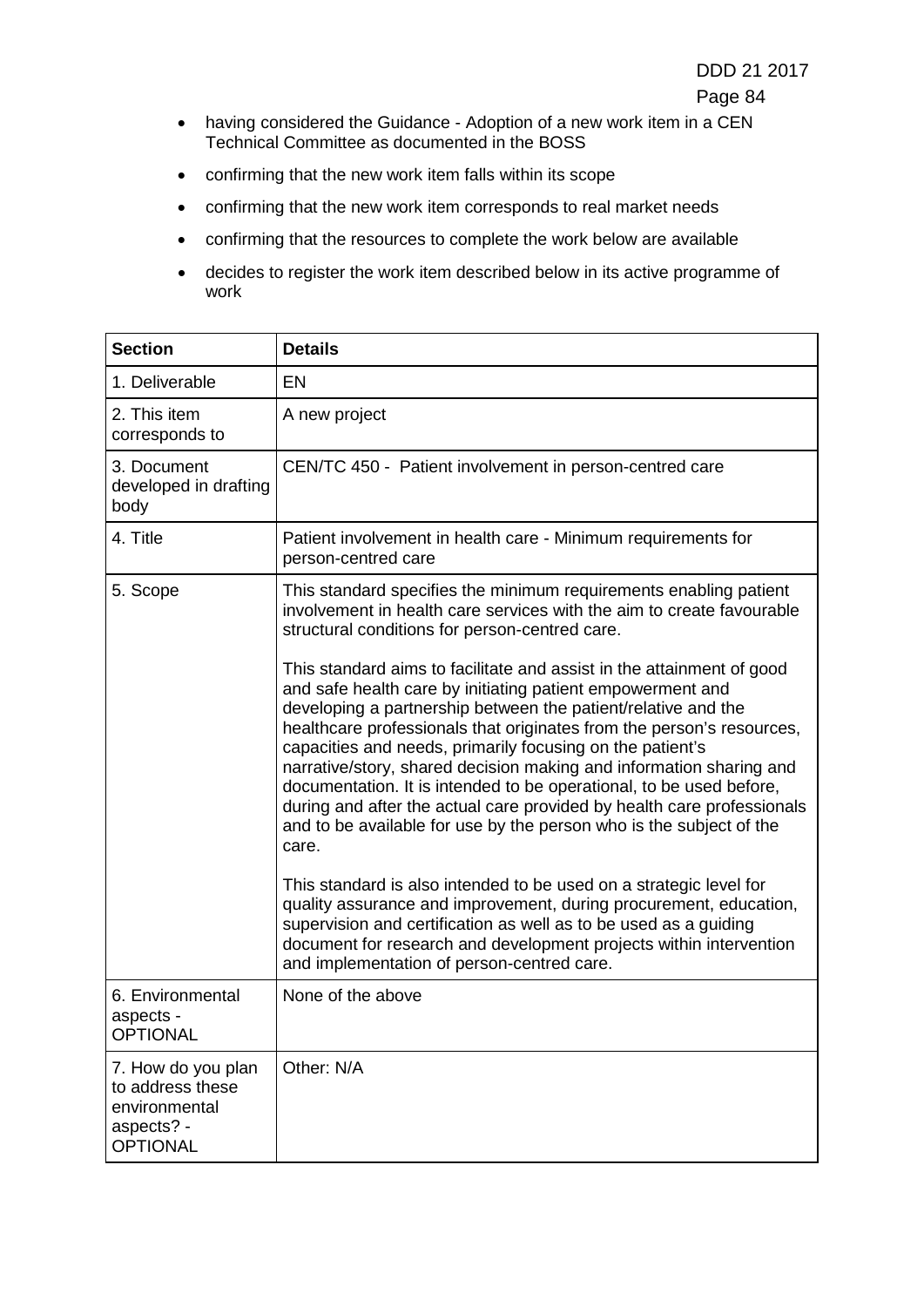- having considered the Guidance - Adoption of a new work item in a CEN Technical Committee as documented in the BOSS
- confirming that the new work item falls within its scope
- confirming that the new work item corresponds to real market needs
- confirming that the resources to complete the work below are available
- decides to register the work item described below in its active programme of work

| **Section** | **Details** |
|---|---|
| 1. Deliverable | EN |
| 2. This item corresponds to | A new project |
| 3. Document developed in drafting body | CEN/TC 450 - Patient involvement in person-centred care |
| 4. Title | Patient involvement in health care - Minimum requirements for person-centred care |
| 5. Scope | This standard specifies the minimum requirements enabling patient involvement in health care services with the aim to create favourable structural conditions for person-centred care.<br><br>This standard aims to facilitate and assist in the attainment of good and safe health care by initiating patient empowerment and developing a partnership between the patient/relative and the healthcare professionals that originates from the person's resources, capacities and needs, primarily focusing on the patient's narrative/story, shared decision making and information sharing and documentation. It is intended to be operational, to be used before, during and after the actual care provided by health care professionals and to be available for use by the person who is the subject of the care.<br><br>This standard is also intended to be used on a strategic level for quality assurance and improvement, during procurement, education, supervision and certification as well as to be used as a guiding document for research and development projects within intervention and implementation of person-centred care. |
| 6. Environmental aspects - OPTIONAL | None of the above |
| 7. How do you plan to address these environmental aspects? - OPTIONAL | Other: N/A |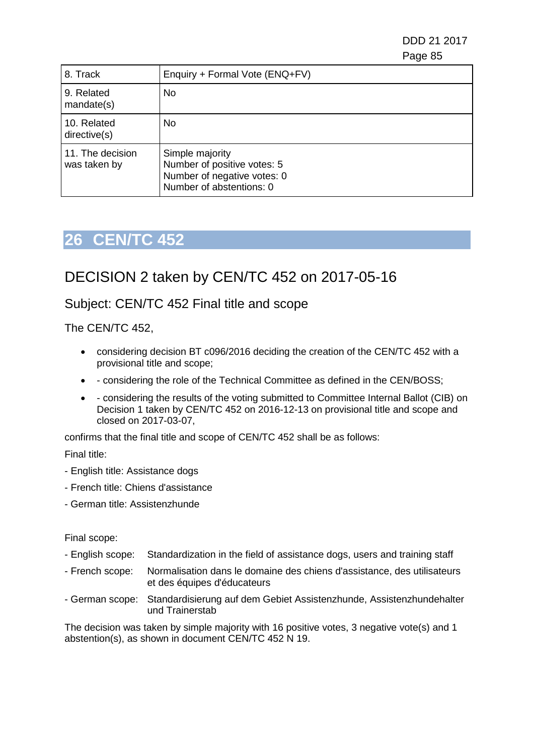| | |
|---|---|
| 8. Track | Enquiry + Formal Vote (ENQ+FV) |
| 9. Related mandate(s) | No |
| 10. Related directive(s) | No |
| 11. The decision was taken by | Simple majority<br>Number of positive votes: 5<br>Number of negative votes: 0<br>Number of abstentions: 0 |

# 26 CEN/TC 452

## DECISION 2 taken by CEN/TC 452 on 2017-05-16

### Subject: CEN/TC 452 Final title and scope

The CEN/TC 452,

- considering decision BT c096/2016 deciding the creation of the CEN/TC 452 with a provisional title and scope;
- - considering the role of the Technical Committee as defined in the CEN/BOSS;
- - considering the results of the voting submitted to Committee Internal Ballot (CIB) on Decision 1 taken by CEN/TC 452 on 2016-12-13 on provisional title and scope and closed on 2017-03-07,

confirms that the final title and scope of CEN/TC 452 shall be as follows:

Final title:

- English title: Assistance dogs

- French title: Chiens d'assistance

- German title: Assistenzhunde

Final scope:

- English scope: Standardization in the field of assistance dogs, users and training staff

- French scope: Normalisation dans le domaine des chiens d'assistance, des utilisateurs et des équipes d'éducateurs

- German scope: Standardisierung auf dem Gebiet Assistenzhunde, Assistenzhundehalter und Trainerstab

The decision was taken by simple majority with 16 positive votes, 3 negative vote(s) and 1 abstention(s), as shown in document CEN/TC 452 N 19.